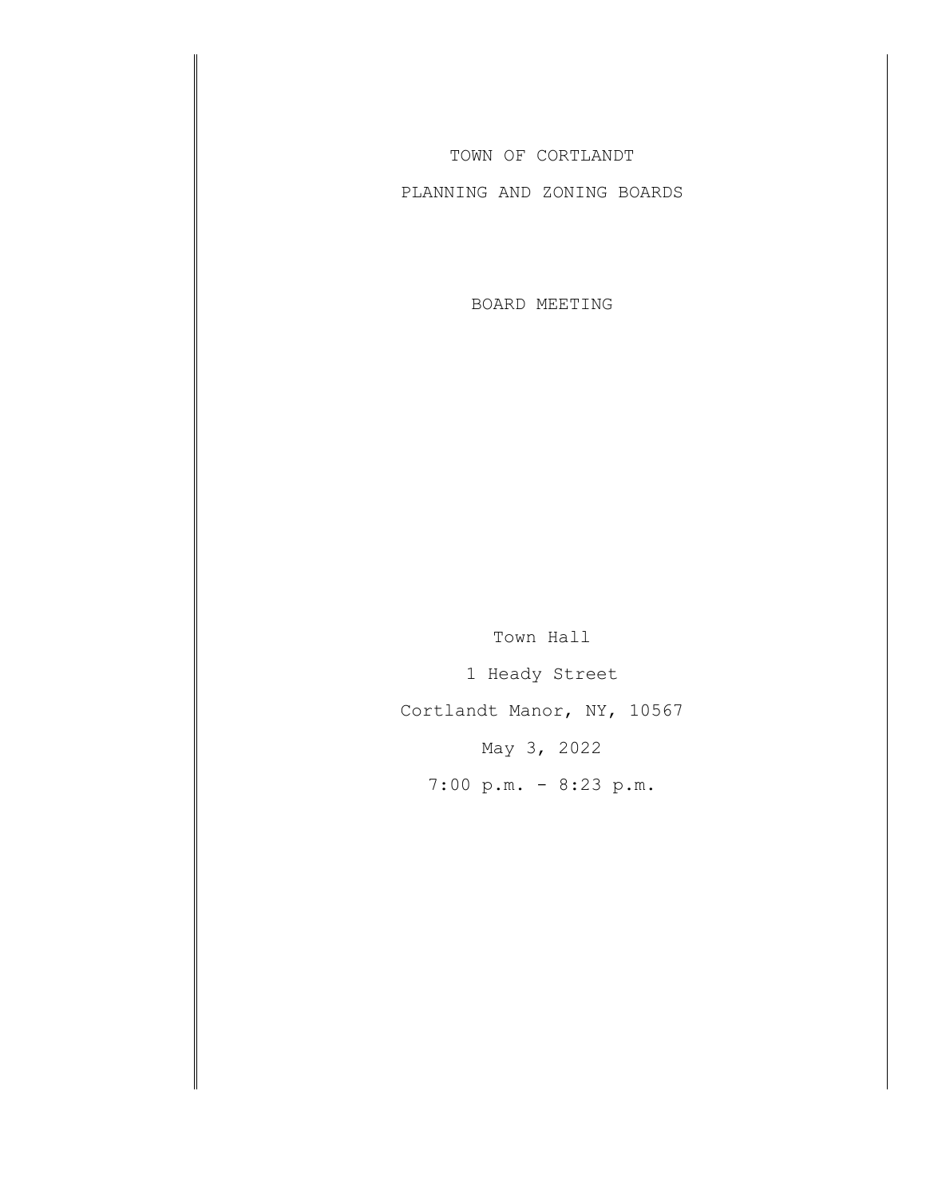TOWN OF CORTLANDT

PLANNING AND ZONING BOARDS

BOARD MEETING

Town Hall

1 Heady Street

Cortlandt Manor, NY, 10567

May 3, 2022

7:00 p.m. - 8:23 p.m.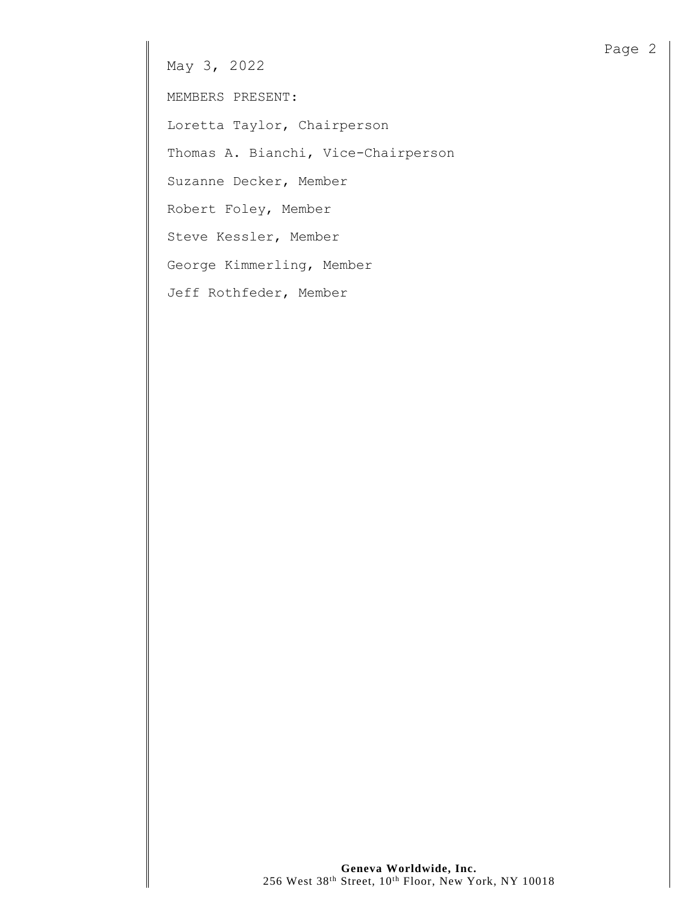May 3, 2022

MEMBERS PRESENT:

Loretta Taylor, Chairperson

Thomas A. Bianchi, Vice-Chairperson

Suzanne Decker, Member

Robert Foley, Member

Steve Kessler, Member

George Kimmerling, Member

Jeff Rothfeder, Member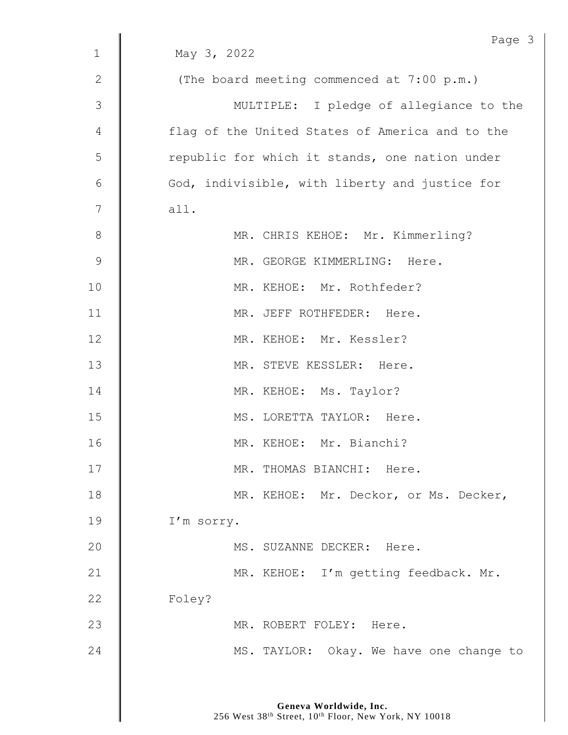May 3, 2022

(The board meeting commenced at 7:00 p.m.)

MULTIPLE: I pledge of allegiance to the flag of the United States of America and to the republic for which it stands, one nation under God, indivisible, with liberty and justice for all.

MR. CHRIS KEHOE: Mr. Kimmerling?

MR. GEORGE KIMMERLING: Here.

MR. KEHOE: Mr. Rothfeder?

MR. JEFF ROTHFEDER: Here.

MR. KEHOE: Mr. Kessler?

MR. STEVE KESSLER: Here.

MR. KEHOE: Ms. Taylor?

MS. LORETTA TAYLOR: Here.

MR. KEHOE: Mr. Bianchi?

MR. THOMAS BIANCHI: Here.

MR. KEHOE: Mr. Deckor, or Ms. Decker, I'm sorry.

MS. SUZANNE DECKER: Here.

MR. KEHOE: I'm getting feedback. Mr. Foley?

MR. ROBERT FOLEY: Here.

MS. TAYLOR: Okay. We have one change to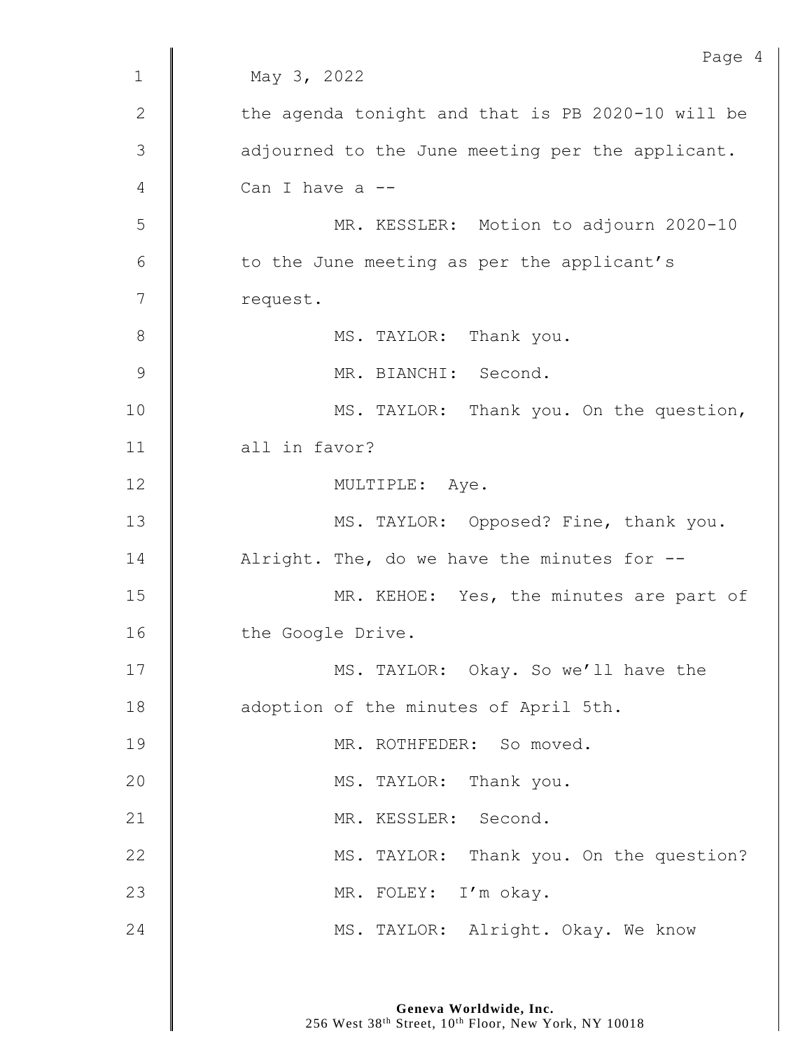May 3, 2022

the agenda tonight and that is PB 2020-10 will be adjourned to the June meeting per the applicant. Can I have a --

MR. KESSLER: Motion to adjourn 2020-10 to the June meeting as per the applicant's request.

MS. TAYLOR: Thank you.

MR. BIANCHI: Second.

MS. TAYLOR: Thank you. On the question, all in favor?

MULTIPLE: Aye.

MS. TAYLOR: Opposed? Fine, thank you. Alright. The, do we have the minutes for --

MR. KEHOE: Yes, the minutes are part of the Google Drive.

MS. TAYLOR: Okay. So we'll have the adoption of the minutes of April 5th.

MR. ROTHFEDER: So moved.

MS. TAYLOR: Thank you.

MR. KESSLER: Second.

MS. TAYLOR: Thank you. On the question?

MR. FOLEY: I'm okay.

MS. TAYLOR: Alright. Okay. We know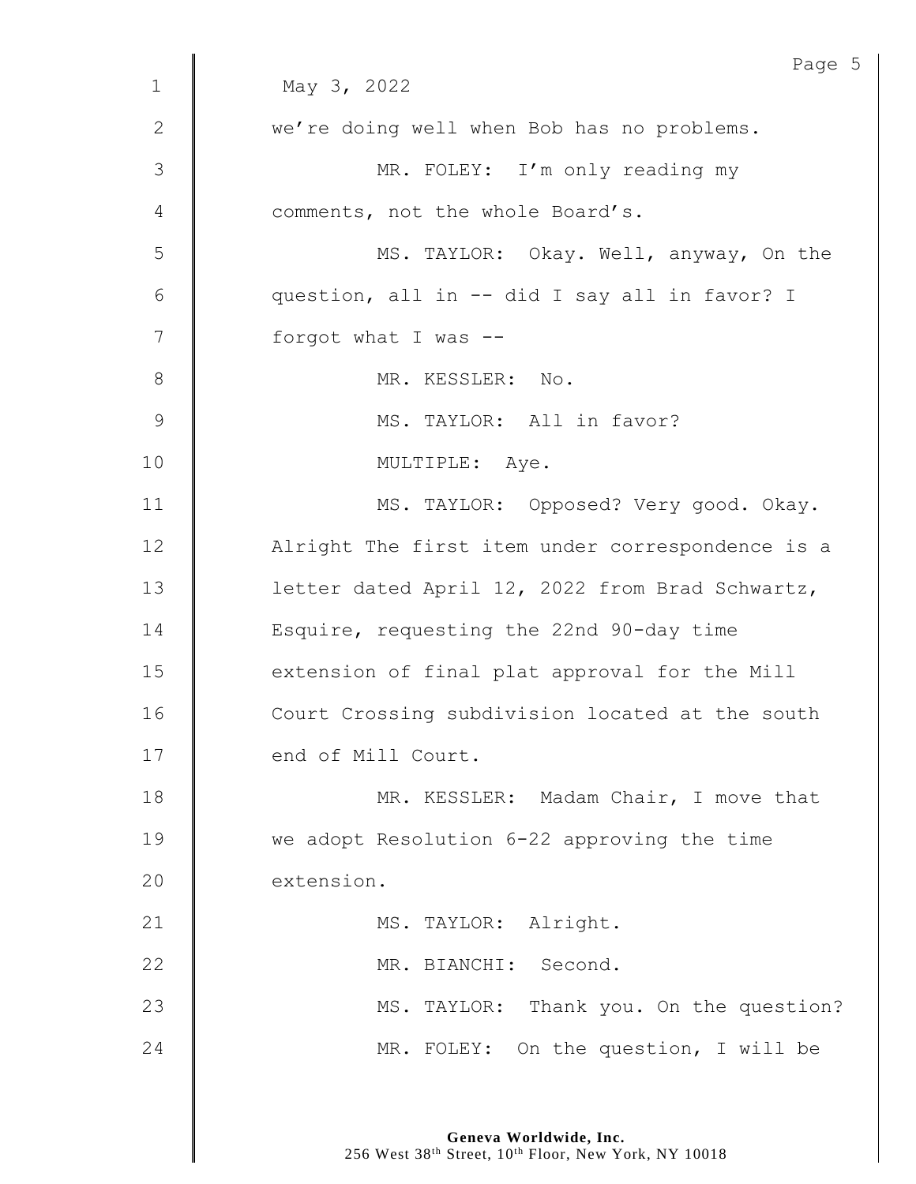May 3, 2022

we're doing well when Bob has no problems.

MR. FOLEY: I'm only reading my comments, not the whole Board's.

MS. TAYLOR: Okay. Well, anyway, On the question, all in -- did I say all in favor? I forgot what I was --

MR. KESSLER: No.

MS. TAYLOR: All in favor?

MULTIPLE: Aye.

MS. TAYLOR: Opposed? Very good. Okay. Alright The first item under correspondence is a letter dated April 12, 2022 from Brad Schwartz, Esquire, requesting the 22nd 90-day time extension of final plat approval for the Mill Court Crossing subdivision located at the south end of Mill Court.

MR. KESSLER: Madam Chair, I move that we adopt Resolution 6-22 approving the time extension.

MS. TAYLOR: Alright.

MR. BIANCHI: Second.

MS. TAYLOR: Thank you. On the question?

MR. FOLEY: On the question, I will be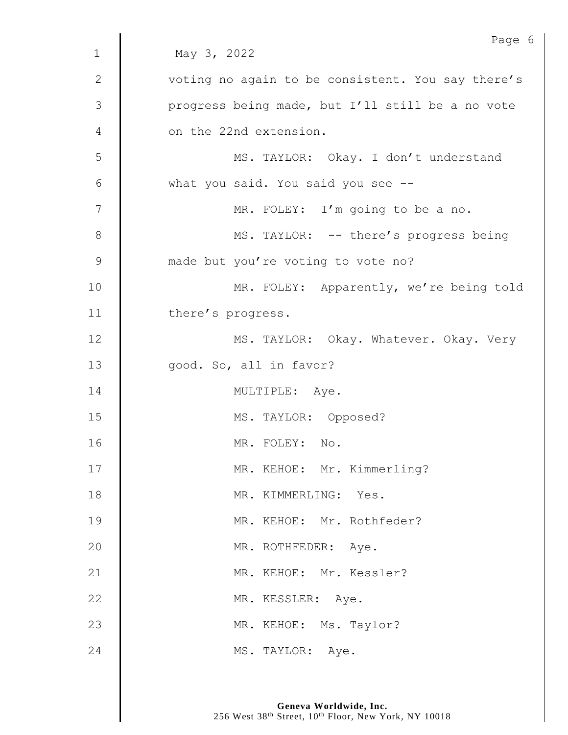May 3, 2022

voting no again to be consistent. You say there's progress being made, but I'll still be a no vote on the 22nd extension.

MS. TAYLOR: Okay. I don't understand what you said. You said you see --

MR. FOLEY: I'm going to be a no.

MS. TAYLOR: -- there's progress being made but you're voting to vote no?

MR. FOLEY: Apparently, we're being told there's progress.

MS. TAYLOR: Okay. Whatever. Okay. Very good. So, all in favor?

MULTIPLE: Aye.

MS. TAYLOR: Opposed?

MR. FOLEY: No.

MR. KEHOE: Mr. Kimmerling?

MR. KIMMERLING: Yes.

MR. KEHOE: Mr. Rothfeder?

MR. ROTHFEDER: Aye.

MR. KEHOE: Mr. Kessler?

MR. KESSLER: Aye.

MR. KEHOE: Ms. Taylor?

MS. TAYLOR: Aye.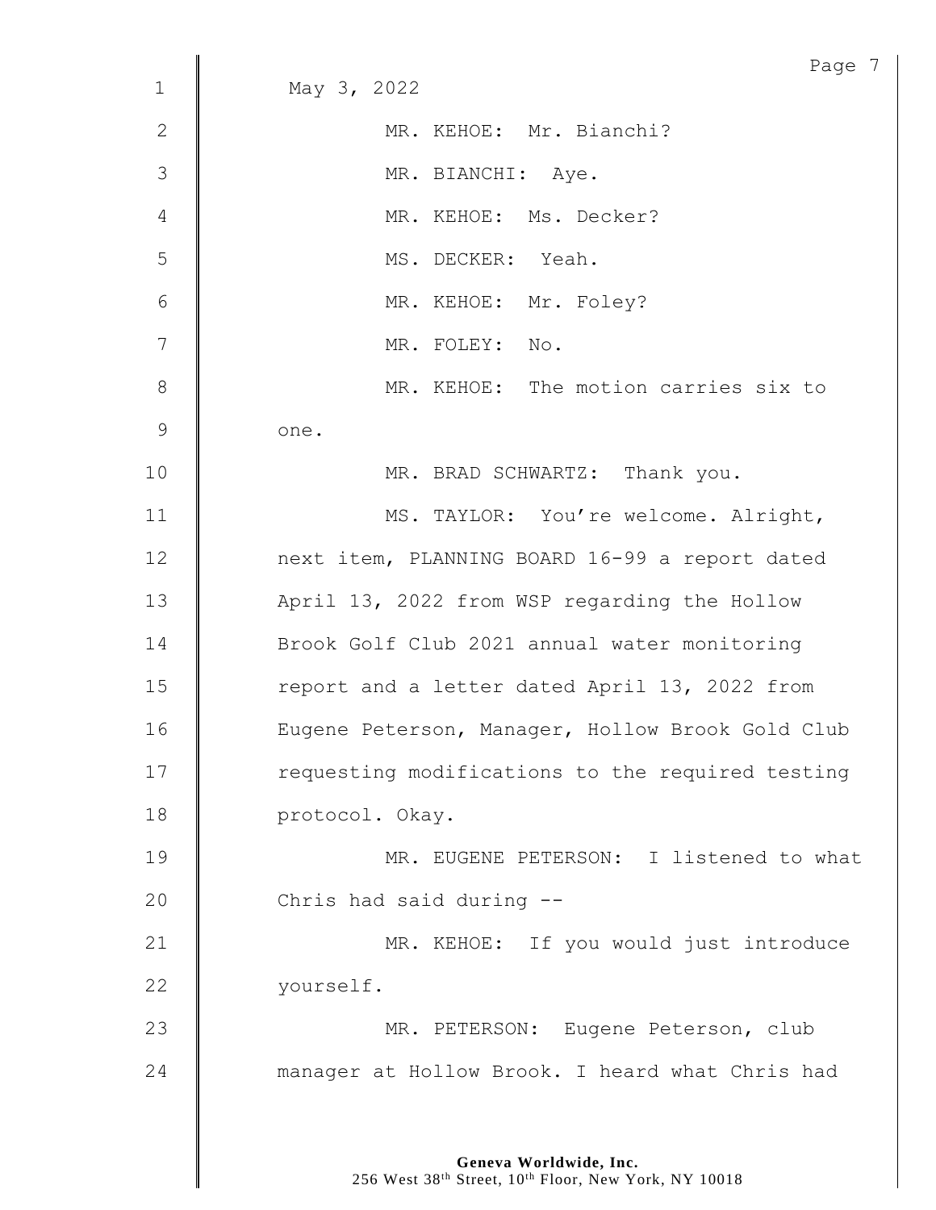May 3, 2022

MR. KEHOE: Mr. Bianchi?

MR. BIANCHI: Aye.

MR. KEHOE: Ms. Decker?

MS. DECKER: Yeah.

MR. KEHOE: Mr. Foley?

MR. FOLEY: No.

MR. KEHOE: The motion carries six to one.

MR. BRAD SCHWARTZ: Thank you.

MS. TAYLOR: You're welcome. Alright, next item, PLANNING BOARD 16-99 a report dated April 13, 2022 from WSP regarding the Hollow Brook Golf Club 2021 annual water monitoring report and a letter dated April 13, 2022 from Eugene Peterson, Manager, Hollow Brook Gold Club requesting modifications to the required testing protocol. Okay.

MR. EUGENE PETERSON: I listened to what Chris had said during --

MR. KEHOE: If you would just introduce yourself.

MR. PETERSON: Eugene Peterson, club manager at Hollow Brook. I heard what Chris had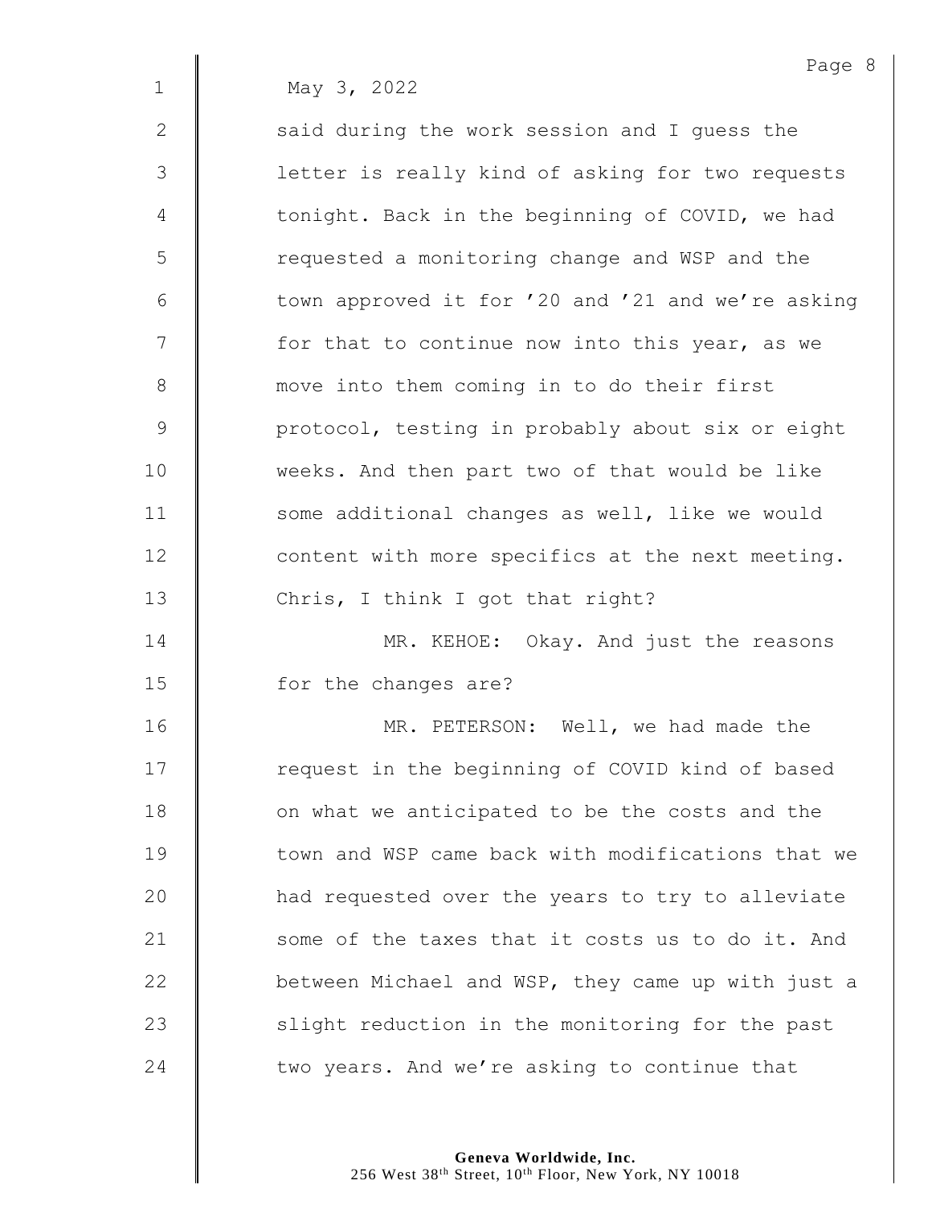May 3, 2022

said during the work session and I guess the letter is really kind of asking for two requests tonight. Back in the beginning of COVID, we had requested a monitoring change and WSP and the town approved it for '20 and '21 and we're asking for that to continue now into this year, as we move into them coming in to do their first protocol, testing in probably about six or eight weeks. And then part two of that would be like some additional changes as well, like we would content with more specifics at the next meeting. Chris, I think I got that right?

MR. KEHOE: Okay. And just the reasons for the changes are?

MR. PETERSON: Well, we had made the request in the beginning of COVID kind of based on what we anticipated to be the costs and the town and WSP came back with modifications that we had requested over the years to try to alleviate some of the taxes that it costs us to do it. And between Michael and WSP, they came up with just a slight reduction in the monitoring for the past two years. And we're asking to continue that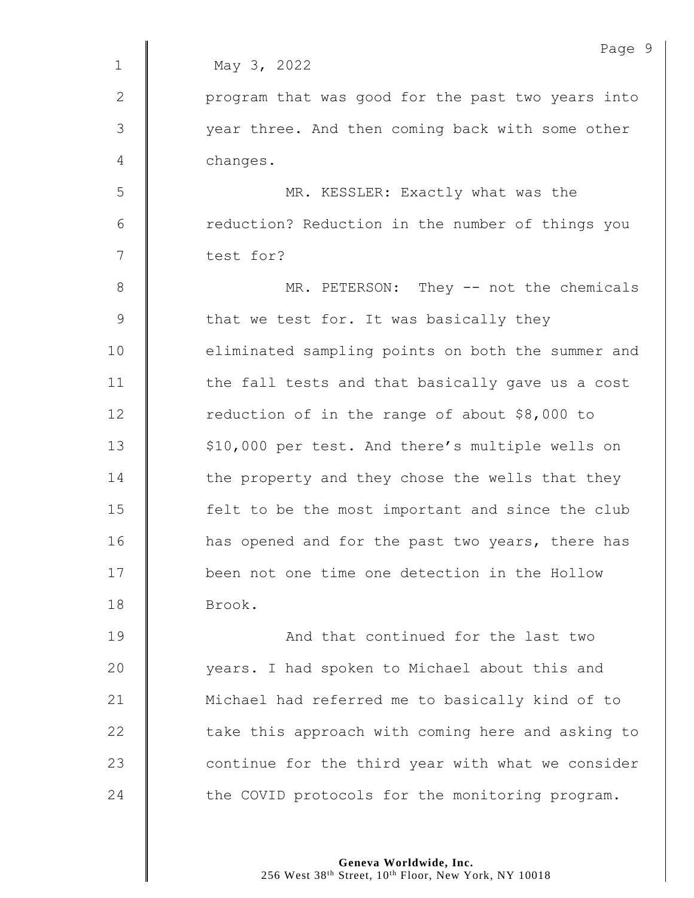May 3, 2022

program that was good for the past two years into year three. And then coming back with some other changes.

MR. KESSLER: Exactly what was the reduction? Reduction in the number of things you test for?

MR. PETERSON: They -- not the chemicals that we test for. It was basically they eliminated sampling points on both the summer and the fall tests and that basically gave us a cost reduction of in the range of about $8,000 to $10,000 per test. And there's multiple wells on the property and they chose the wells that they felt to be the most important and since the club has opened and for the past two years, there has been not one time one detection in the Hollow Brook.

And that continued for the last two years. I had spoken to Michael about this and Michael had referred me to basically kind of to take this approach with coming here and asking to continue for the third year with what we consider the COVID protocols for the monitoring program.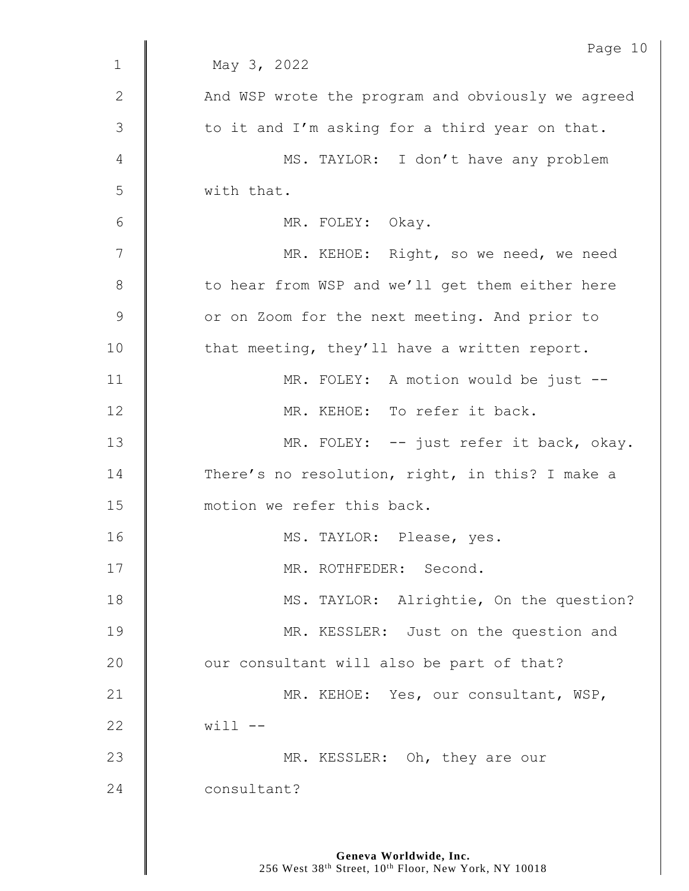May 3, 2022

And WSP wrote the program and obviously we agreed to it and I'm asking for a third year on that.

MS. TAYLOR: I don't have any problem with that.

MR. FOLEY: Okay.

MR. KEHOE: Right, so we need, we need to hear from WSP and we'll get them either here or on Zoom for the next meeting. And prior to that meeting, they'll have a written report.

MR. FOLEY: A motion would be just --

MR. KEHOE: To refer it back.

MR. FOLEY: -- just refer it back, okay. There's no resolution, right, in this? I make a motion we refer this back.

MS. TAYLOR: Please, yes.

MR. ROTHFEDER: Second.

MS. TAYLOR: Alrightie, On the question?

MR. KESSLER: Just on the question and our consultant will also be part of that?

MR. KEHOE: Yes, our consultant, WSP, will --

MR. KESSLER: Oh, they are our consultant?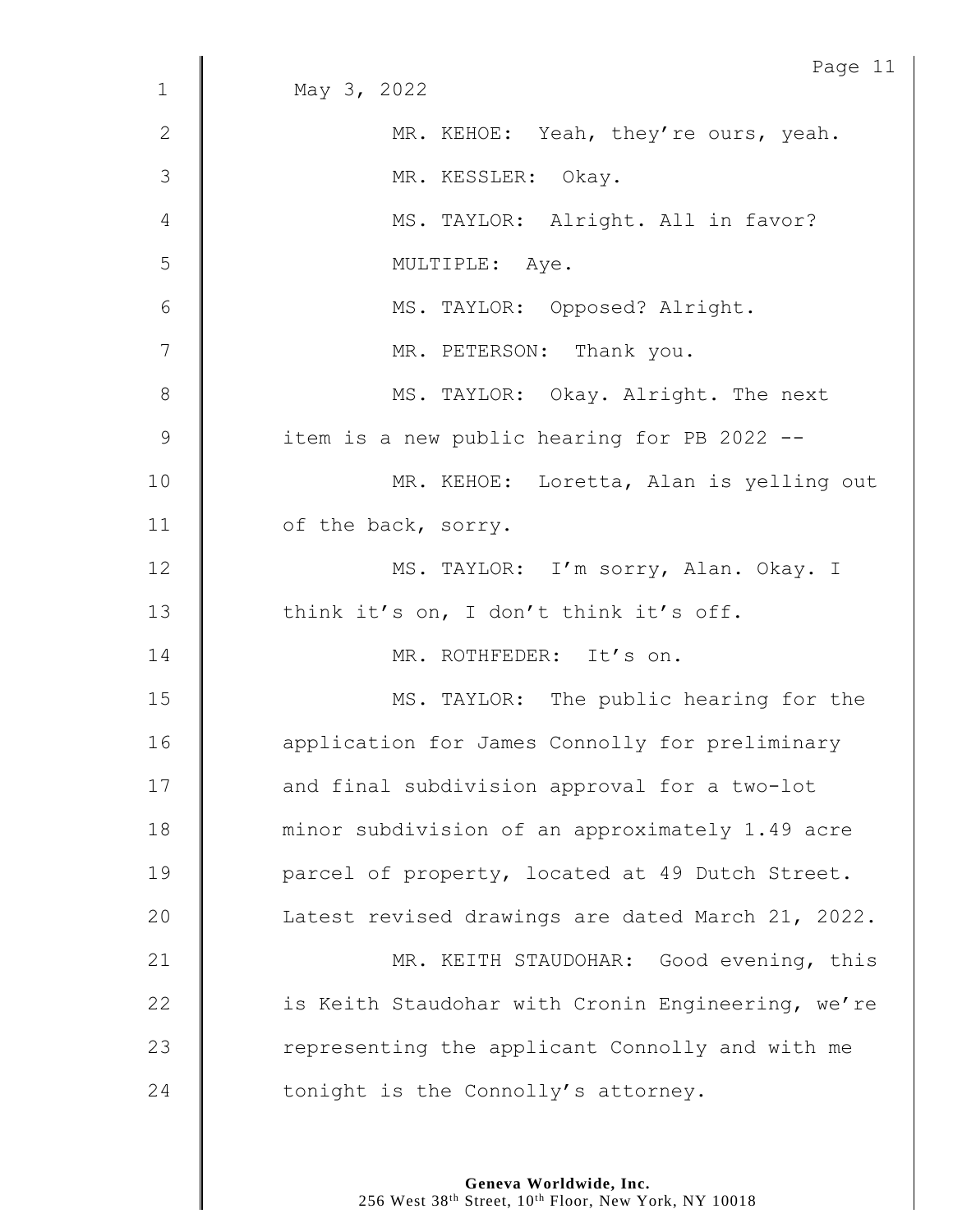May 3, 2022

MR. KEHOE: Yeah, they're ours, yeah.

MR. KESSLER: Okay.

MS. TAYLOR: Alright. All in favor?

MULTIPLE: Aye.

MS. TAYLOR: Opposed? Alright.

MR. PETERSON: Thank you.

MS. TAYLOR: Okay. Alright. The next item is a new public hearing for PB 2022 --

MR. KEHOE: Loretta, Alan is yelling out of the back, sorry.

MS. TAYLOR: I'm sorry, Alan. Okay. I think it's on, I don't think it's off.

MR. ROTHFEDER: It's on.

MS. TAYLOR: The public hearing for the application for James Connolly for preliminary and final subdivision approval for a two-lot minor subdivision of an approximately 1.49 acre parcel of property, located at 49 Dutch Street. Latest revised drawings are dated March 21, 2022.

MR. KEITH STAUDOHAR: Good evening, this is Keith Staudohar with Cronin Engineering, we're representing the applicant Connolly and with me tonight is the Connolly's attorney.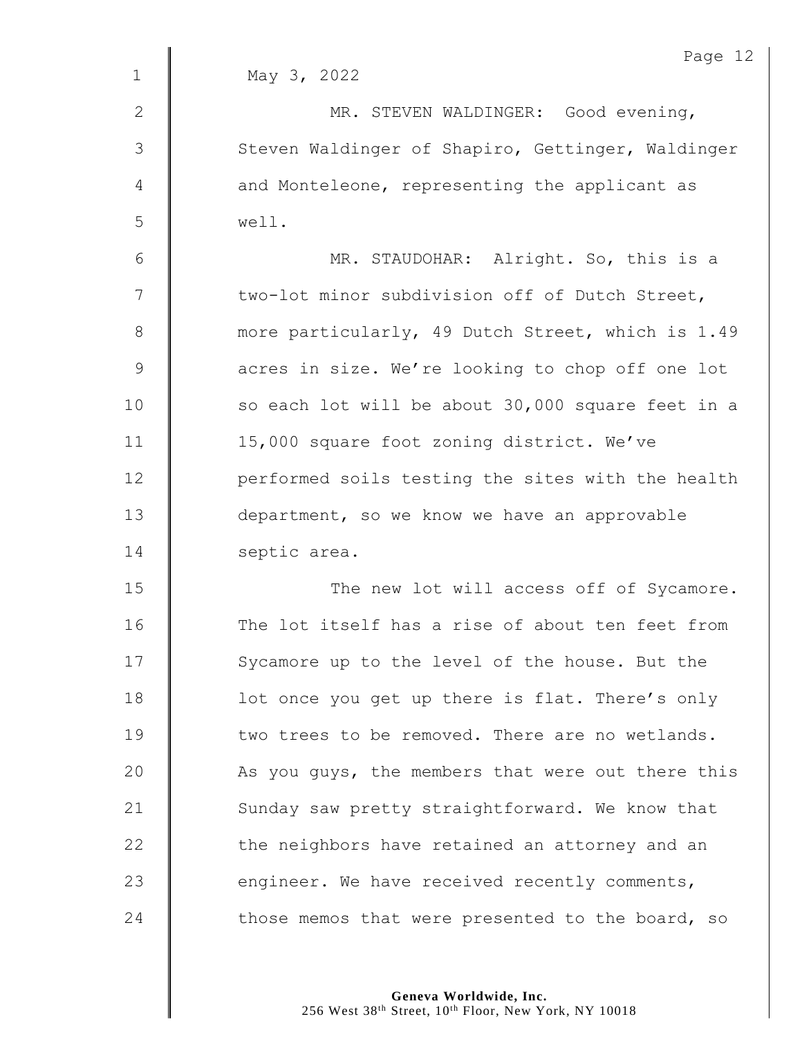May 3, 2022

MR. STEVEN WALDINGER: Good evening, Steven Waldinger of Shapiro, Gettinger, Waldinger and Monteleone, representing the applicant as well.

MR. STAUDOHAR: Alright. So, this is a two-lot minor subdivision off of Dutch Street, more particularly, 49 Dutch Street, which is 1.49 acres in size. We're looking to chop off one lot so each lot will be about 30,000 square feet in a 15,000 square foot zoning district. We've performed soils testing the sites with the health department, so we know we have an approvable septic area.

The new lot will access off of Sycamore. The lot itself has a rise of about ten feet from Sycamore up to the level of the house. But the lot once you get up there is flat. There's only two trees to be removed. There are no wetlands. As you guys, the members that were out there this Sunday saw pretty straightforward. We know that the neighbors have retained an attorney and an engineer. We have received recently comments, those memos that were presented to the board, so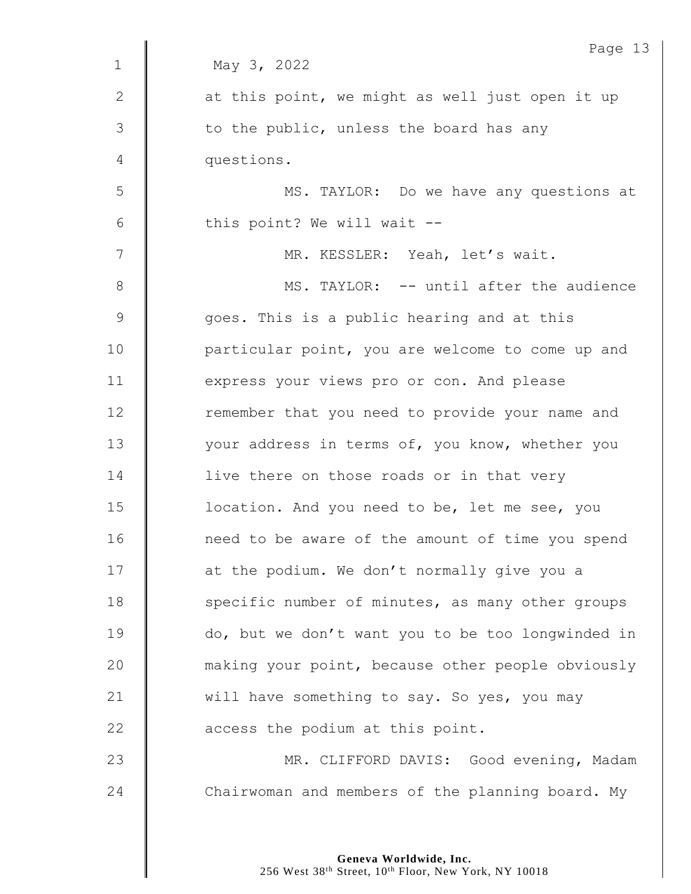May 3, 2022

at this point, we might as well just open it up to the public, unless the board has any questions.

MS. TAYLOR: Do we have any questions at this point? We will wait --

MR. KESSLER: Yeah, let's wait.

MS. TAYLOR: -- until after the audience goes. This is a public hearing and at this particular point, you are welcome to come up and express your views pro or con. And please remember that you need to provide your name and your address in terms of, you know, whether you live there on those roads or in that very location. And you need to be, let me see, you need to be aware of the amount of time you spend at the podium. We don't normally give you a specific number of minutes, as many other groups do, but we don't want you to be too longwinded in making your point, because other people obviously will have something to say. So yes, you may access the podium at this point.

MR. CLIFFORD DAVIS: Good evening, Madam Chairwoman and members of the planning board. My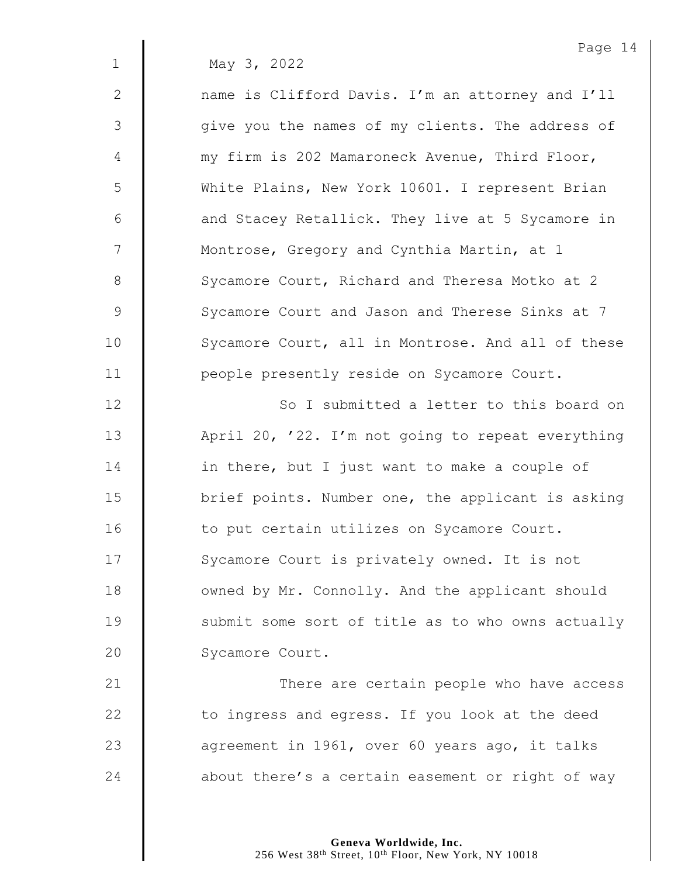May 3, 2022

name is Clifford Davis. I'm an attorney and I'll give you the names of my clients. The address of my firm is 202 Mamaroneck Avenue, Third Floor, White Plains, New York 10601. I represent Brian and Stacey Retallick. They live at 5 Sycamore in Montrose, Gregory and Cynthia Martin, at 1 Sycamore Court, Richard and Theresa Motko at 2 Sycamore Court and Jason and Therese Sinks at 7 Sycamore Court, all in Montrose. And all of these people presently reside on Sycamore Court.

So I submitted a letter to this board on April 20, '22. I'm not going to repeat everything in there, but I just want to make a couple of brief points. Number one, the applicant is asking to put certain utilizes on Sycamore Court. Sycamore Court is privately owned. It is not owned by Mr. Connolly. And the applicant should submit some sort of title as to who owns actually Sycamore Court.

There are certain people who have access to ingress and egress. If you look at the deed agreement in 1961, over 60 years ago, it talks about there's a certain easement or right of way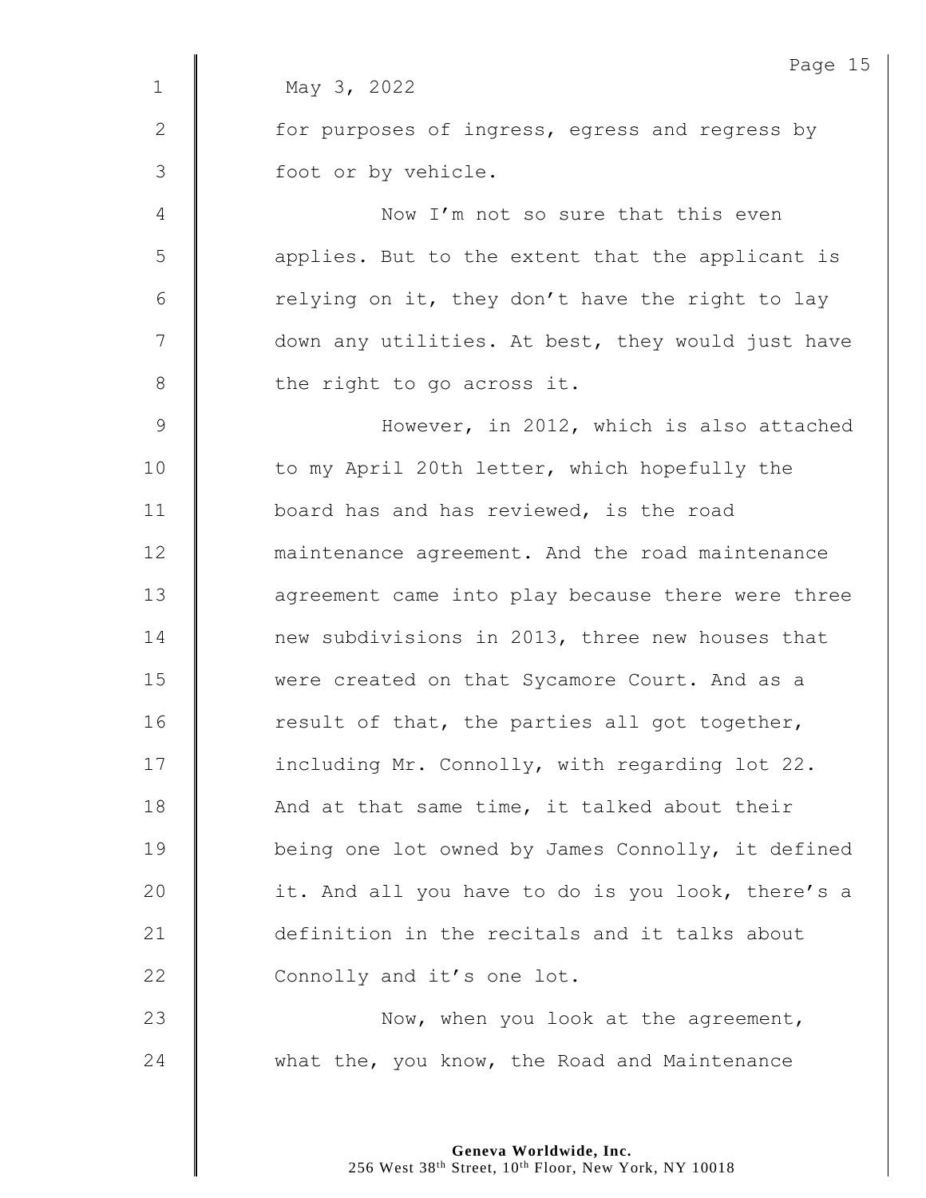May 3, 2022

for purposes of ingress, egress and regress by foot or by vehicle.

Now I'm not so sure that this even applies. But to the extent that the applicant is relying on it, they don't have the right to lay down any utilities. At best, they would just have the right to go across it.

However, in 2012, which is also attached to my April 20th letter, which hopefully the board has and has reviewed, is the road maintenance agreement. And the road maintenance agreement came into play because there were three new subdivisions in 2013, three new houses that were created on that Sycamore Court. And as a result of that, the parties all got together, including Mr. Connolly, with regarding lot 22. And at that same time, it talked about their being one lot owned by James Connolly, it defined it. And all you have to do is you look, there's a definition in the recitals and it talks about Connolly and it's one lot.

Now, when you look at the agreement, what the, you know, the Road and Maintenance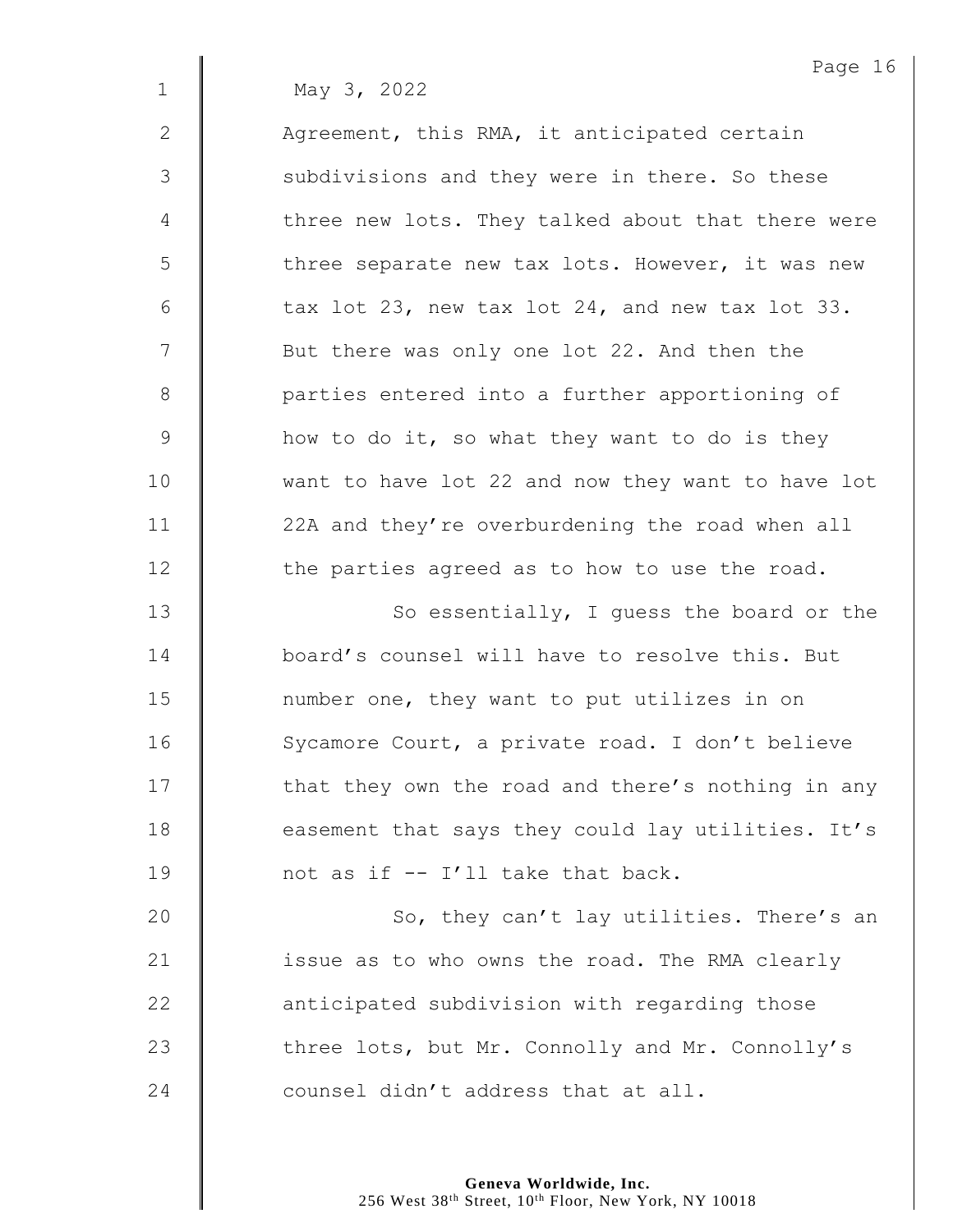May 3, 2022

Agreement, this RMA, it anticipated certain subdivisions and they were in there. So these three new lots. They talked about that there were three separate new tax lots. However, it was new tax lot 23, new tax lot 24, and new tax lot 33. But there was only one lot 22. And then the parties entered into a further apportioning of how to do it, so what they want to do is they want to have lot 22 and now they want to have lot 22A and they're overburdening the road when all the parties agreed as to how to use the road.

So essentially, I guess the board or the board's counsel will have to resolve this. But number one, they want to put utilizes in on Sycamore Court, a private road. I don't believe that they own the road and there's nothing in any easement that says they could lay utilities. It's not as if -- I'll take that back.

So, they can't lay utilities. There's an issue as to who owns the road. The RMA clearly anticipated subdivision with regarding those three lots, but Mr. Connolly and Mr. Connolly's counsel didn't address that at all.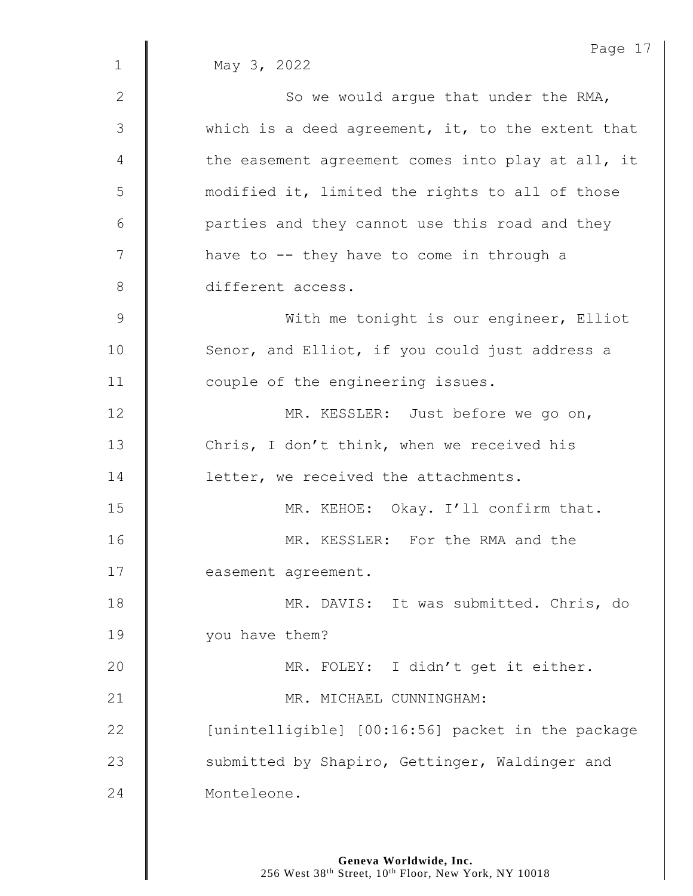May 3, 2022

So we would argue that under the RMA, which is a deed agreement, it, to the extent that the easement agreement comes into play at all, it modified it, limited the rights to all of those parties and they cannot use this road and they have to -- they have to come in through a different access.

With me tonight is our engineer, Elliot Senor, and Elliot, if you could just address a couple of the engineering issues.

MR. KESSLER: Just before we go on, Chris, I don't think, when we received his letter, we received the attachments.

MR. KEHOE: Okay. I'll confirm that.

MR. KESSLER: For the RMA and the easement agreement.

MR. DAVIS: It was submitted. Chris, do you have them?

MR. FOLEY: I didn't get it either.

MR. MICHAEL CUNNINGHAM: [unintelligible] [00:16:56] packet in the package submitted by Shapiro, Gettinger, Waldinger and Monteleone.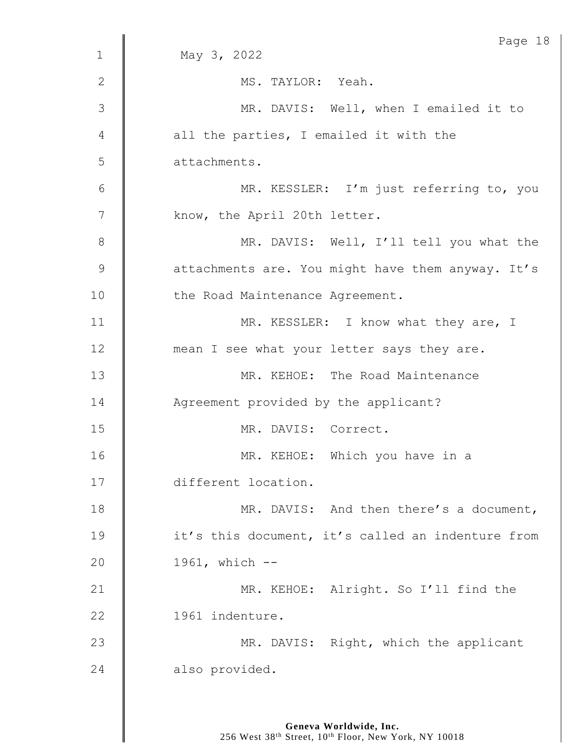May 3, 2022

MS. TAYLOR: Yeah.

MR. DAVIS: Well, when I emailed it to all the parties, I emailed it with the attachments.

MR. KESSLER: I'm just referring to, you know, the April 20th letter.

MR. DAVIS: Well, I'll tell you what the attachments are. You might have them anyway. It's the Road Maintenance Agreement.

MR. KESSLER: I know what they are, I mean I see what your letter says they are.

MR. KEHOE: The Road Maintenance Agreement provided by the applicant?

MR. DAVIS: Correct.

MR. KEHOE: Which you have in a different location.

MR. DAVIS: And then there's a document, it's this document, it's called an indenture from 1961, which --

MR. KEHOE: Alright. So I'll find the 1961 indenture.

MR. DAVIS: Right, which the applicant also provided.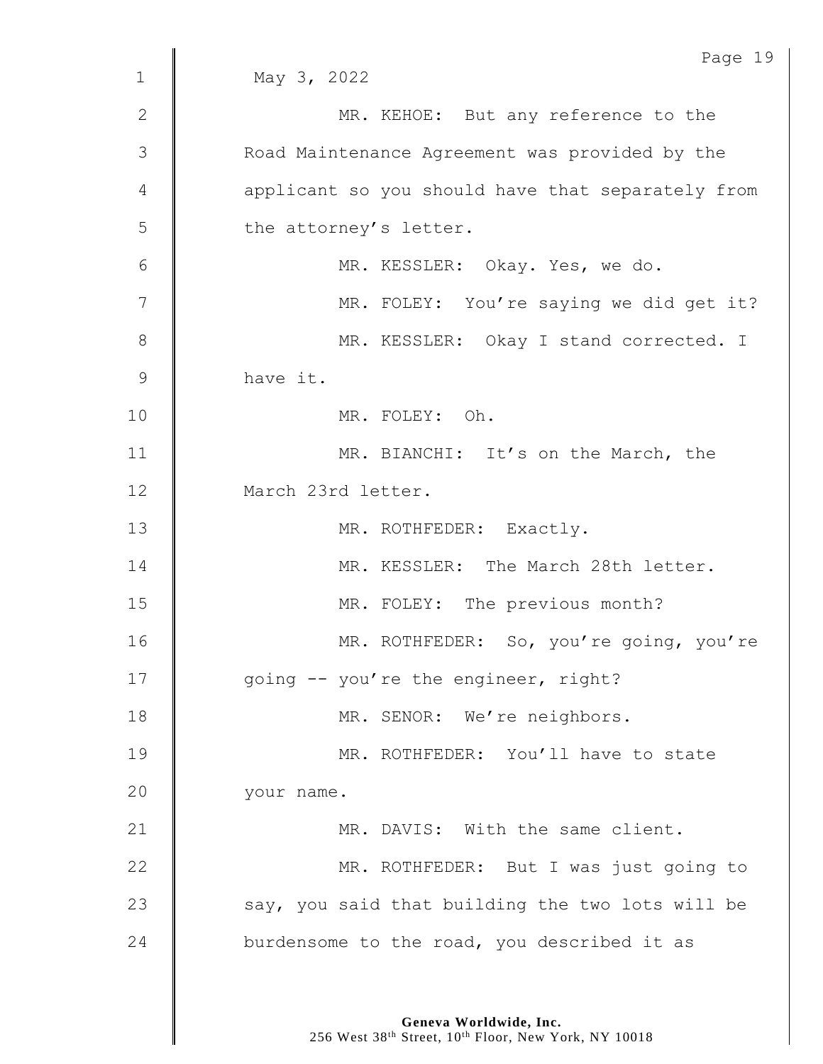May 3, 2022

MR. KEHOE: But any reference to the Road Maintenance Agreement was provided by the applicant so you should have that separately from the attorney's letter.

MR. KESSLER: Okay. Yes, we do.

MR. FOLEY: You're saying we did get it?

MR. KESSLER: Okay I stand corrected. I have it.

MR. FOLEY: Oh.

MR. BIANCHI: It's on the March, the March 23rd letter.

MR. ROTHFEDER: Exactly.

MR. KESSLER: The March 28th letter.

MR. FOLEY: The previous month?

MR. ROTHFEDER: So, you're going, you're going -- you're the engineer, right?

MR. SENOR: We're neighbors.

MR. ROTHFEDER: You'll have to state your name.

MR. DAVIS: With the same client.

MR. ROTHFEDER: But I was just going to say, you said that building the two lots will be burdensome to the road, you described it as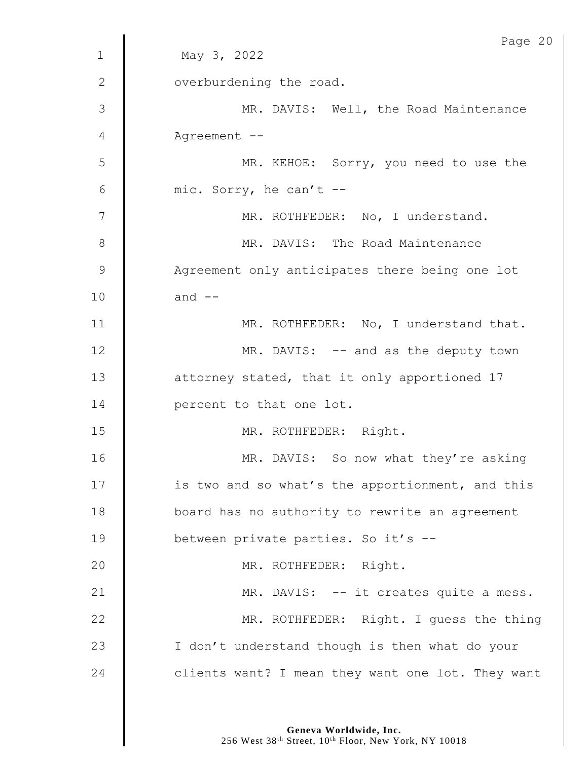May 3, 2022

overburdening the road.

MR. DAVIS: Well, the Road Maintenance Agreement --

MR. KEHOE: Sorry, you need to use the mic. Sorry, he can't --

MR. ROTHFEDER: No, I understand.

MR. DAVIS: The Road Maintenance Agreement only anticipates there being one lot and --

MR. ROTHFEDER: No, I understand that.

MR. DAVIS: -- and as the deputy town attorney stated, that it only apportioned 17 percent to that one lot.

MR. ROTHFEDER: Right.

MR. DAVIS: So now what they're asking is two and so what's the apportionment, and this board has no authority to rewrite an agreement between private parties. So it's --

MR. ROTHFEDER: Right.

MR. DAVIS: -- it creates quite a mess.

MR. ROTHFEDER: Right. I guess the thing I don't understand though is then what do your clients want? I mean they want one lot. They want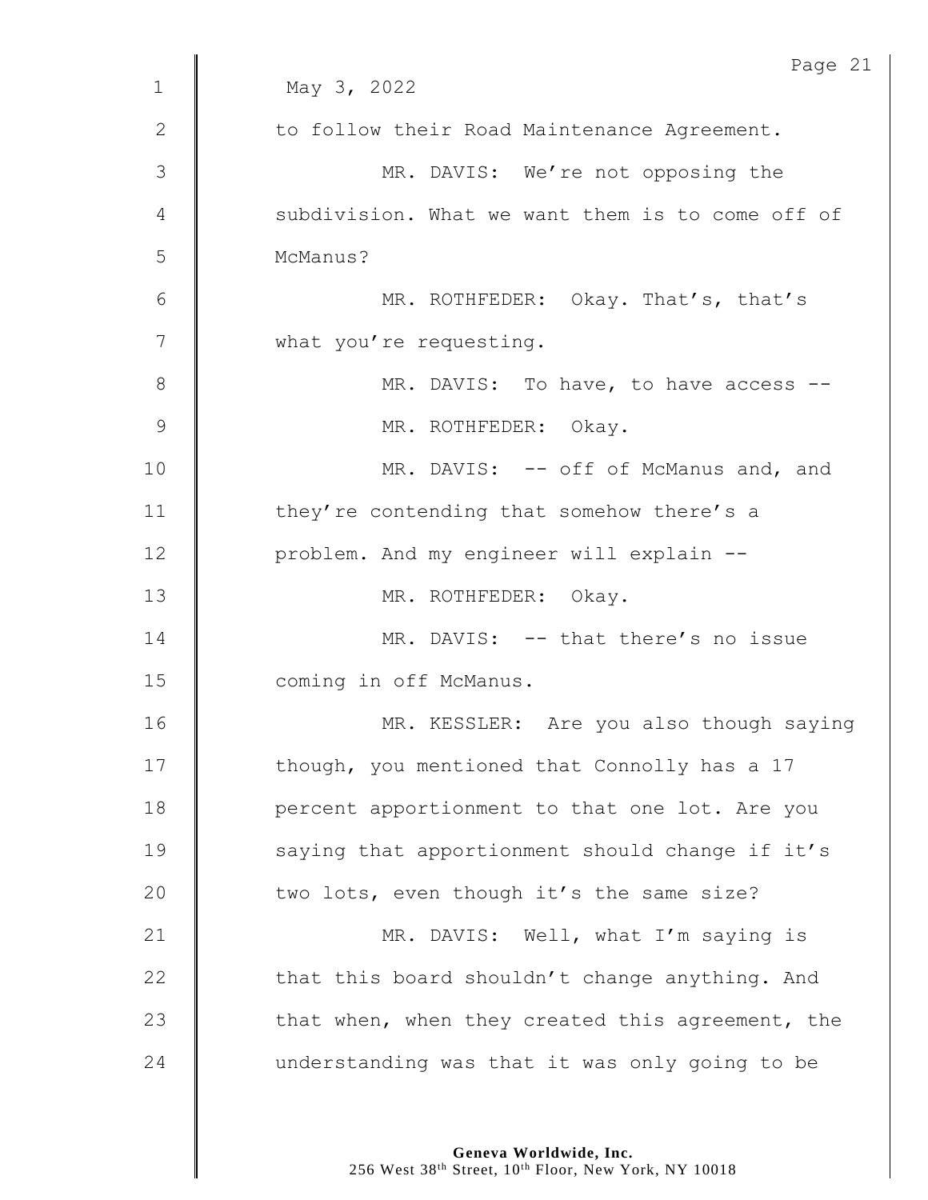May 3, 2022

to follow their Road Maintenance Agreement.

MR. DAVIS: We're not opposing the subdivision. What we want them is to come off of McManus?

MR. ROTHFEDER: Okay. That's, that's what you're requesting.

MR. DAVIS: To have, to have access --

MR. ROTHFEDER: Okay.

MR. DAVIS: -- off of McManus and, and they're contending that somehow there's a problem. And my engineer will explain --

MR. ROTHFEDER: Okay.

MR. DAVIS: -- that there's no issue coming in off McManus.

MR. KESSLER: Are you also though saying though, you mentioned that Connolly has a 17 percent apportionment to that one lot. Are you saying that apportionment should change if it's two lots, even though it's the same size?

MR. DAVIS: Well, what I'm saying is that this board shouldn't change anything. And that when, when they created this agreement, the understanding was that it was only going to be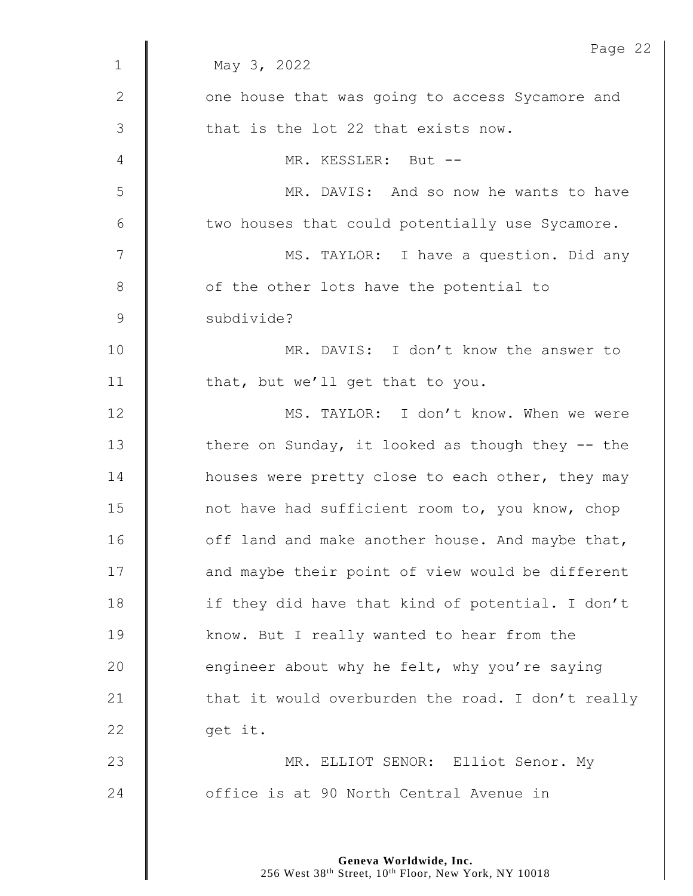May 3, 2022

one house that was going to access Sycamore and that is the lot 22 that exists now.

MR. KESSLER: But --

MR. DAVIS: And so now he wants to have two houses that could potentially use Sycamore.

MS. TAYLOR: I have a question. Did any of the other lots have the potential to subdivide?

MR. DAVIS: I don't know the answer to that, but we'll get that to you.

MS. TAYLOR: I don't know. When we were there on Sunday, it looked as though they -- the houses were pretty close to each other, they may not have had sufficient room to, you know, chop off land and make another house. And maybe that, and maybe their point of view would be different if they did have that kind of potential. I don't know. But I really wanted to hear from the engineer about why he felt, why you're saying that it would overburden the road. I don't really get it.

MR. ELLIOT SENOR: Elliot Senor. My office is at 90 North Central Avenue in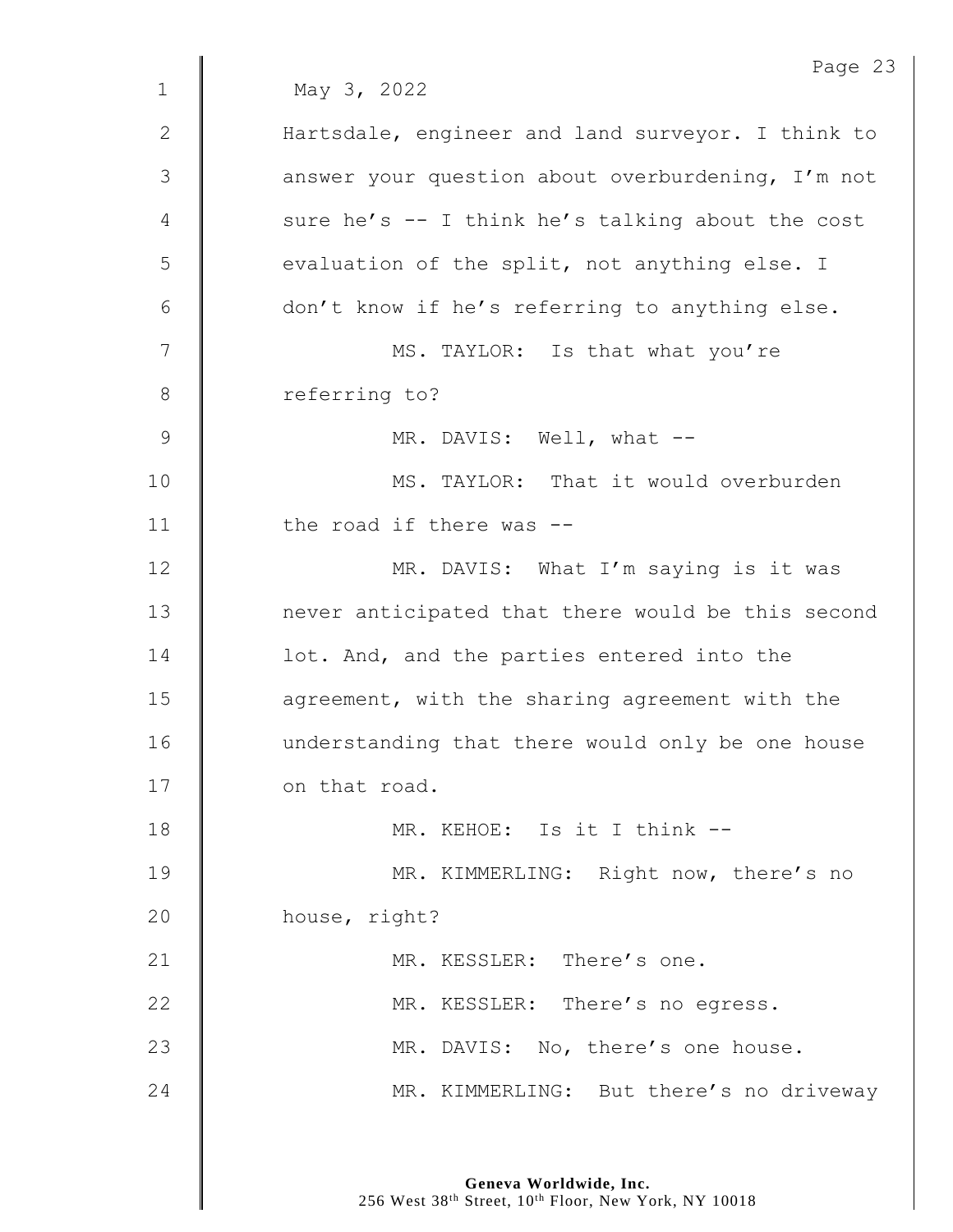May 3, 2022

Hartsdale, engineer and land surveyor. I think to answer your question about overburdening, I'm not sure he's -- I think he's talking about the cost evaluation of the split, not anything else. I don't know if he's referring to anything else.

MS. TAYLOR: Is that what you're referring to?

MR. DAVIS: Well, what --

MS. TAYLOR: That it would overburden the road if there was --

MR. DAVIS: What I'm saying is it was never anticipated that there would be this second lot. And, and the parties entered into the agreement, with the sharing agreement with the understanding that there would only be one house on that road.

MR. KEHOE: Is it I think --

MR. KIMMERLING: Right now, there's no house, right?

MR. KESSLER: There's one.

MR. KESSLER: There's no egress.

MR. DAVIS: No, there's one house.

MR. KIMMERLING: But there's no driveway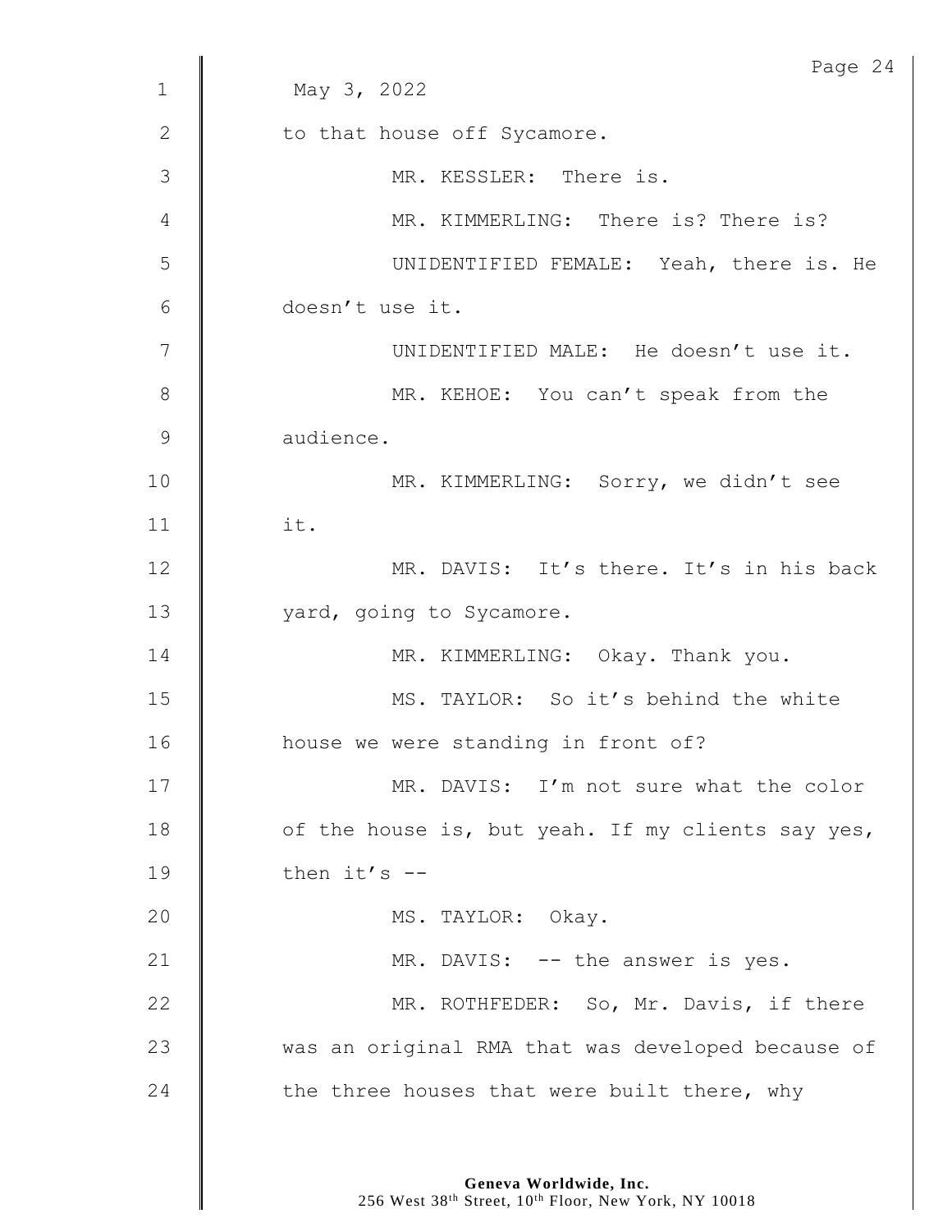May 3, 2022

to that house off Sycamore.

MR. KESSLER: There is.

MR. KIMMERLING: There is? There is?

UNIDENTIFIED FEMALE: Yeah, there is. He doesn't use it.

UNIDENTIFIED MALE: He doesn't use it.

MR. KEHOE: You can't speak from the audience.

MR. KIMMERLING: Sorry, we didn't see it.

MR. DAVIS: It's there. It's in his back yard, going to Sycamore.

MR. KIMMERLING: Okay. Thank you.

MS. TAYLOR: So it's behind the white house we were standing in front of?

MR. DAVIS: I'm not sure what the color of the house is, but yeah. If my clients say yes, then it's --

MS. TAYLOR: Okay.

MR. DAVIS: -- the answer is yes.

MR. ROTHFEDER: So, Mr. Davis, if there was an original RMA that was developed because of the three houses that were built there, why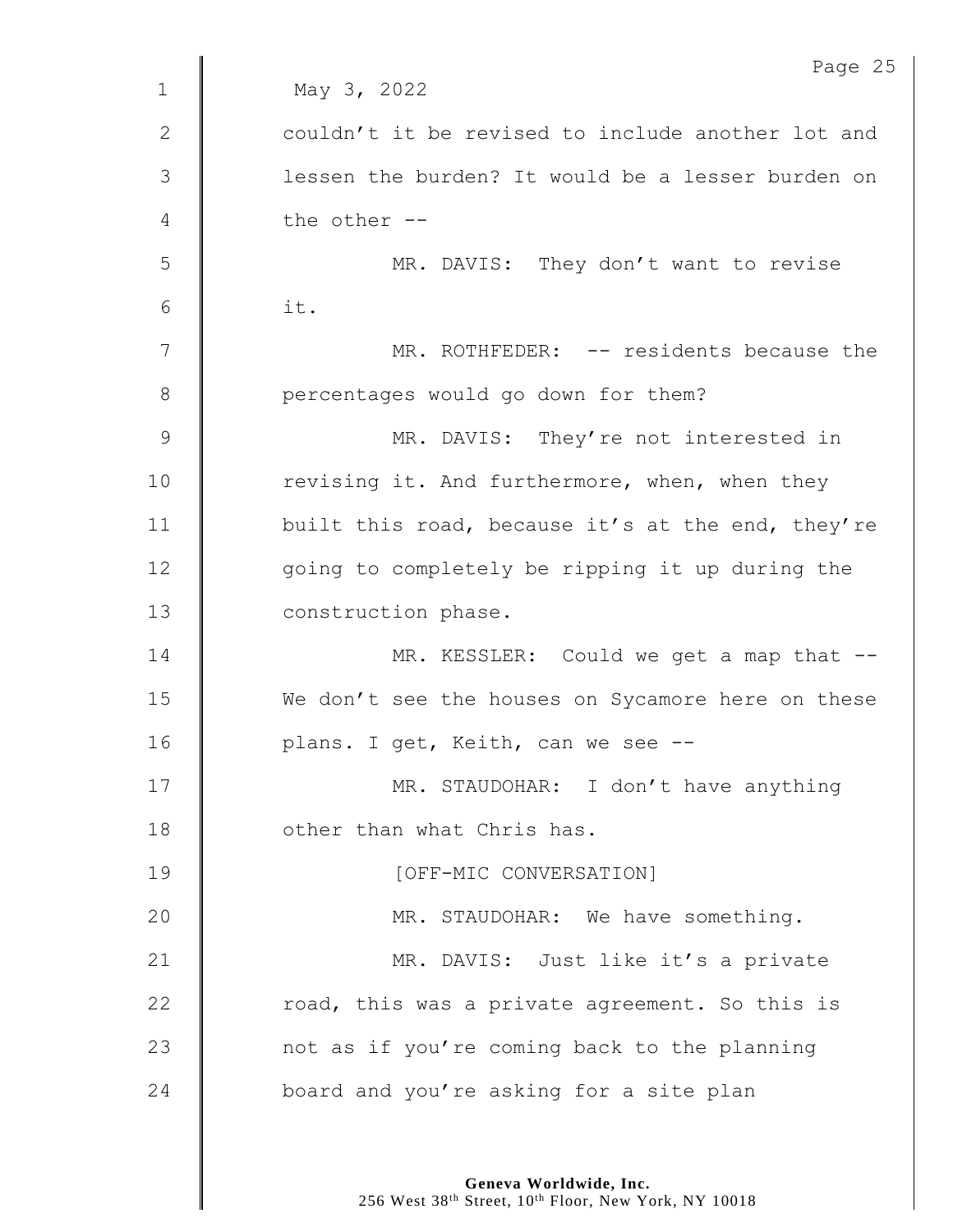May 3, 2022

couldn't it be revised to include another lot and lessen the burden? It would be a lesser burden on the other --

MR. DAVIS: They don't want to revise it.

MR. ROTHFEDER: -- residents because the percentages would go down for them?

MR. DAVIS: They're not interested in revising it. And furthermore, when, when they built this road, because it's at the end, they're going to completely be ripping it up during the construction phase.

MR. KESSLER: Could we get a map that -- We don't see the houses on Sycamore here on these plans. I get, Keith, can we see --

MR. STAUDOHAR: I don't have anything other than what Chris has.

[OFF-MIC CONVERSATION]

MR. STAUDOHAR: We have something.

MR. DAVIS: Just like it's a private road, this was a private agreement. So this is not as if you're coming back to the planning board and you're asking for a site plan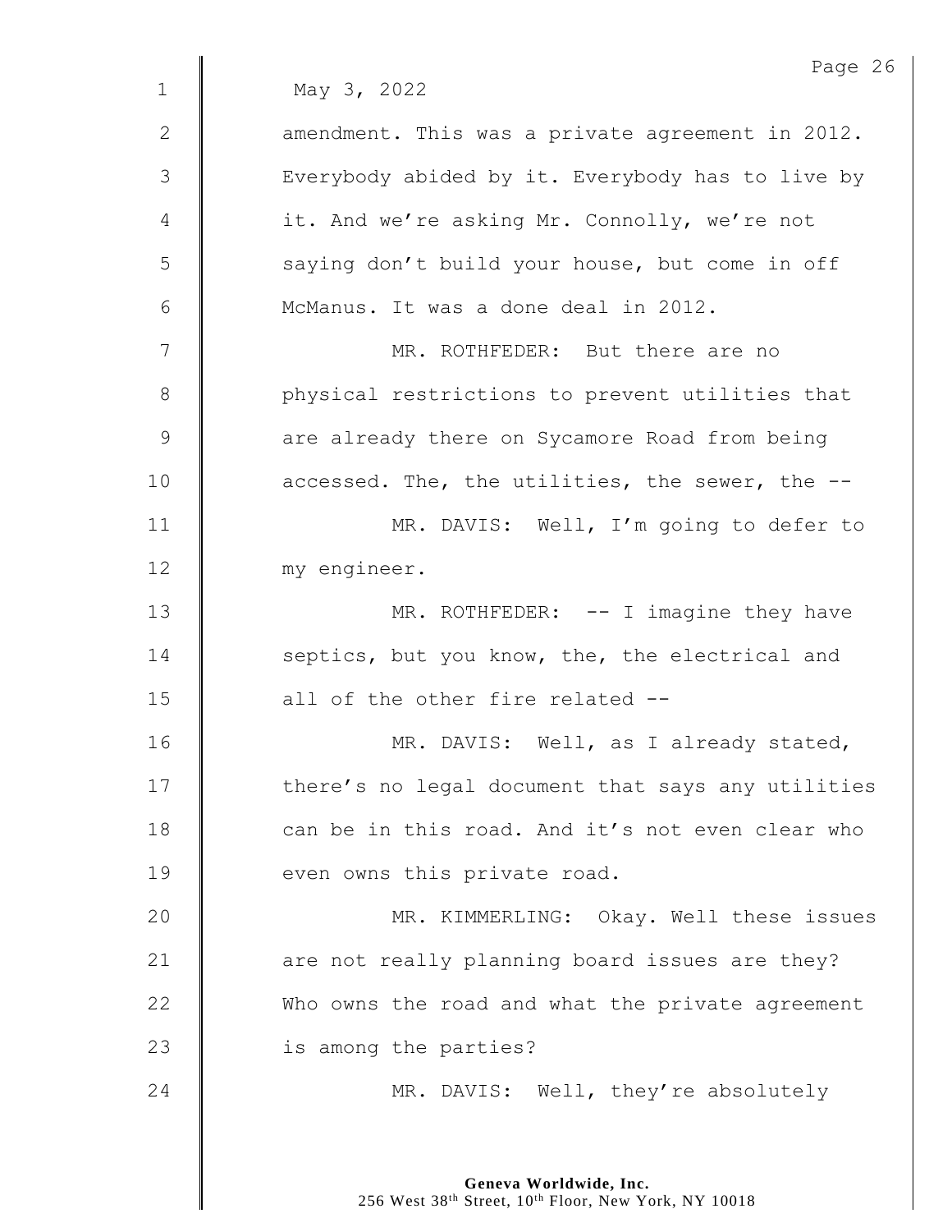May 3, 2022

amendment. This was a private agreement in 2012. Everybody abided by it. Everybody has to live by it. And we're asking Mr. Connolly, we're not saying don't build your house, but come in off McManus. It was a done deal in 2012.

MR. ROTHFEDER: But there are no physical restrictions to prevent utilities that are already there on Sycamore Road from being accessed. The, the utilities, the sewer, the --

MR. DAVIS: Well, I'm going to defer to my engineer.

MR. ROTHFEDER: -- I imagine they have septics, but you know, the, the electrical and all of the other fire related --

MR. DAVIS: Well, as I already stated, there's no legal document that says any utilities can be in this road. And it's not even clear who even owns this private road.

MR. KIMMERLING: Okay. Well these issues are not really planning board issues are they? Who owns the road and what the private agreement is among the parties?

MR. DAVIS: Well, they're absolutely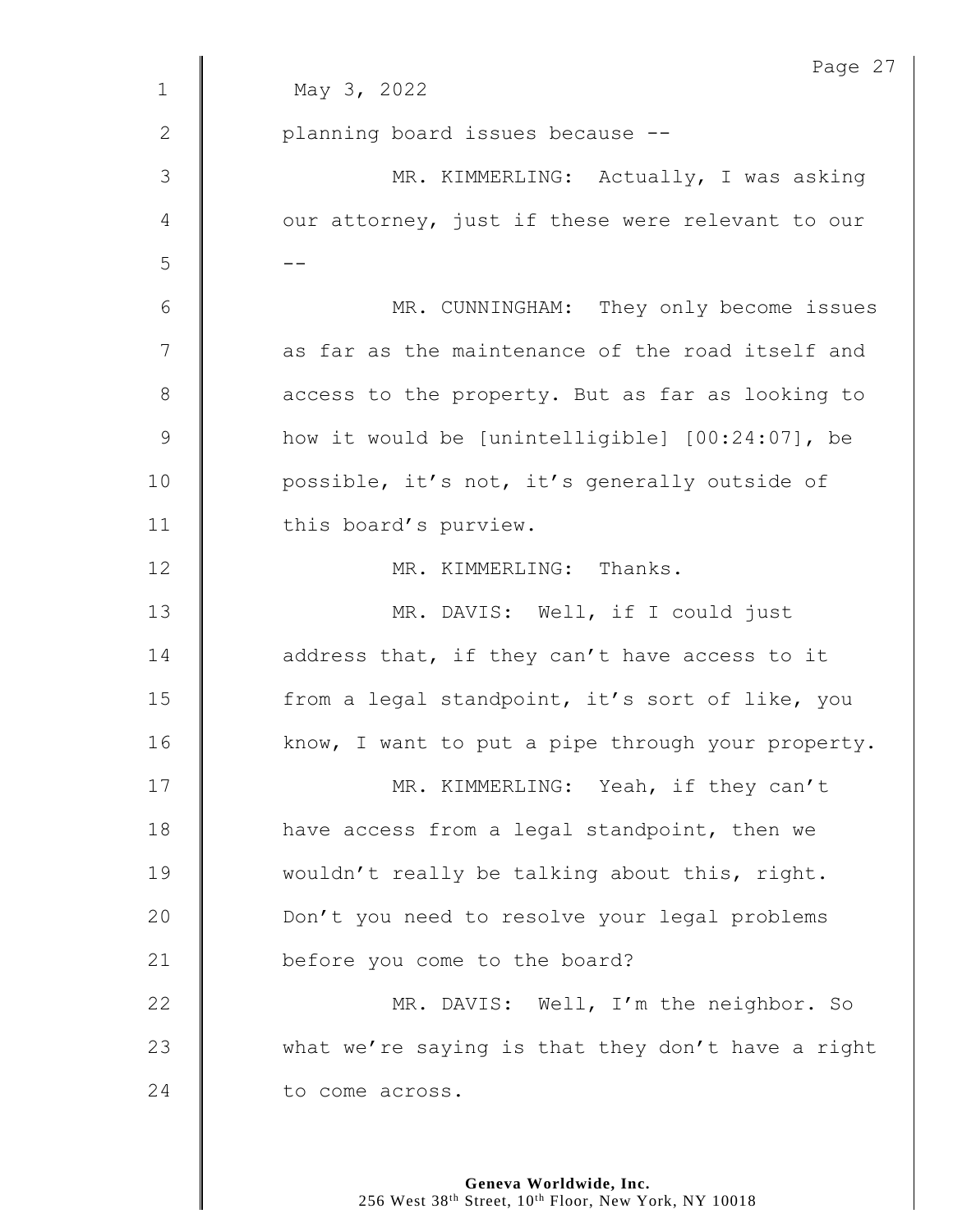May 3, 2022

planning board issues because --

MR. KIMMERLING: Actually, I was asking our attorney, just if these were relevant to our --

MR. CUNNINGHAM: They only become issues as far as the maintenance of the road itself and access to the property. But as far as looking to how it would be [unintelligible] [00:24:07], be possible, it's not, it's generally outside of this board's purview.

MR. KIMMERLING: Thanks.

MR. DAVIS: Well, if I could just address that, if they can't have access to it from a legal standpoint, it's sort of like, you know, I want to put a pipe through your property.

MR. KIMMERLING: Yeah, if they can't have access from a legal standpoint, then we wouldn't really be talking about this, right. Don't you need to resolve your legal problems before you come to the board?

MR. DAVIS: Well, I'm the neighbor. So what we're saying is that they don't have a right to come across.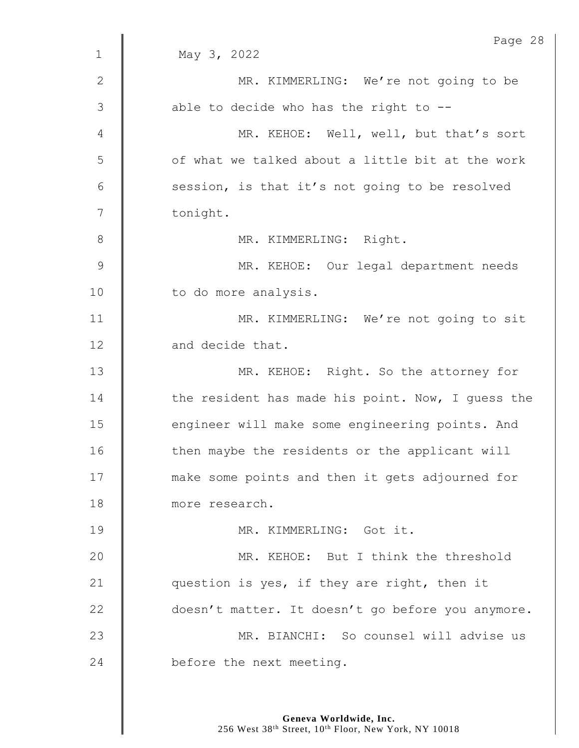May 3, 2022

MR. KIMMERLING: We're not going to be able to decide who has the right to --

MR. KEHOE: Well, well, but that's sort of what we talked about a little bit at the work session, is that it's not going to be resolved tonight.

MR. KIMMERLING: Right.

MR. KEHOE: Our legal department needs to do more analysis.

MR. KIMMERLING: We're not going to sit and decide that.

MR. KEHOE: Right. So the attorney for the resident has made his point. Now, I guess the engineer will make some engineering points. And then maybe the residents or the applicant will make some points and then it gets adjourned for more research.

MR. KIMMERLING: Got it.

MR. KEHOE: But I think the threshold question is yes, if they are right, then it doesn't matter. It doesn't go before you anymore.

MR. BIANCHI: So counsel will advise us before the next meeting.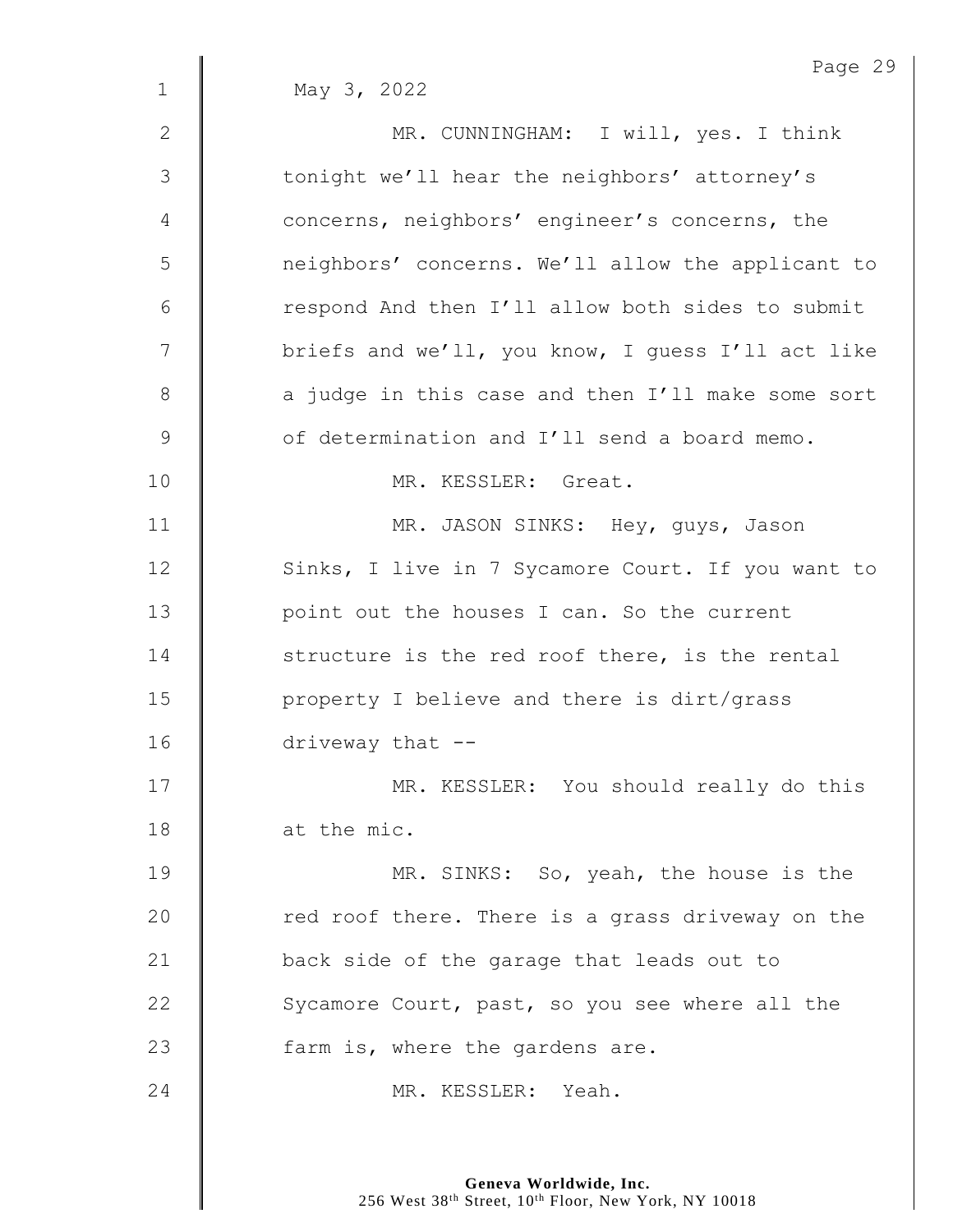May 3, 2022

MR. CUNNINGHAM: I will, yes. I think tonight we'll hear the neighbors' attorney's concerns, neighbors' engineer's concerns, the neighbors' concerns. We'll allow the applicant to respond And then I'll allow both sides to submit briefs and we'll, you know, I guess I'll act like a judge in this case and then I'll make some sort of determination and I'll send a board memo.

MR. KESSLER: Great.

MR. JASON SINKS: Hey, guys, Jason Sinks, I live in 7 Sycamore Court. If you want to point out the houses I can. So the current structure is the red roof there, is the rental property I believe and there is dirt/grass driveway that --

MR. KESSLER: You should really do this at the mic.

MR. SINKS: So, yeah, the house is the red roof there. There is a grass driveway on the back side of the garage that leads out to Sycamore Court, past, so you see where all the farm is, where the gardens are.

MR. KESSLER: Yeah.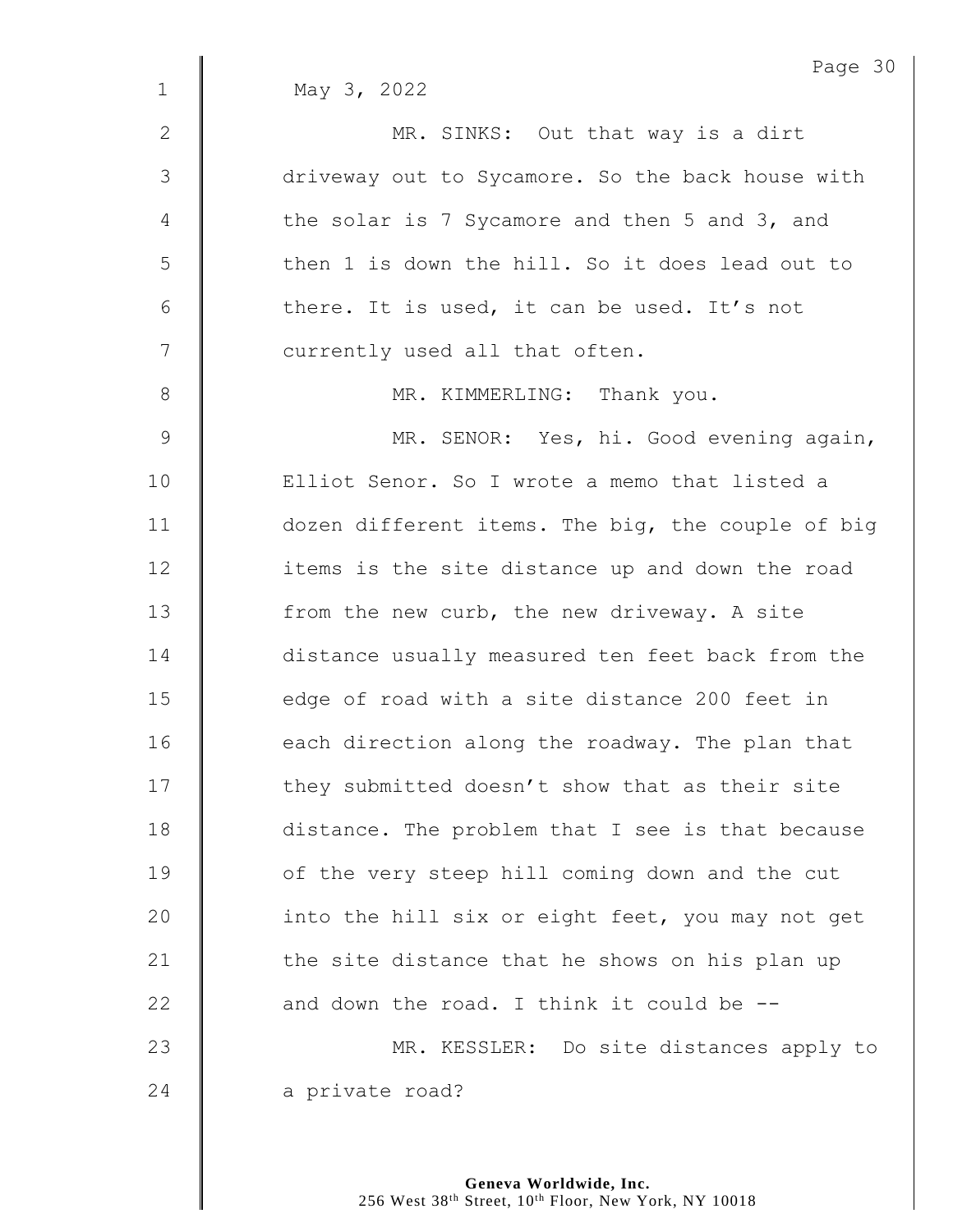May 3, 2022

MR. SINKS: Out that way is a dirt driveway out to Sycamore. So the back house with the solar is 7 Sycamore and then 5 and 3, and then 1 is down the hill. So it does lead out to there. It is used, it can be used. It's not currently used all that often.

MR. KIMMERLING: Thank you.

MR. SENOR: Yes, hi. Good evening again, Elliot Senor. So I wrote a memo that listed a dozen different items. The big, the couple of big items is the site distance up and down the road from the new curb, the new driveway. A site distance usually measured ten feet back from the edge of road with a site distance 200 feet in each direction along the roadway. The plan that they submitted doesn't show that as their site distance. The problem that I see is that because of the very steep hill coming down and the cut into the hill six or eight feet, you may not get the site distance that he shows on his plan up and down the road. I think it could be --

MR. KESSLER: Do site distances apply to a private road?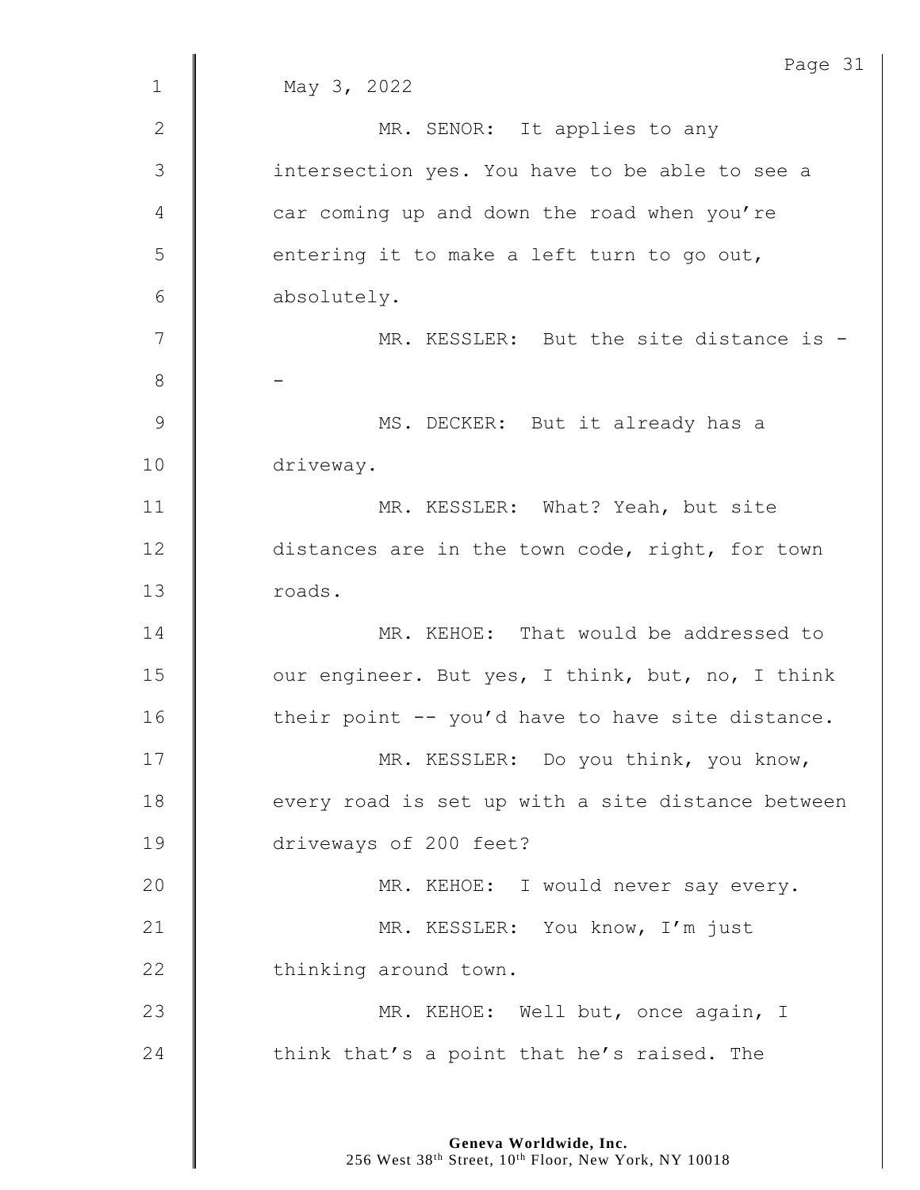May 3, 2022

MR. SENOR: It applies to any intersection yes. You have to be able to see a car coming up and down the road when you're entering it to make a left turn to go out, absolutely.

MR. KESSLER: But the site distance is --

MS. DECKER: But it already has a driveway.

MR. KESSLER: What? Yeah, but site distances are in the town code, right, for town roads.

MR. KEHOE: That would be addressed to our engineer. But yes, I think, but, no, I think their point -- you'd have to have site distance.

MR. KESSLER: Do you think, you know, every road is set up with a site distance between driveways of 200 feet?

MR. KEHOE: I would never say every.

MR. KESSLER: You know, I'm just thinking around town.

MR. KEHOE: Well but, once again, I think that's a point that he's raised. The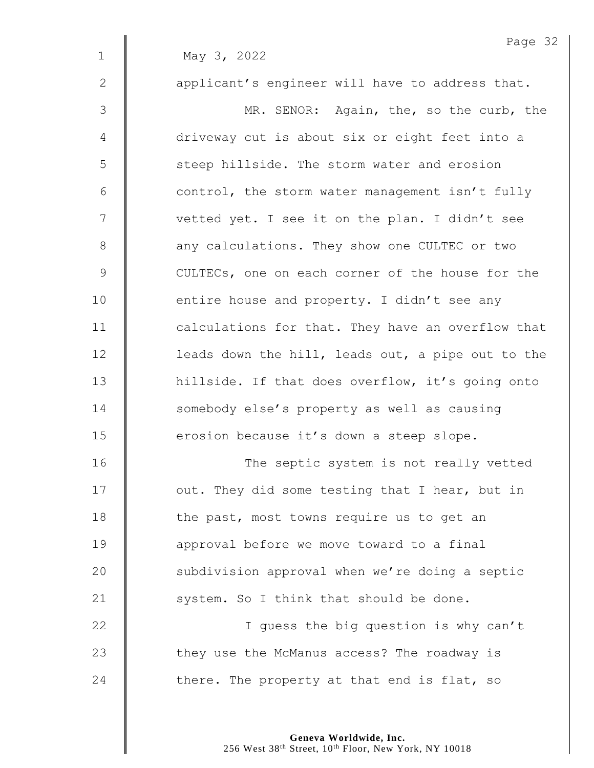May 3, 2022

applicant's engineer will have to address that.

MR. SENOR: Again, the, so the curb, the driveway cut is about six or eight feet into a steep hillside. The storm water and erosion control, the storm water management isn't fully vetted yet. I see it on the plan. I didn't see any calculations. They show one CULTEC or two CULTECs, one on each corner of the house for the entire house and property. I didn't see any calculations for that. They have an overflow that leads down the hill, leads out, a pipe out to the hillside. If that does overflow, it's going onto somebody else's property as well as causing erosion because it's down a steep slope.

The septic system is not really vetted out. They did some testing that I hear, but in the past, most towns require us to get an approval before we move toward to a final subdivision approval when we're doing a septic system. So I think that should be done.

I guess the big question is why can't they use the McManus access? The roadway is there. The property at that end is flat, so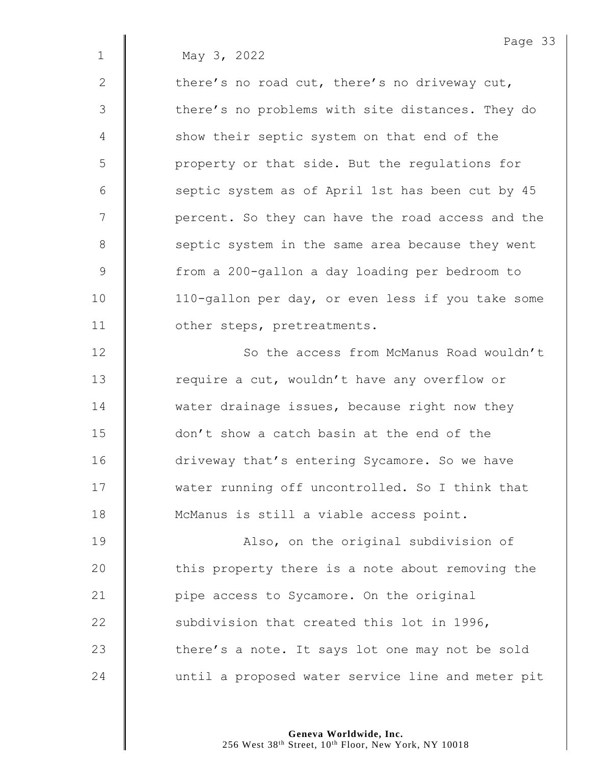May 3, 2022

there's no road cut, there's no driveway cut, there's no problems with site distances. They do show their septic system on that end of the property or that side. But the regulations for septic system as of April 1st has been cut by 45 percent. So they can have the road access and the septic system in the same area because they went from a 200-gallon a day loading per bedroom to 110-gallon per day, or even less if you take some other steps, pretreatments.

So the access from McManus Road wouldn't require a cut, wouldn't have any overflow or water drainage issues, because right now they don't show a catch basin at the end of the driveway that's entering Sycamore. So we have water running off uncontrolled. So I think that McManus is still a viable access point.

Also, on the original subdivision of this property there is a note about removing the pipe access to Sycamore. On the original subdivision that created this lot in 1996, there's a note. It says lot one may not be sold until a proposed water service line and meter pit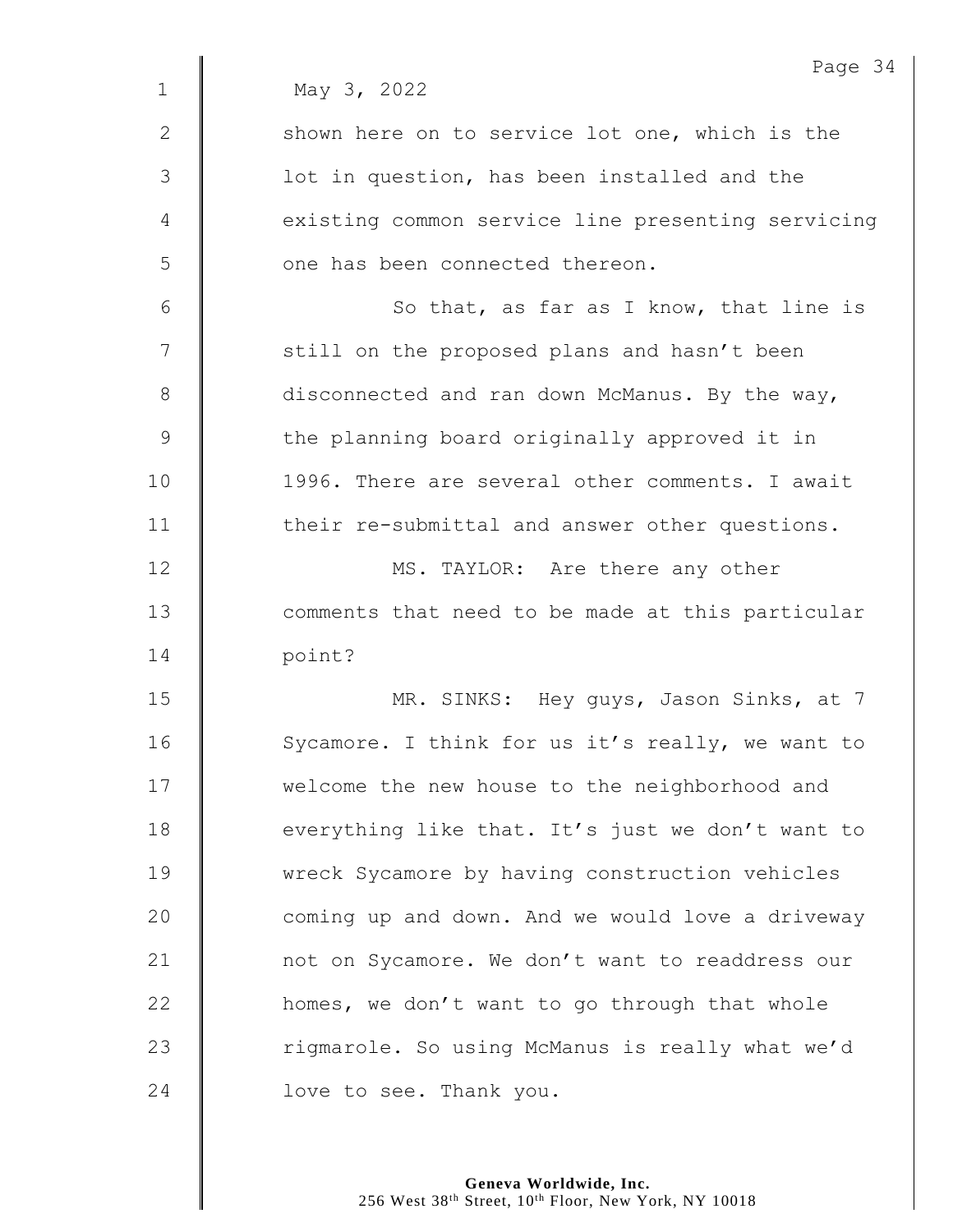May 3, 2022

shown here on to service lot one, which is the lot in question, has been installed and the existing common service line presenting servicing one has been connected thereon.

So that, as far as I know, that line is still on the proposed plans and hasn't been disconnected and ran down McManus. By the way, the planning board originally approved it in 1996. There are several other comments. I await their re-submittal and answer other questions.

MS. TAYLOR: Are there any other comments that need to be made at this particular point?

MR. SINKS: Hey guys, Jason Sinks, at 7 Sycamore. I think for us it's really, we want to welcome the new house to the neighborhood and everything like that. It's just we don't want to wreck Sycamore by having construction vehicles coming up and down. And we would love a driveway not on Sycamore. We don't want to readdress our homes, we don't want to go through that whole rigmarole. So using McManus is really what we'd love to see. Thank you.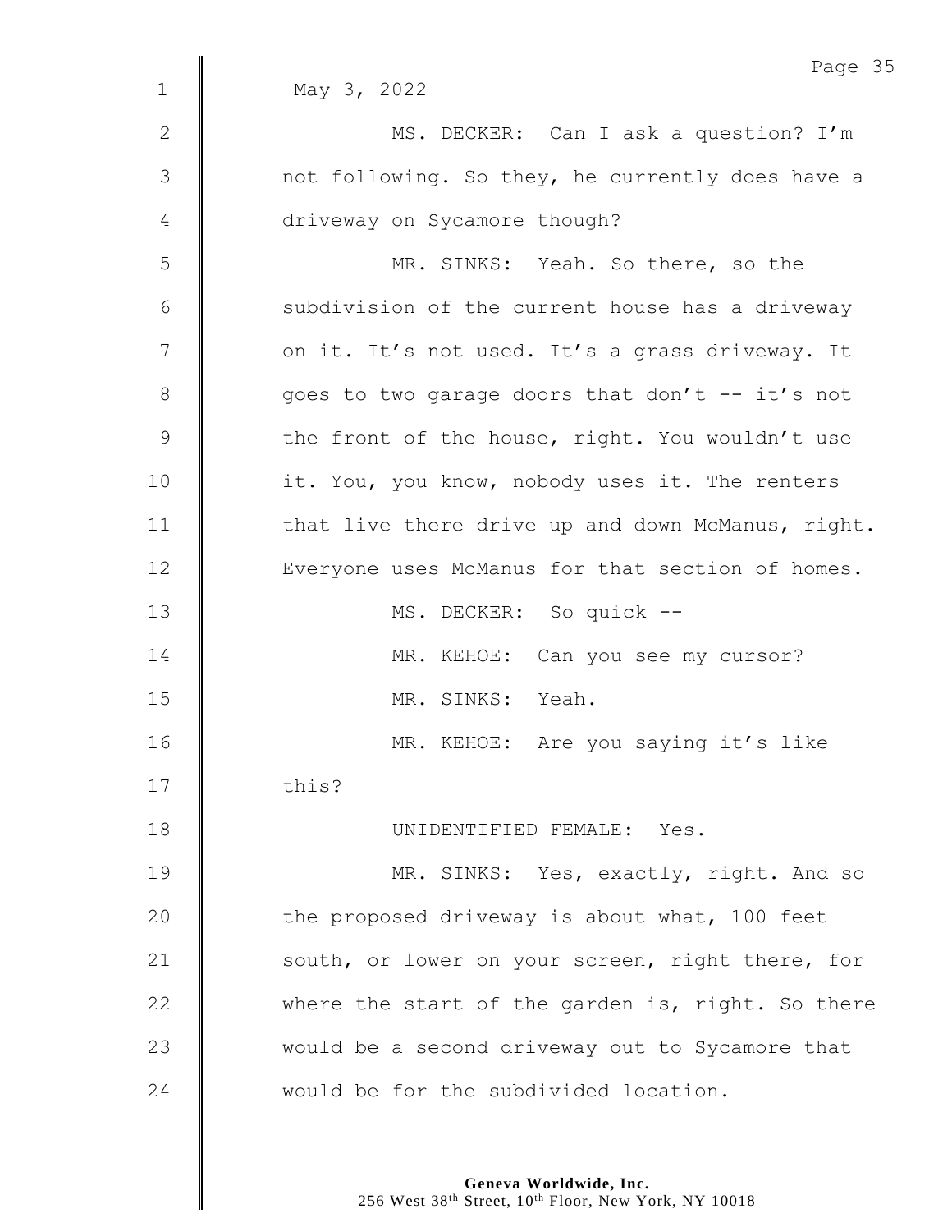May 3, 2022

MS. DECKER: Can I ask a question? I'm not following. So they, he currently does have a driveway on Sycamore though?

MR. SINKS: Yeah. So there, so the subdivision of the current house has a driveway on it. It's not used. It's a grass driveway. It goes to two garage doors that don't -- it's not the front of the house, right. You wouldn't use it. You, you know, nobody uses it. The renters that live there drive up and down McManus, right. Everyone uses McManus for that section of homes.

MS. DECKER: So quick --

MR. KEHOE: Can you see my cursor?

MR. SINKS: Yeah.

MR. KEHOE: Are you saying it's like this?

UNIDENTIFIED FEMALE: Yes.

MR. SINKS: Yes, exactly, right. And so the proposed driveway is about what, 100 feet south, or lower on your screen, right there, for where the start of the garden is, right. So there would be a second driveway out to Sycamore that would be for the subdivided location.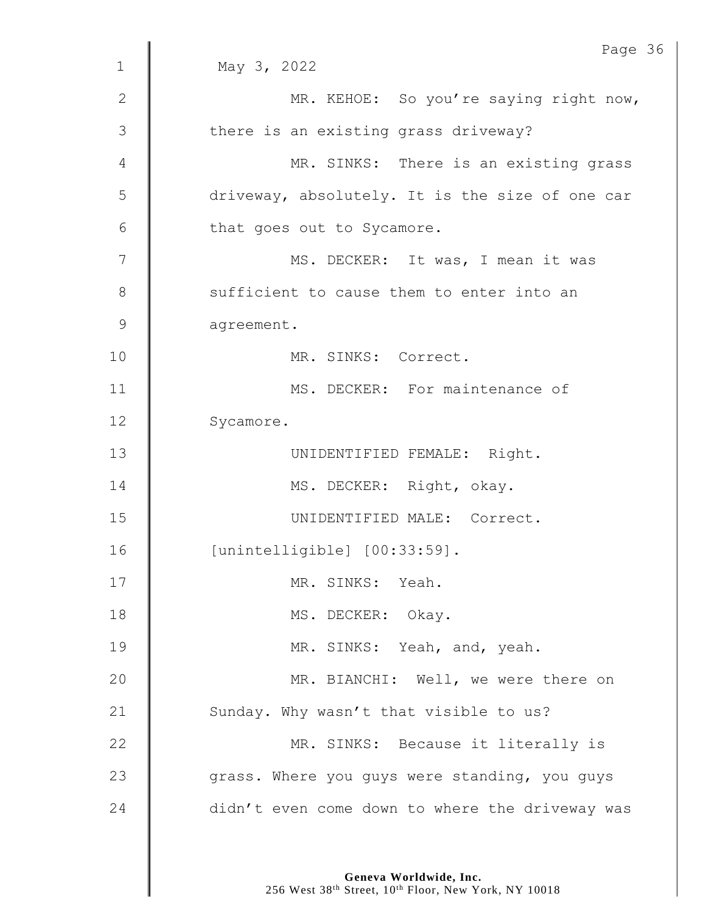May 3, 2022

MR. KEHOE: So you're saying right now, there is an existing grass driveway?

MR. SINKS: There is an existing grass driveway, absolutely. It is the size of one car that goes out to Sycamore.

MS. DECKER: It was, I mean it was sufficient to cause them to enter into an agreement.

MR. SINKS: Correct.

MS. DECKER: For maintenance of Sycamore.

UNIDENTIFIED FEMALE: Right.

MS. DECKER: Right, okay.

UNIDENTIFIED MALE: Correct. [unintelligible] [00:33:59].

MR. SINKS: Yeah.

MS. DECKER: Okay.

MR. SINKS: Yeah, and, yeah.

MR. BIANCHI: Well, we were there on Sunday. Why wasn't that visible to us?

MR. SINKS: Because it literally is grass. Where you guys were standing, you guys didn't even come down to where the driveway was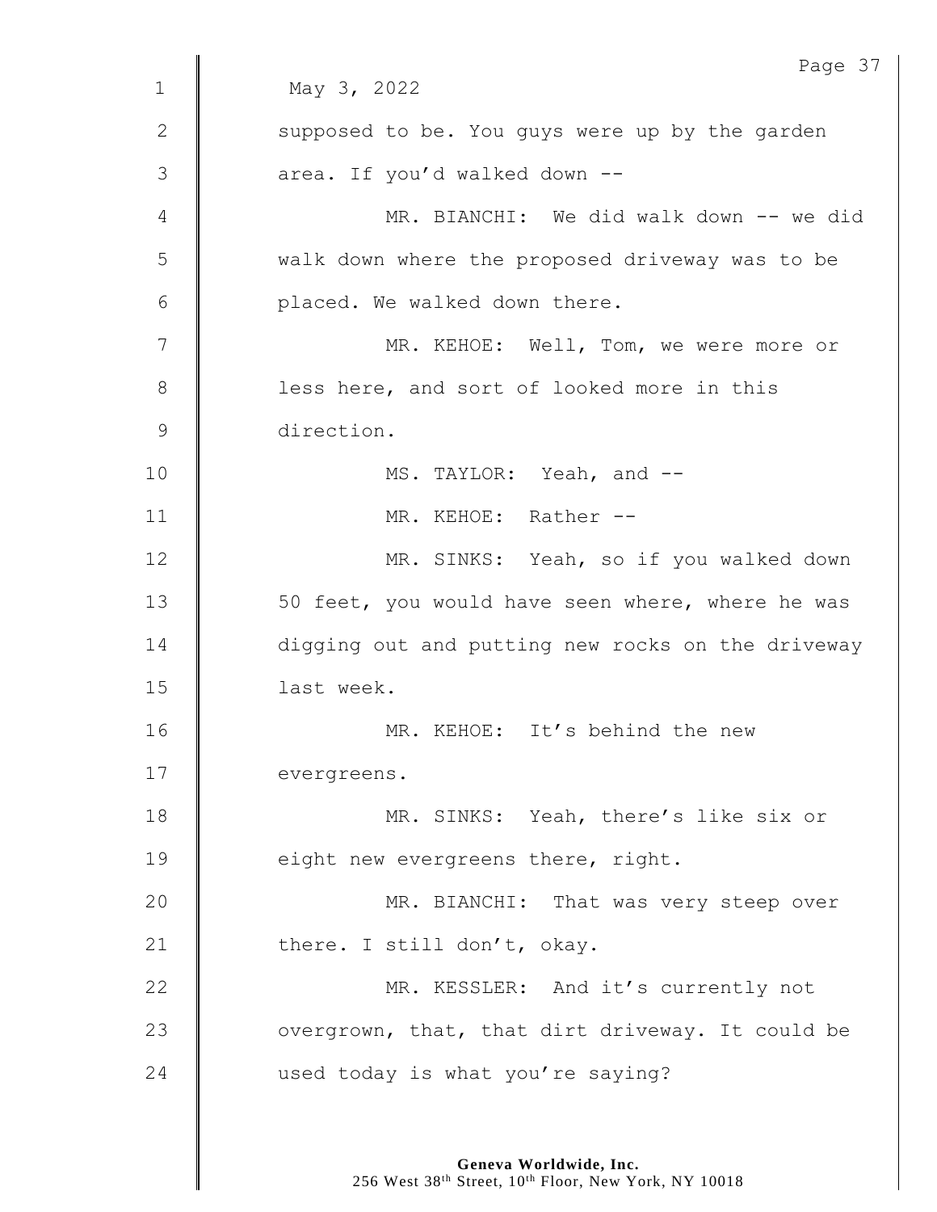May 3, 2022

supposed to be. You guys were up by the garden area. If you'd walked down --

MR. BIANCHI: We did walk down -- we did walk down where the proposed driveway was to be placed. We walked down there.

MR. KEHOE: Well, Tom, we were more or less here, and sort of looked more in this direction.

MS. TAYLOR: Yeah, and --

MR. KEHOE: Rather --

MR. SINKS: Yeah, so if you walked down 50 feet, you would have seen where, where he was digging out and putting new rocks on the driveway last week.

MR. KEHOE: It's behind the new evergreens.

MR. SINKS: Yeah, there's like six or eight new evergreens there, right.

MR. BIANCHI: That was very steep over there. I still don't, okay.

MR. KESSLER: And it's currently not overgrown, that, that dirt driveway. It could be used today is what you're saying?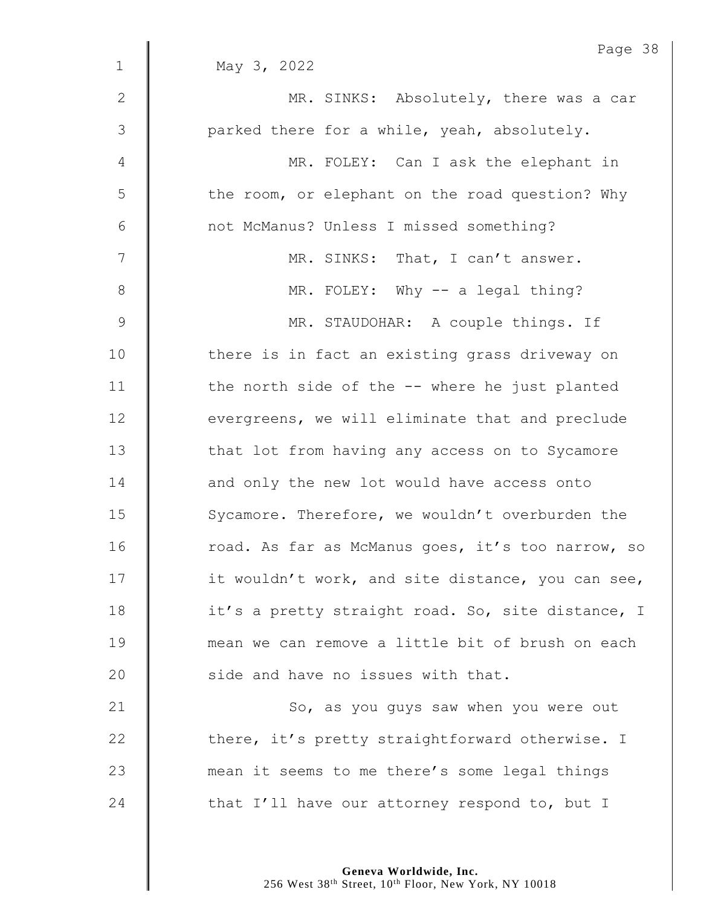May 3, 2022

MR. SINKS: Absolutely, there was a car parked there for a while, yeah, absolutely.

MR. FOLEY: Can I ask the elephant in the room, or elephant on the road question? Why not McManus? Unless I missed something?

MR. SINKS: That, I can't answer.

MR. FOLEY: Why -- a legal thing?

MR. STAUDOHAR: A couple things. If there is in fact an existing grass driveway on the north side of the -- where he just planted evergreens, we will eliminate that and preclude that lot from having any access on to Sycamore and only the new lot would have access onto Sycamore. Therefore, we wouldn't overburden the road. As far as McManus goes, it's too narrow, so it wouldn't work, and site distance, you can see, it's a pretty straight road. So, site distance, I mean we can remove a little bit of brush on each side and have no issues with that.

So, as you guys saw when you were out there, it's pretty straightforward otherwise. I mean it seems to me there's some legal things that I'll have our attorney respond to, but I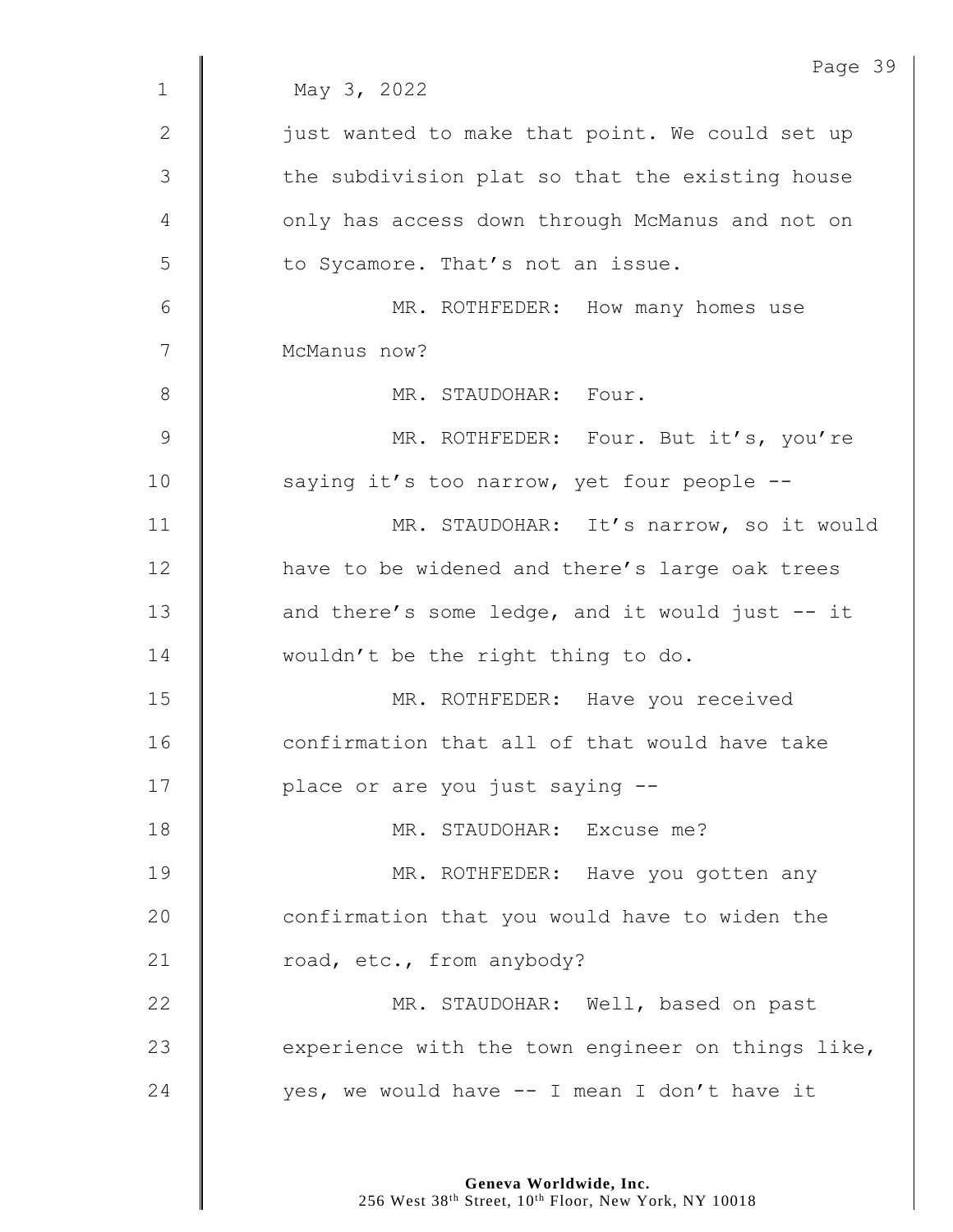May 3, 2022

just wanted to make that point. We could set up the subdivision plat so that the existing house only has access down through McManus and not on to Sycamore. That's not an issue.

MR. ROTHFEDER: How many homes use McManus now?

MR. STAUDOHAR: Four.

MR. ROTHFEDER: Four. But it's, you're saying it's too narrow, yet four people --

MR. STAUDOHAR: It's narrow, so it would have to be widened and there's large oak trees and there's some ledge, and it would just -- it wouldn't be the right thing to do.

MR. ROTHFEDER: Have you received confirmation that all of that would have take place or are you just saying --

MR. STAUDOHAR: Excuse me?

MR. ROTHFEDER: Have you gotten any confirmation that you would have to widen the road, etc., from anybody?

MR. STAUDOHAR: Well, based on past experience with the town engineer on things like, yes, we would have -- I mean I don't have it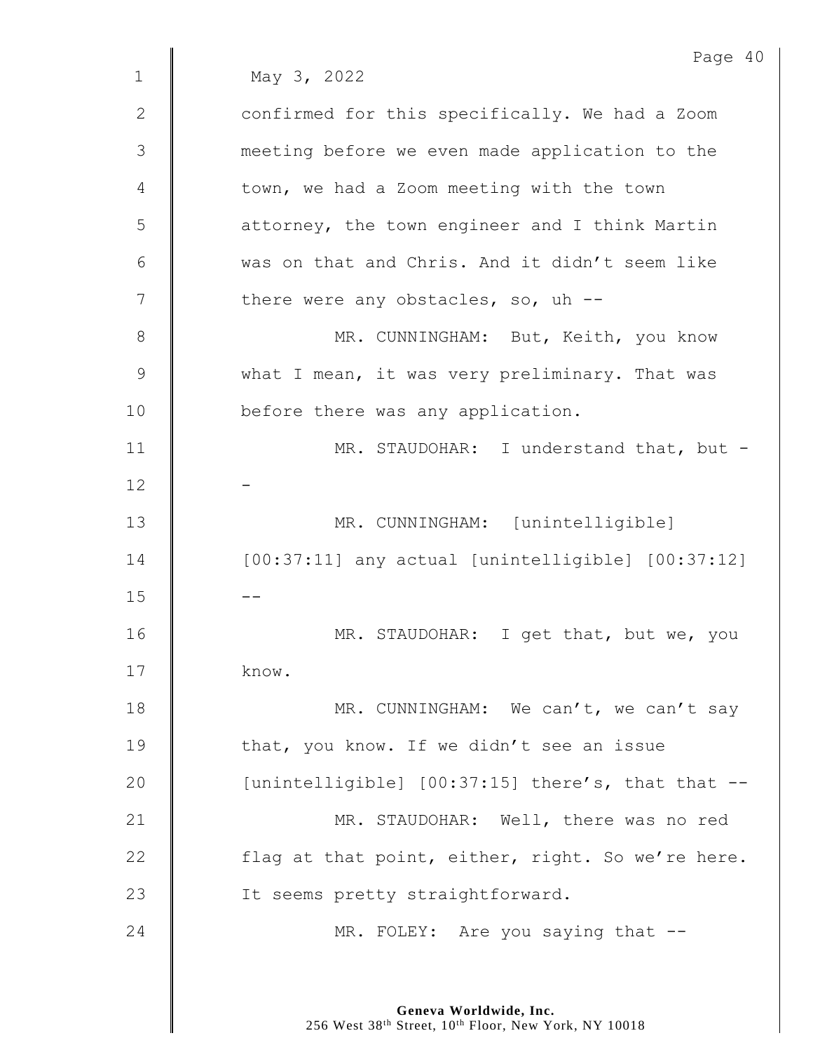May 3, 2022

confirmed for this specifically. We had a Zoom meeting before we even made application to the town, we had a Zoom meeting with the town attorney, the town engineer and I think Martin was on that and Chris. And it didn't seem like there were any obstacles, so, uh --

MR. CUNNINGHAM: But, Keith, you know what I mean, it was very preliminary. That was before there was any application.

MR. STAUDOHAR: I understand that, but --

MR. CUNNINGHAM: [unintelligible] [00:37:11] any actual [unintelligible] [00:37:12] --

MR. STAUDOHAR: I get that, but we, you know.

MR. CUNNINGHAM: We can't, we can't say that, you know. If we didn't see an issue [unintelligible] [00:37:15] there's, that that --

MR. STAUDOHAR: Well, there was no red flag at that point, either, right. So we're here. It seems pretty straightforward.

MR. FOLEY: Are you saying that --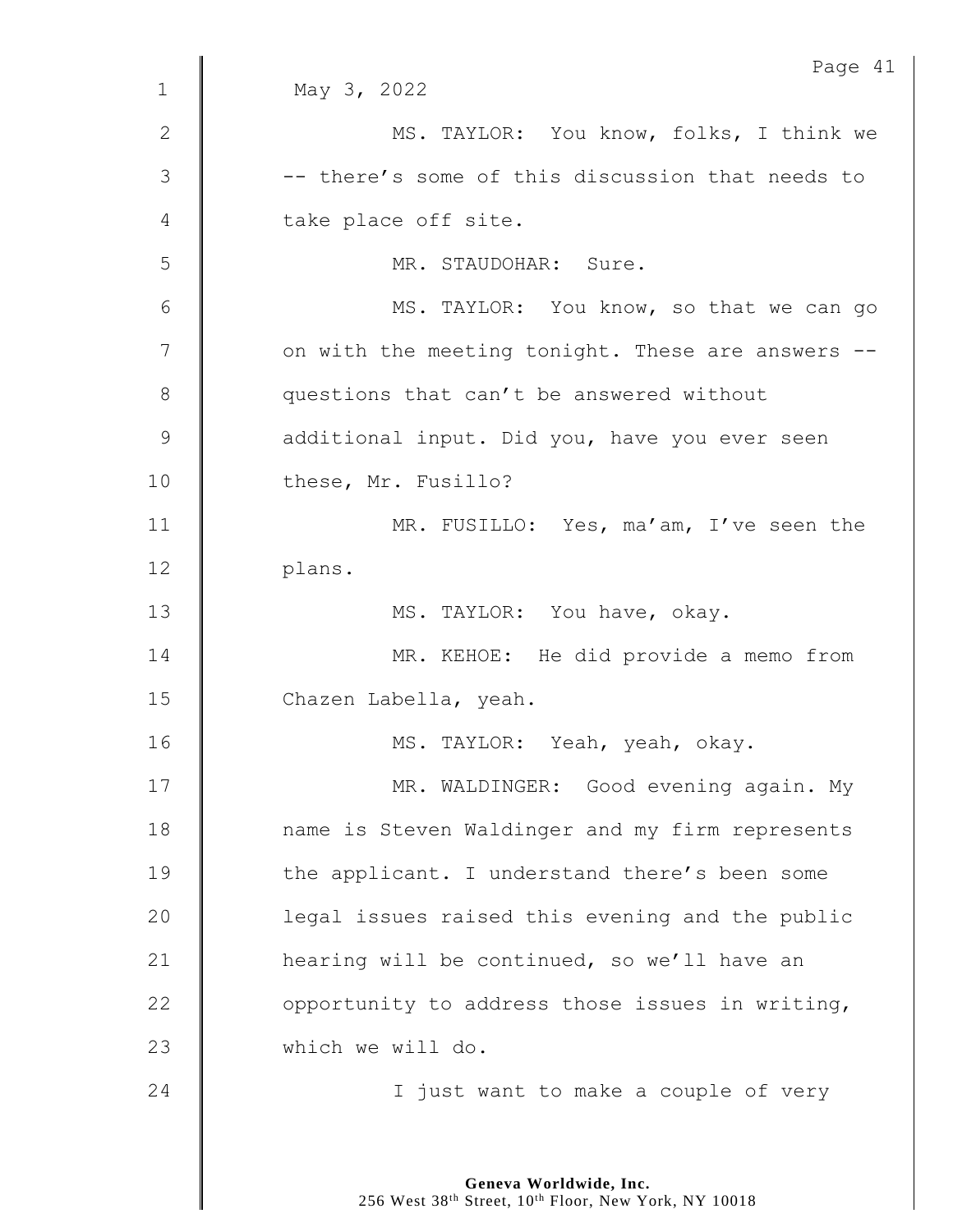May 3, 2022

MS. TAYLOR: You know, folks, I think we -- there's some of this discussion that needs to take place off site.

MR. STAUDOHAR: Sure.

MS. TAYLOR: You know, so that we can go on with the meeting tonight. These are answers -- questions that can't be answered without additional input. Did you, have you ever seen these, Mr. Fusillo?

MR. FUSILLO: Yes, ma'am, I've seen the plans.

MS. TAYLOR: You have, okay.

MR. KEHOE: He did provide a memo from Chazen Labella, yeah.

MS. TAYLOR: Yeah, yeah, okay.

MR. WALDINGER: Good evening again. My name is Steven Waldinger and my firm represents the applicant. I understand there's been some legal issues raised this evening and the public hearing will be continued, so we'll have an opportunity to address those issues in writing, which we will do.

I just want to make a couple of very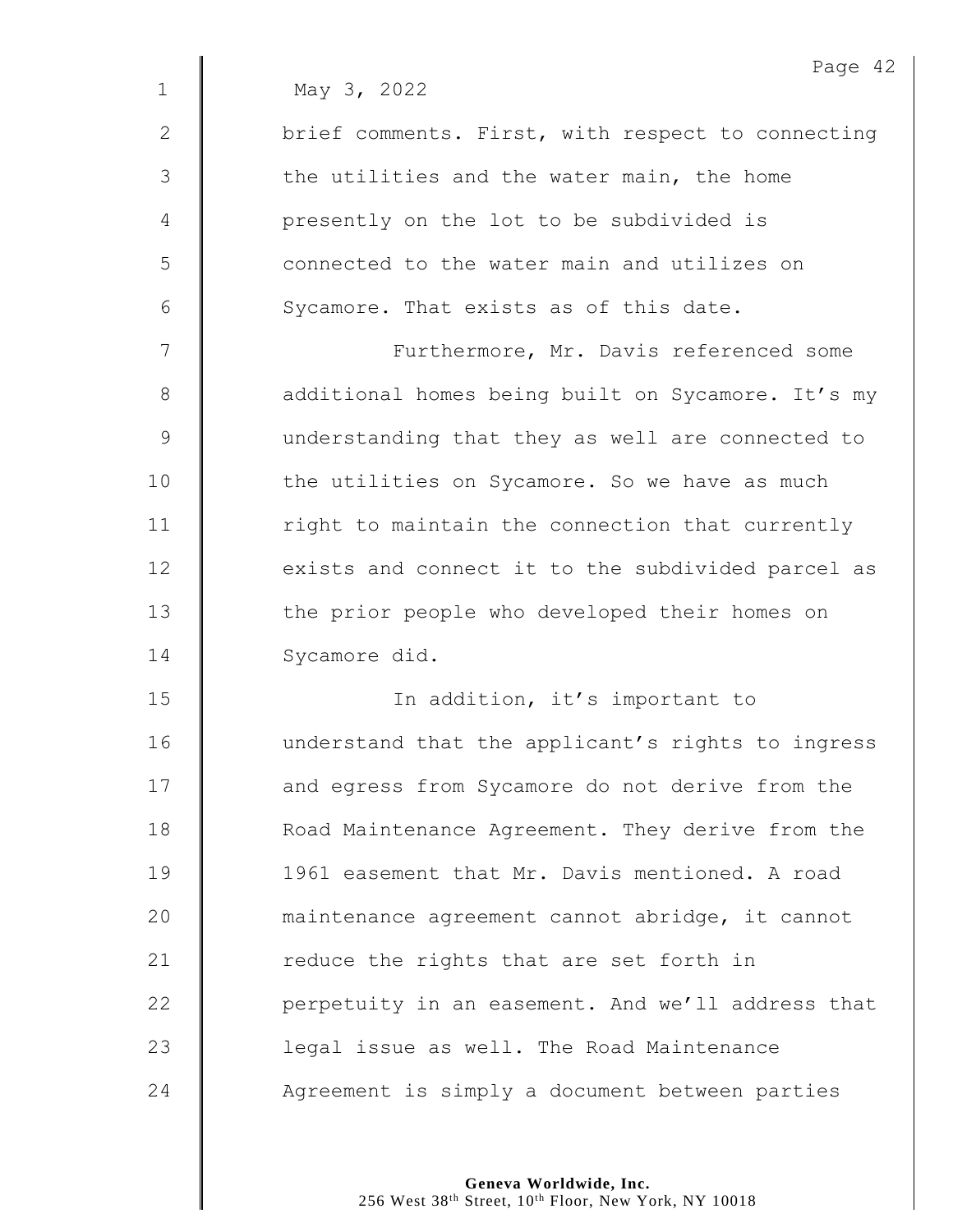May 3, 2022

brief comments. First, with respect to connecting the utilities and the water main, the home presently on the lot to be subdivided is connected to the water main and utilizes on Sycamore. That exists as of this date.

Furthermore, Mr. Davis referenced some additional homes being built on Sycamore. It's my understanding that they as well are connected to the utilities on Sycamore. So we have as much right to maintain the connection that currently exists and connect it to the subdivided parcel as the prior people who developed their homes on Sycamore did.

In addition, it's important to understand that the applicant's rights to ingress and egress from Sycamore do not derive from the Road Maintenance Agreement. They derive from the 1961 easement that Mr. Davis mentioned. A road maintenance agreement cannot abridge, it cannot reduce the rights that are set forth in perpetuity in an easement. And we'll address that legal issue as well. The Road Maintenance Agreement is simply a document between parties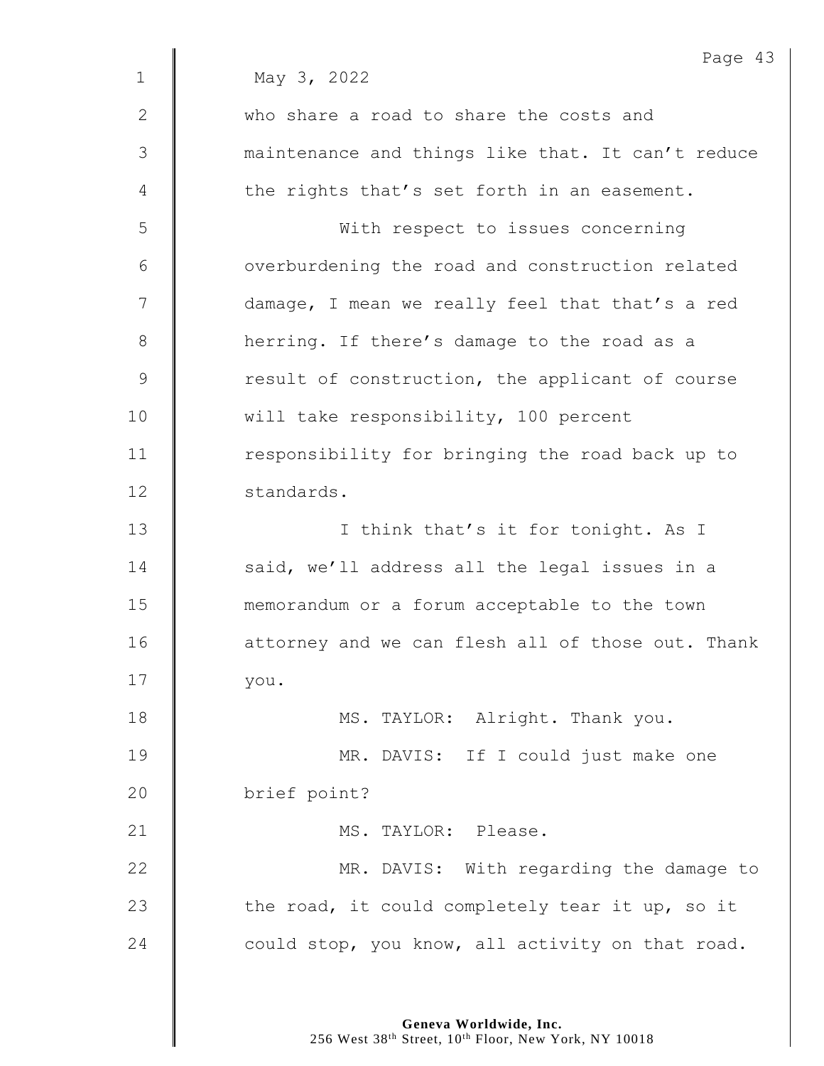May 3, 2022

who share a road to share the costs and maintenance and things like that. It can't reduce the rights that's set forth in an easement.

With respect to issues concerning overburdening the road and construction related damage, I mean we really feel that that's a red herring. If there's damage to the road as a result of construction, the applicant of course will take responsibility, 100 percent responsibility for bringing the road back up to standards.

I think that's it for tonight. As I said, we'll address all the legal issues in a memorandum or a forum acceptable to the town attorney and we can flesh all of those out. Thank you.

MS. TAYLOR: Alright. Thank you.

MR. DAVIS: If I could just make one brief point?

MS. TAYLOR: Please.

MR. DAVIS: With regarding the damage to the road, it could completely tear it up, so it could stop, you know, all activity on that road.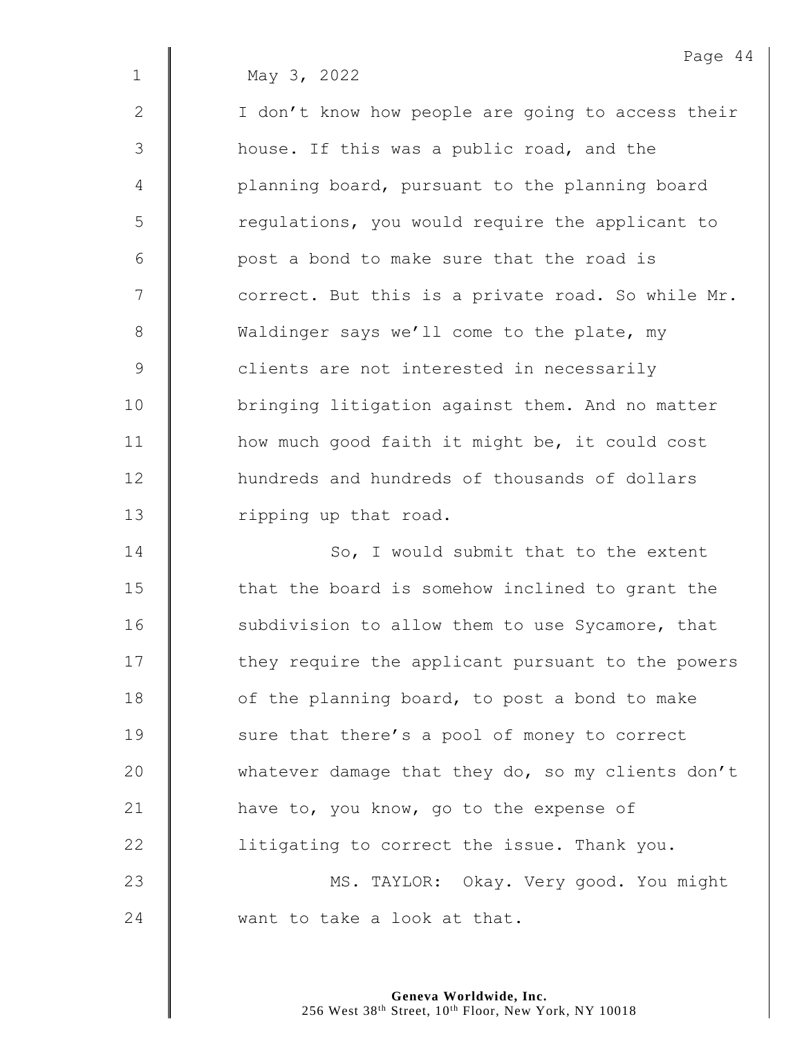May 3, 2022

I don't know how people are going to access their house. If this was a public road, and the planning board, pursuant to the planning board regulations, you would require the applicant to post a bond to make sure that the road is correct. But this is a private road. So while Mr. Waldinger says we'll come to the plate, my clients are not interested in necessarily bringing litigation against them. And no matter how much good faith it might be, it could cost hundreds and hundreds of thousands of dollars ripping up that road.

So, I would submit that to the extent that the board is somehow inclined to grant the subdivision to allow them to use Sycamore, that they require the applicant pursuant to the powers of the planning board, to post a bond to make sure that there's a pool of money to correct whatever damage that they do, so my clients don't have to, you know, go to the expense of litigating to correct the issue. Thank you.

MS. TAYLOR: Okay. Very good. You might want to take a look at that.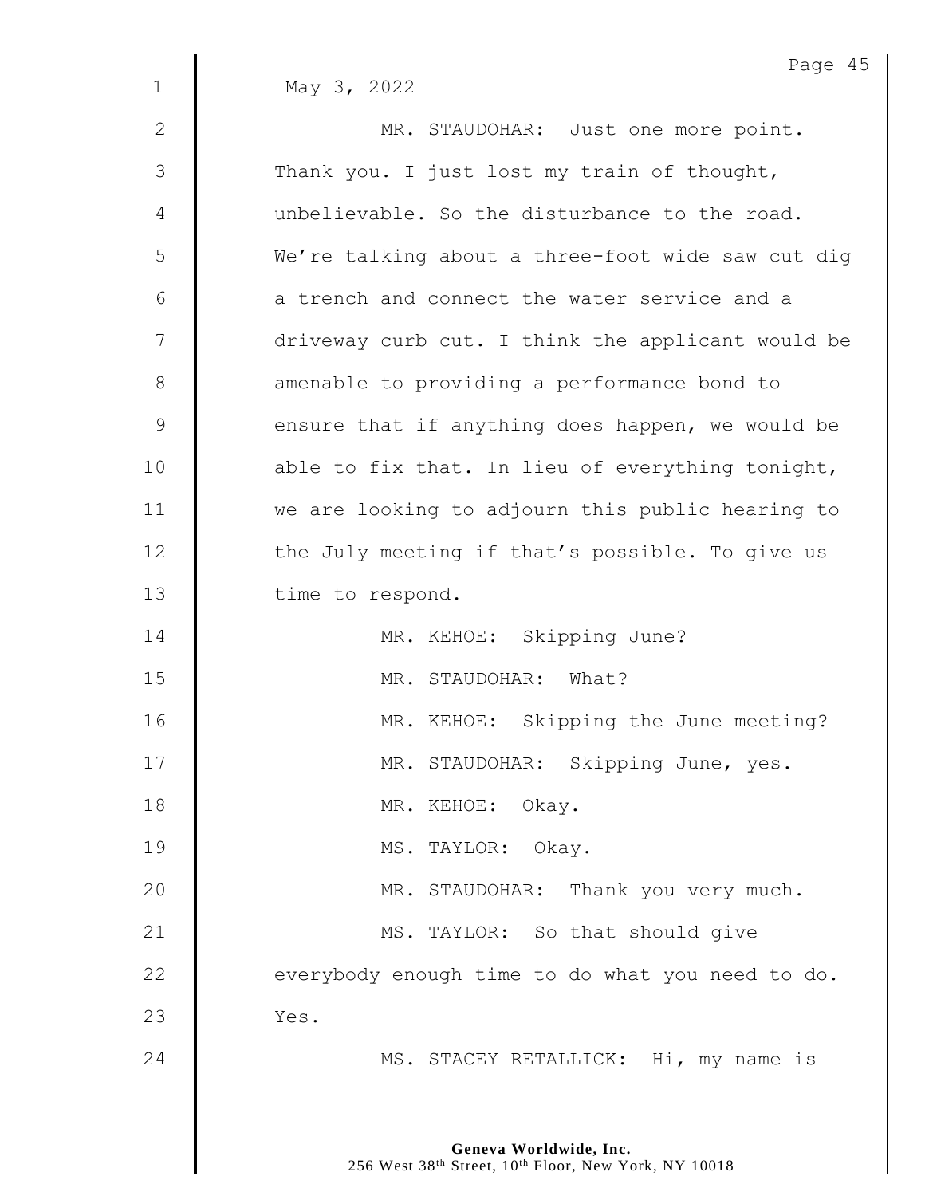May 3, 2022

MR. STAUDOHAR: Just one more point. Thank you. I just lost my train of thought, unbelievable. So the disturbance to the road. We're talking about a three-foot wide saw cut dig a trench and connect the water service and a driveway curb cut. I think the applicant would be amenable to providing a performance bond to ensure that if anything does happen, we would be able to fix that. In lieu of everything tonight, we are looking to adjourn this public hearing to the July meeting if that's possible. To give us time to respond.

MR. KEHOE: Skipping June?

MR. STAUDOHAR: What?

MR. KEHOE: Skipping the June meeting?

MR. STAUDOHAR: Skipping June, yes.

MR. KEHOE: Okay.

MS. TAYLOR: Okay.

MR. STAUDOHAR: Thank you very much.

MS. TAYLOR: So that should give everybody enough time to do what you need to do. Yes.

MS. STACEY RETALLICK: Hi, my name is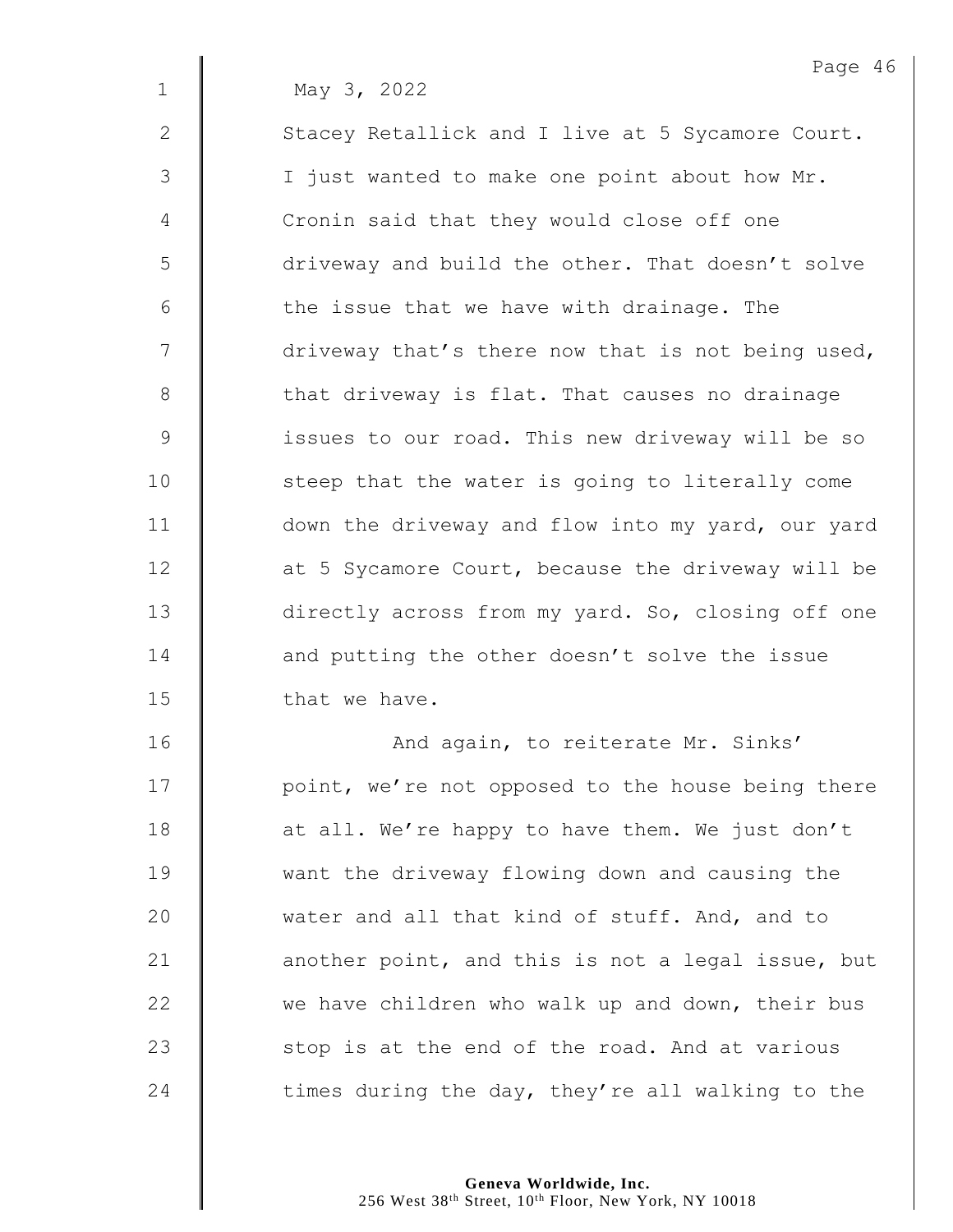May 3, 2022

Stacey Retallick and I live at 5 Sycamore Court. I just wanted to make one point about how Mr. Cronin said that they would close off one driveway and build the other. That doesn't solve the issue that we have with drainage. The driveway that's there now that is not being used, that driveway is flat. That causes no drainage issues to our road. This new driveway will be so steep that the water is going to literally come down the driveway and flow into my yard, our yard at 5 Sycamore Court, because the driveway will be directly across from my yard. So, closing off one and putting the other doesn't solve the issue that we have.

And again, to reiterate Mr. Sinks' point, we're not opposed to the house being there at all. We're happy to have them. We just don't want the driveway flowing down and causing the water and all that kind of stuff. And, and to another point, and this is not a legal issue, but we have children who walk up and down, their bus stop is at the end of the road. And at various times during the day, they're all walking to the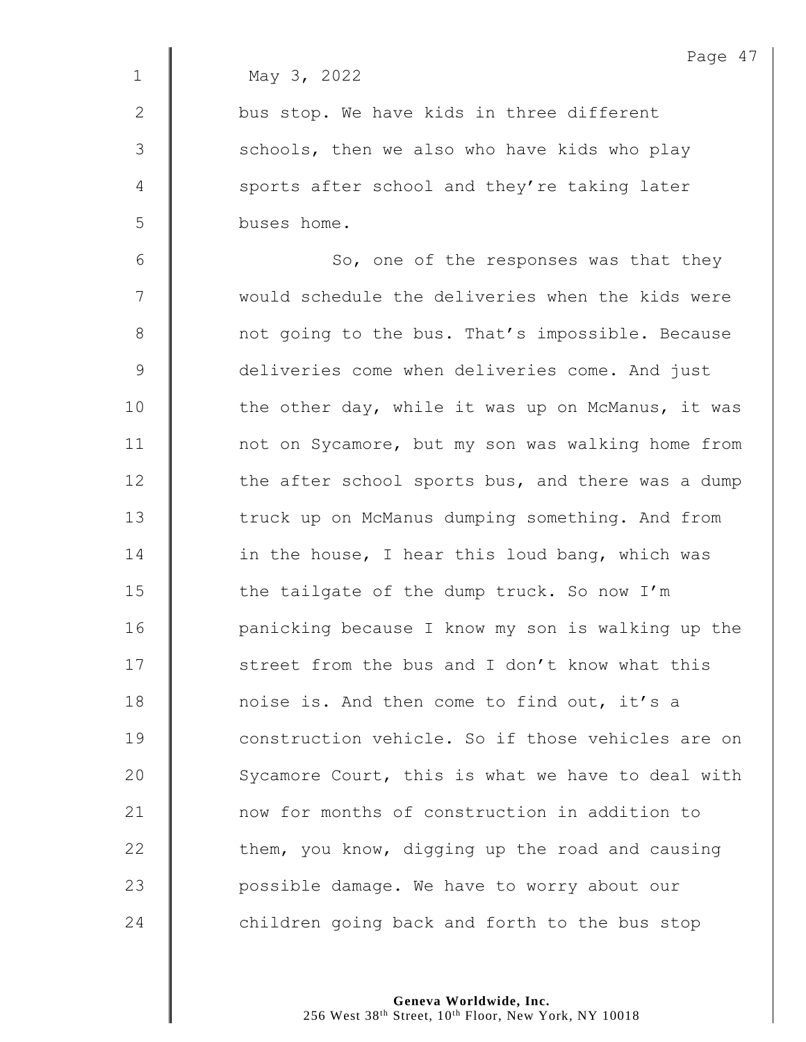May 3, 2022

bus stop. We have kids in three different schools, then we also who have kids who play sports after school and they're taking later buses home.

So, one of the responses was that they would schedule the deliveries when the kids were not going to the bus. That's impossible. Because deliveries come when deliveries come. And just the other day, while it was up on McManus, it was not on Sycamore, but my son was walking home from the after school sports bus, and there was a dump truck up on McManus dumping something. And from in the house, I hear this loud bang, which was the tailgate of the dump truck. So now I'm panicking because I know my son is walking up the street from the bus and I don't know what this noise is. And then come to find out, it's a construction vehicle. So if those vehicles are on Sycamore Court, this is what we have to deal with now for months of construction in addition to them, you know, digging up the road and causing possible damage. We have to worry about our children going back and forth to the bus stop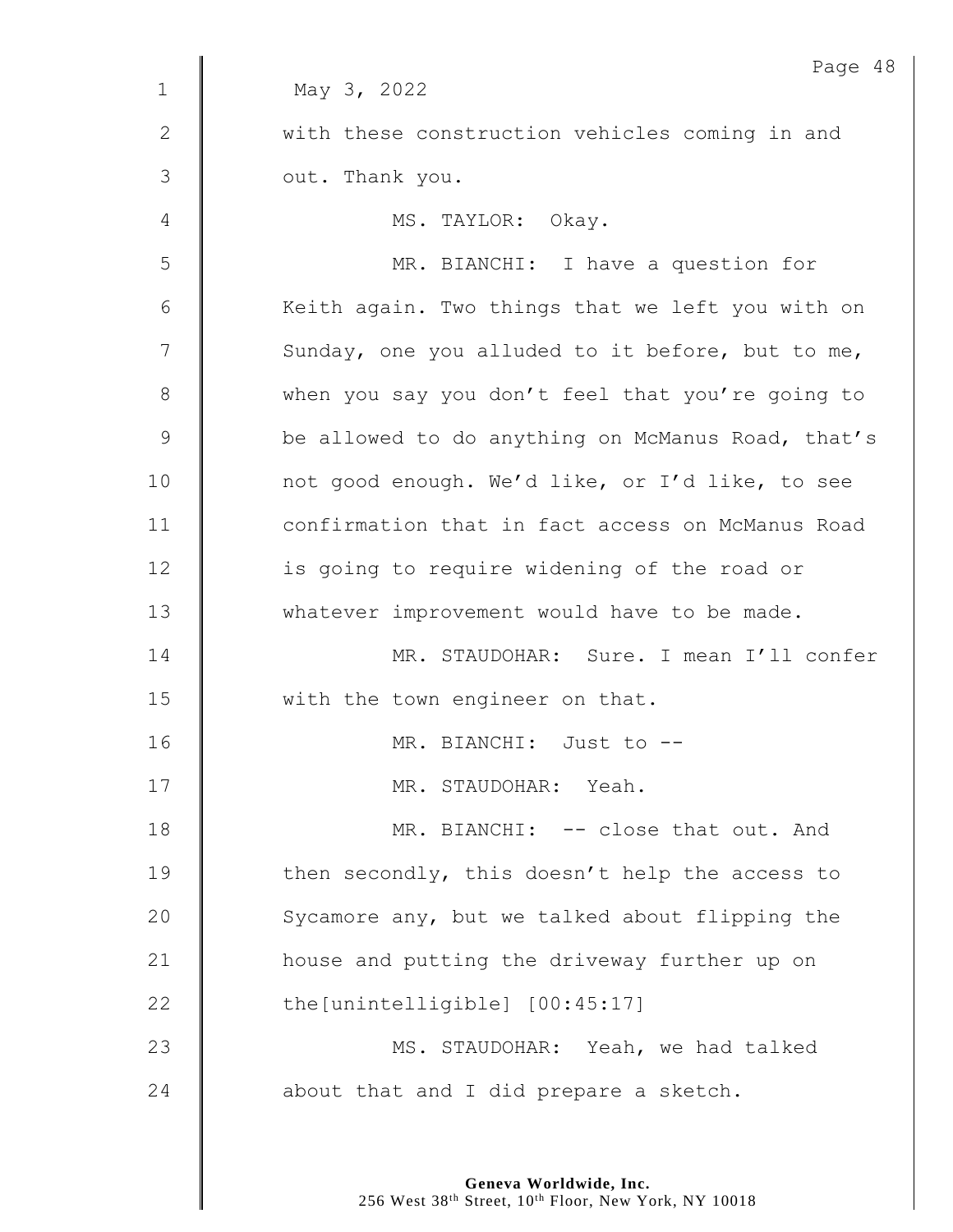May 3, 2022

with these construction vehicles coming in and out. Thank you.

MS. TAYLOR: Okay.

MR. BIANCHI: I have a question for Keith again. Two things that we left you with on Sunday, one you alluded to it before, but to me, when you say you don't feel that you're going to be allowed to do anything on McManus Road, that's not good enough. We'd like, or I'd like, to see confirmation that in fact access on McManus Road is going to require widening of the road or whatever improvement would have to be made.

MR. STAUDOHAR: Sure. I mean I'll confer with the town engineer on that.

MR. BIANCHI: Just to --

MR. STAUDOHAR: Yeah.

MR. BIANCHI: -- close that out. And then secondly, this doesn't help the access to Sycamore any, but we talked about flipping the house and putting the driveway further up on the[unintelligible] [00:45:17]

MS. STAUDOHAR: Yeah, we had talked about that and I did prepare a sketch.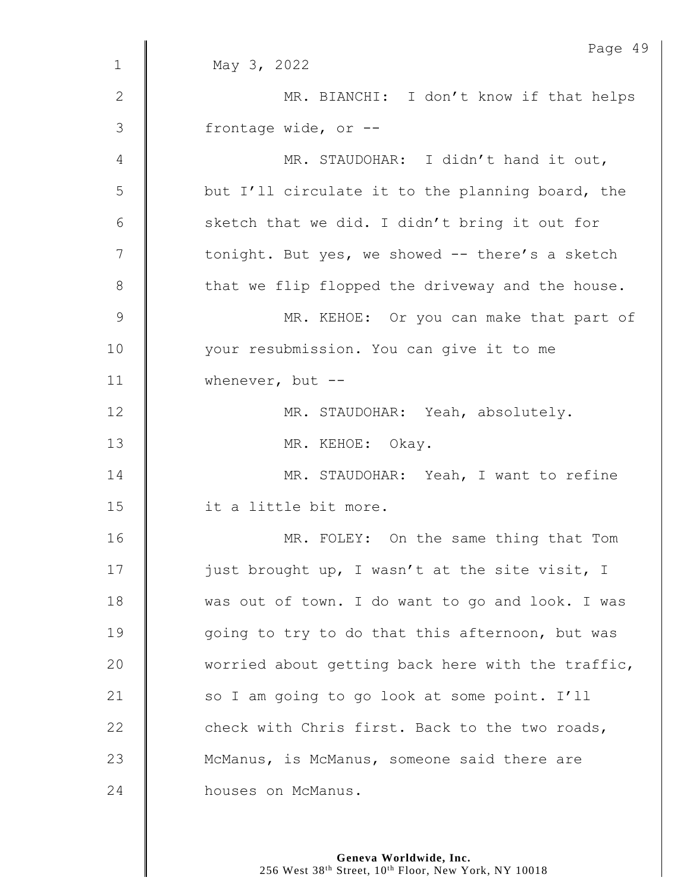May 3, 2022

MR. BIANCHI: I don't know if that helps frontage wide, or --

MR. STAUDOHAR: I didn't hand it out, but I'll circulate it to the planning board, the sketch that we did. I didn't bring it out for tonight. But yes, we showed -- there's a sketch that we flip flopped the driveway and the house.

MR. KEHOE: Or you can make that part of your resubmission. You can give it to me whenever, but --

MR. STAUDOHAR: Yeah, absolutely.

MR. KEHOE: Okay.

MR. STAUDOHAR: Yeah, I want to refine it a little bit more.

MR. FOLEY: On the same thing that Tom just brought up, I wasn't at the site visit, I was out of town. I do want to go and look. I was going to try to do that this afternoon, but was worried about getting back here with the traffic, so I am going to go look at some point. I'll check with Chris first. Back to the two roads, McManus, is McManus, someone said there are houses on McManus.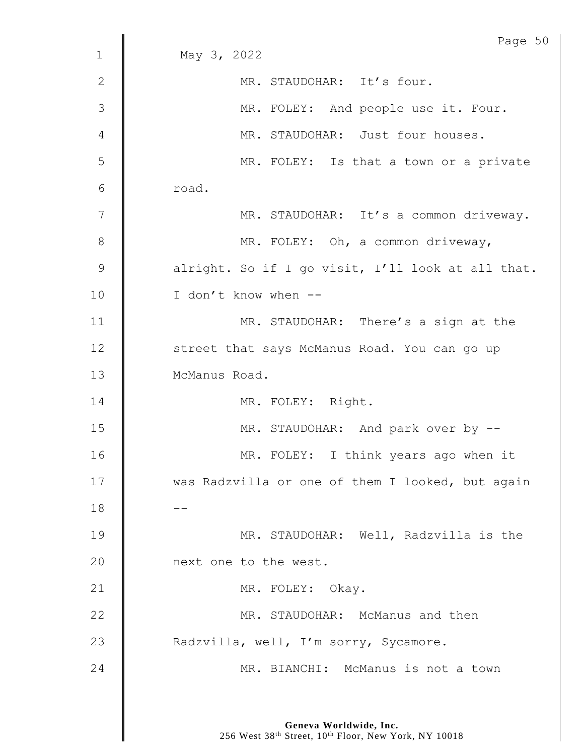May 3, 2022

MR. STAUDOHAR: It's four.

MR. FOLEY: And people use it. Four.

MR. STAUDOHAR: Just four houses.

MR. FOLEY: Is that a town or a private road.

MR. STAUDOHAR: It's a common driveway.

MR. FOLEY: Oh, a common driveway, alright. So if I go visit, I'll look at all that. I don't know when --

MR. STAUDOHAR: There's a sign at the street that says McManus Road. You can go up McManus Road.

MR. FOLEY: Right.

MR. STAUDOHAR: And park over by --

MR. FOLEY: I think years ago when it was Radzvilla or one of them I looked, but again --

MR. STAUDOHAR: Well, Radzvilla is the next one to the west.

MR. FOLEY: Okay.

MR. STAUDOHAR: McManus and then Radzvilla, well, I'm sorry, Sycamore.

MR. BIANCHI: McManus is not a town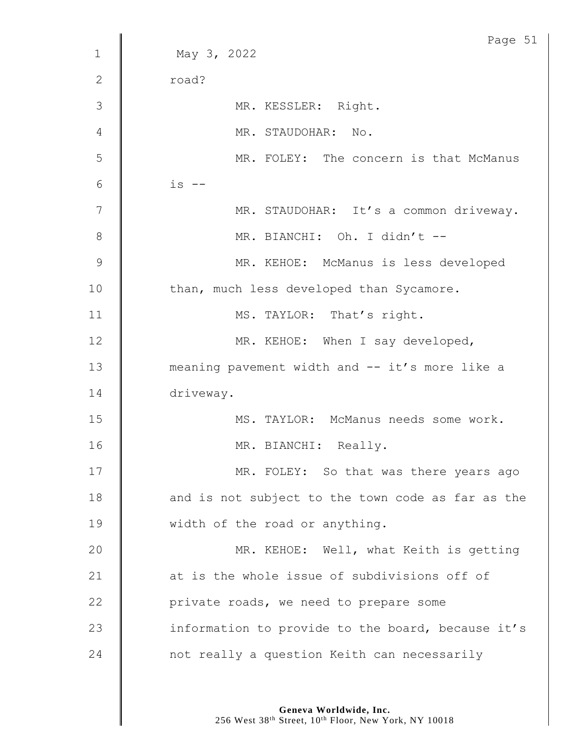May 3, 2022

road?

MR. KESSLER: Right.

MR. STAUDOHAR: No.

MR. FOLEY: The concern is that McManus is --

MR. STAUDOHAR: It's a common driveway.

MR. BIANCHI: Oh. I didn't --

MR. KEHOE: McManus is less developed than, much less developed than Sycamore.

MS. TAYLOR: That's right.

MR. KEHOE: When I say developed, meaning pavement width and -- it's more like a driveway.

MS. TAYLOR: McManus needs some work.

MR. BIANCHI: Really.

MR. FOLEY: So that was there years ago and is not subject to the town code as far as the width of the road or anything.

MR. KEHOE: Well, what Keith is getting at is the whole issue of subdivisions off of private roads, we need to prepare some information to provide to the board, because it's not really a question Keith can necessarily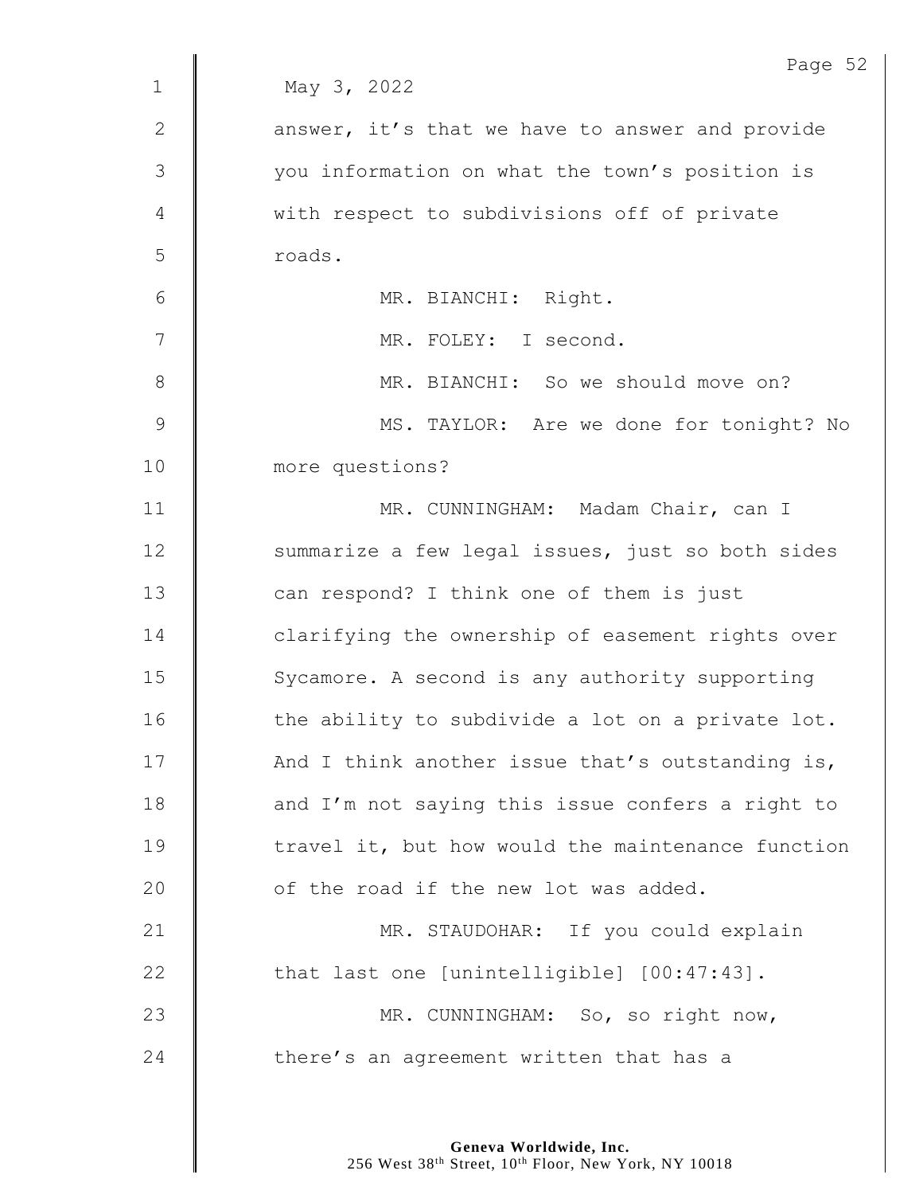May 3, 2022

answer, it's that we have to answer and provide you information on what the town's position is with respect to subdivisions off of private roads.

MR. BIANCHI: Right.

MR. FOLEY: I second.

MR. BIANCHI: So we should move on?

MS. TAYLOR: Are we done for tonight? No more questions?

MR. CUNNINGHAM: Madam Chair, can I summarize a few legal issues, just so both sides can respond? I think one of them is just clarifying the ownership of easement rights over Sycamore. A second is any authority supporting the ability to subdivide a lot on a private lot. And I think another issue that's outstanding is, and I'm not saying this issue confers a right to travel it, but how would the maintenance function of the road if the new lot was added.

MR. STAUDOHAR: If you could explain that last one [unintelligible] [00:47:43].

MR. CUNNINGHAM: So, so right now, there's an agreement written that has a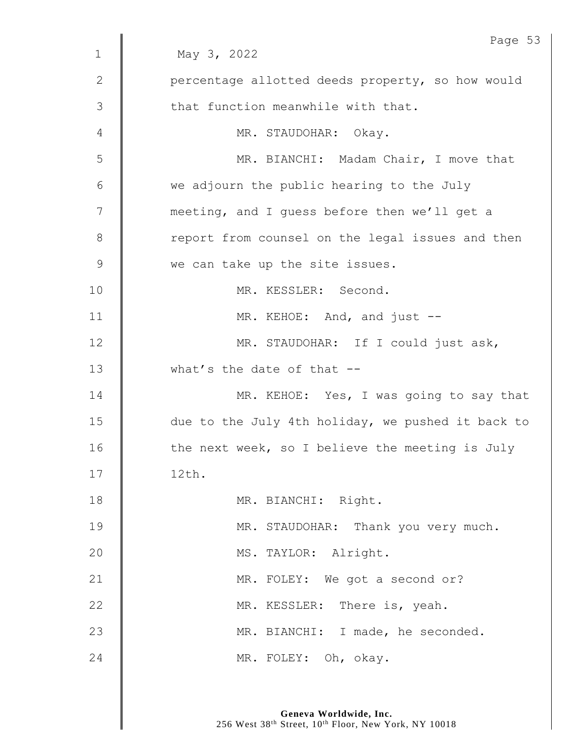May 3, 2022

percentage allotted deeds property, so how would that function meanwhile with that.

MR. STAUDOHAR: Okay.

MR. BIANCHI: Madam Chair, I move that we adjourn the public hearing to the July meeting, and I guess before then we'll get a report from counsel on the legal issues and then we can take up the site issues.

MR. KESSLER: Second.

MR. KEHOE: And, and just --

MR. STAUDOHAR: If I could just ask, what's the date of that --

MR. KEHOE: Yes, I was going to say that due to the July 4th holiday, we pushed it back to the next week, so I believe the meeting is July 12th.

MR. BIANCHI: Right.

MR. STAUDOHAR: Thank you very much.

MS. TAYLOR: Alright.

MR. FOLEY: We got a second or?

MR. KESSLER: There is, yeah.

MR. BIANCHI: I made, he seconded.

MR. FOLEY: Oh, okay.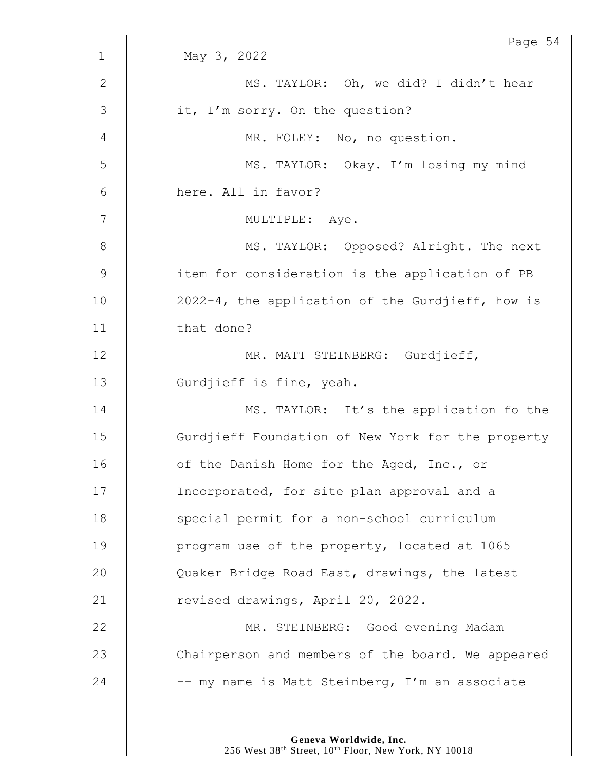May 3, 2022

MS. TAYLOR: Oh, we did? I didn't hear it, I'm sorry. On the question?

MR. FOLEY: No, no question.

MS. TAYLOR: Okay. I'm losing my mind here. All in favor?

MULTIPLE: Aye.

MS. TAYLOR: Opposed? Alright. The next item for consideration is the application of PB 2022-4, the application of the Gurdjieff, how is that done?

MR. MATT STEINBERG: Gurdjieff, Gurdjieff is fine, yeah.

MS. TAYLOR: It's the application fo the Gurdjieff Foundation of New York for the property of the Danish Home for the Aged, Inc., or Incorporated, for site plan approval and a special permit for a non-school curriculum program use of the property, located at 1065 Quaker Bridge Road East, drawings, the latest revised drawings, April 20, 2022.

MR. STEINBERG: Good evening Madam Chairperson and members of the board. We appeared -- my name is Matt Steinberg, I'm an associate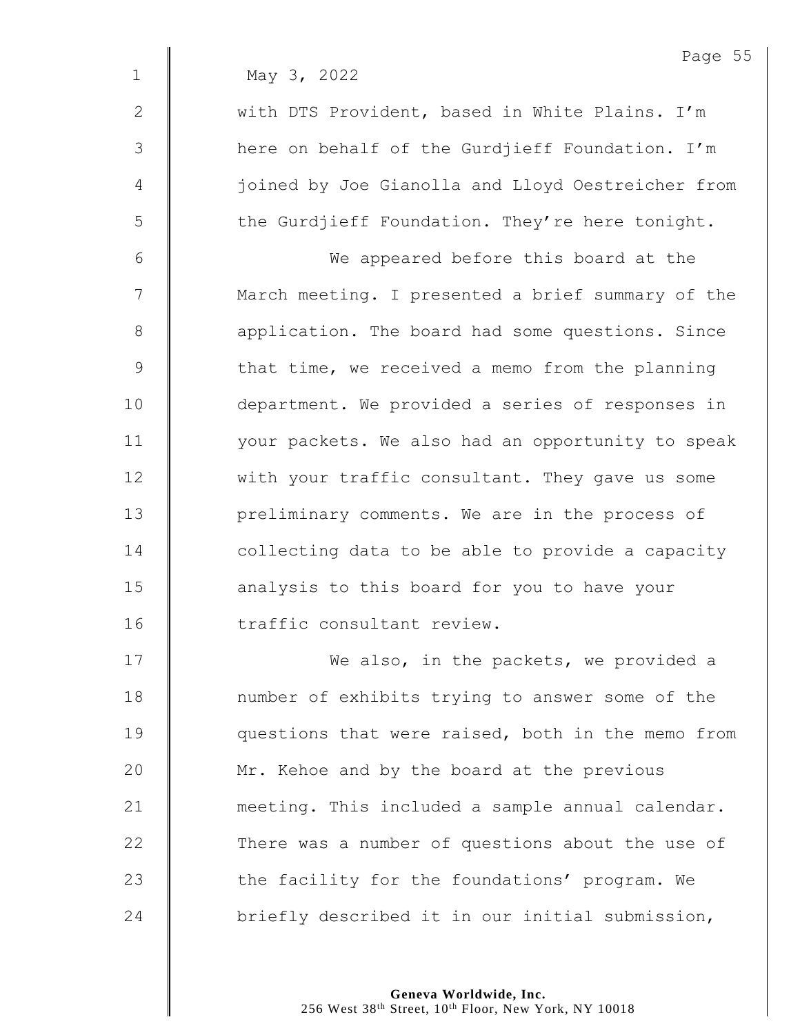May 3, 2022

with DTS Provident, based in White Plains. I'm here on behalf of the Gurdjieff Foundation. I'm joined by Joe Gianolla and Lloyd Oestreicher from the Gurdjieff Foundation. They're here tonight.

We appeared before this board at the March meeting. I presented a brief summary of the application. The board had some questions. Since that time, we received a memo from the planning department. We provided a series of responses in your packets. We also had an opportunity to speak with your traffic consultant. They gave us some preliminary comments. We are in the process of collecting data to be able to provide a capacity analysis to this board for you to have your traffic consultant review.

We also, in the packets, we provided a number of exhibits trying to answer some of the questions that were raised, both in the memo from Mr. Kehoe and by the board at the previous meeting. This included a sample annual calendar. There was a number of questions about the use of the facility for the foundations' program. We briefly described it in our initial submission,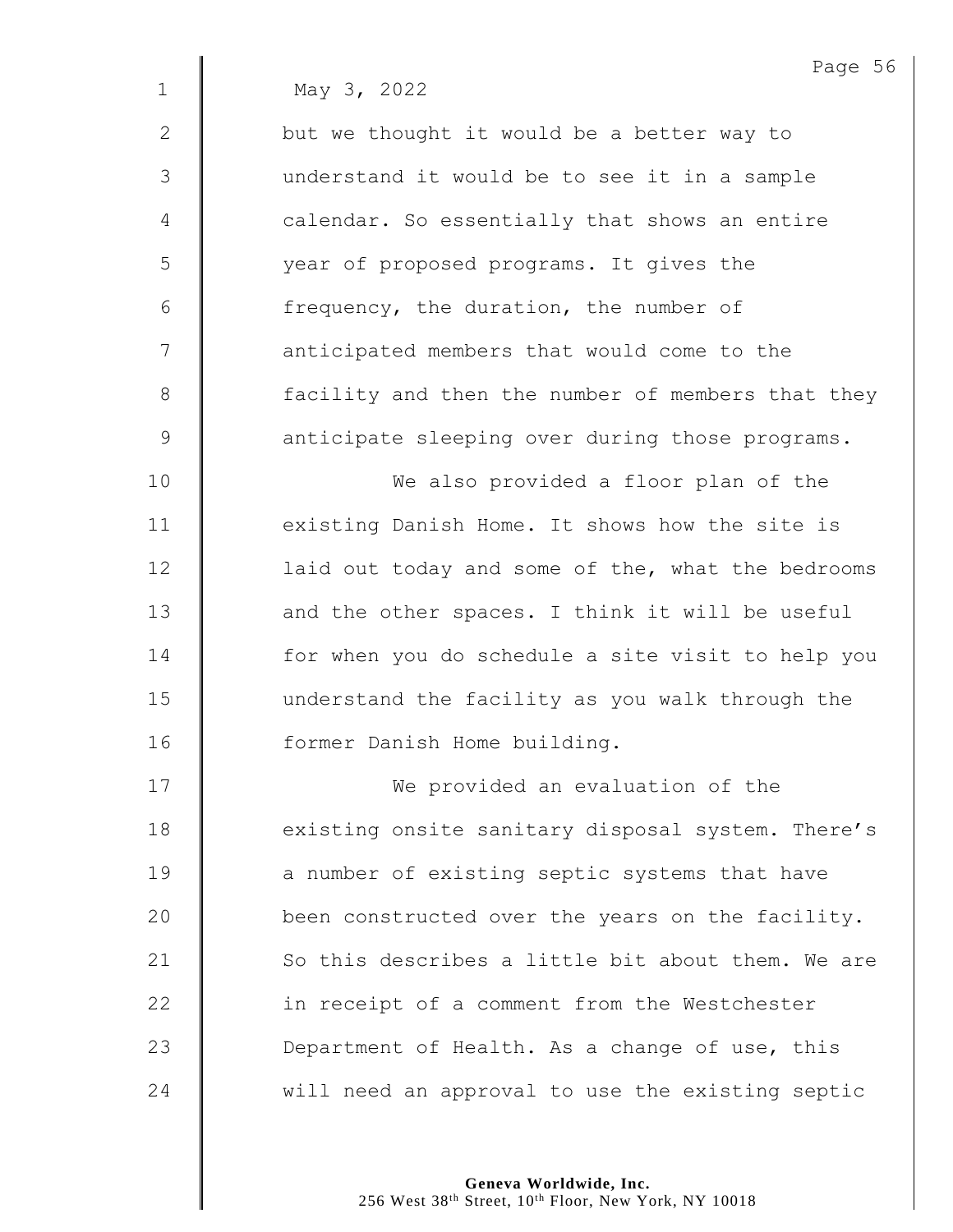May 3, 2022

but we thought it would be a better way to understand it would be to see it in a sample calendar. So essentially that shows an entire year of proposed programs. It gives the frequency, the duration, the number of anticipated members that would come to the facility and then the number of members that they anticipate sleeping over during those programs.

We also provided a floor plan of the existing Danish Home. It shows how the site is laid out today and some of the, what the bedrooms and the other spaces. I think it will be useful for when you do schedule a site visit to help you understand the facility as you walk through the former Danish Home building.

We provided an evaluation of the existing onsite sanitary disposal system. There's a number of existing septic systems that have been constructed over the years on the facility. So this describes a little bit about them. We are in receipt of a comment from the Westchester Department of Health. As a change of use, this will need an approval to use the existing septic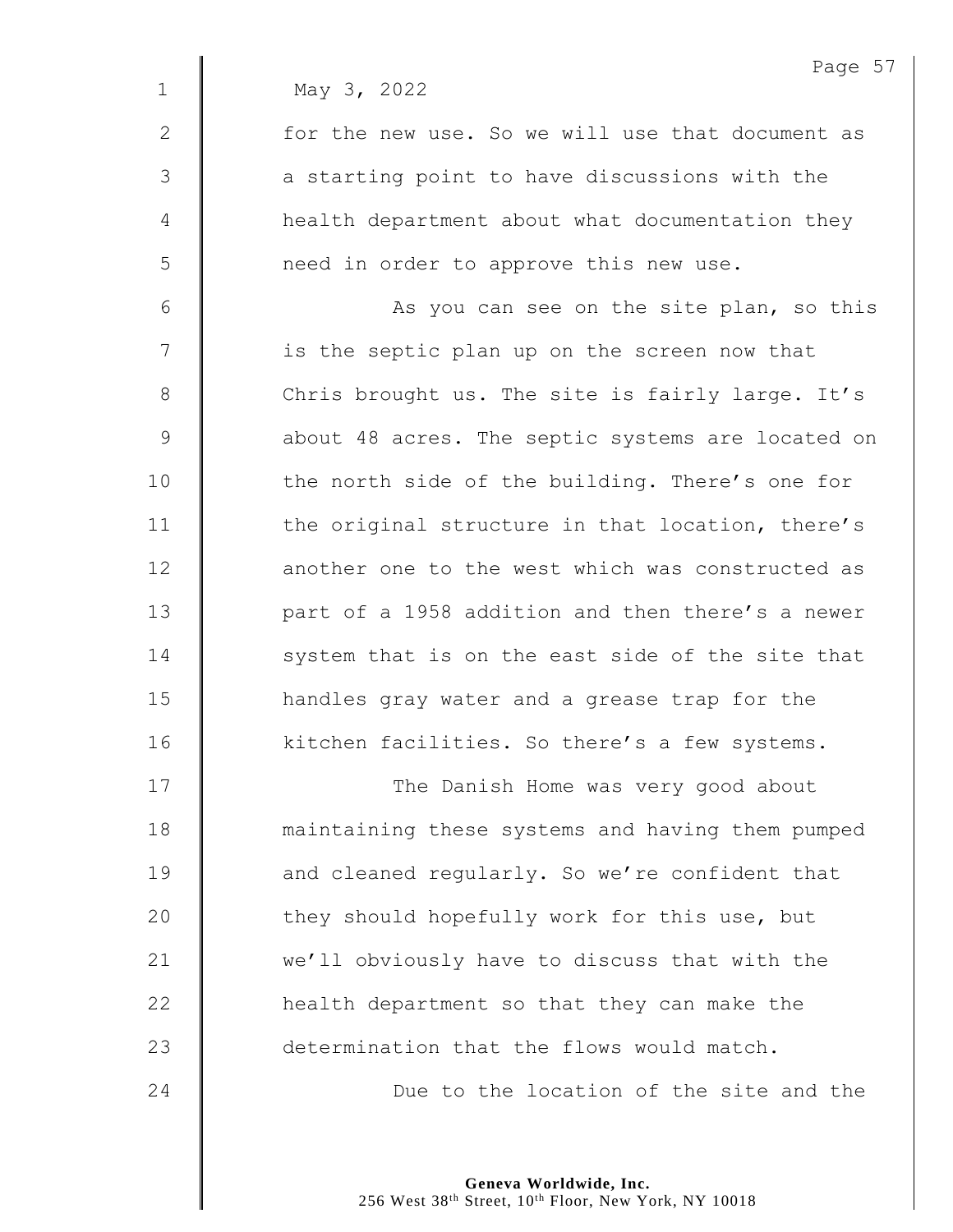May 3, 2022

for the new use. So we will use that document as a starting point to have discussions with the health department about what documentation they need in order to approve this new use.

As you can see on the site plan, so this is the septic plan up on the screen now that Chris brought us. The site is fairly large. It's about 48 acres. The septic systems are located on the north side of the building. There's one for the original structure in that location, there's another one to the west which was constructed as part of a 1958 addition and then there's a newer system that is on the east side of the site that handles gray water and a grease trap for the kitchen facilities. So there's a few systems.

The Danish Home was very good about maintaining these systems and having them pumped and cleaned regularly. So we're confident that they should hopefully work for this use, but we'll obviously have to discuss that with the health department so that they can make the determination that the flows would match.

Due to the location of the site and the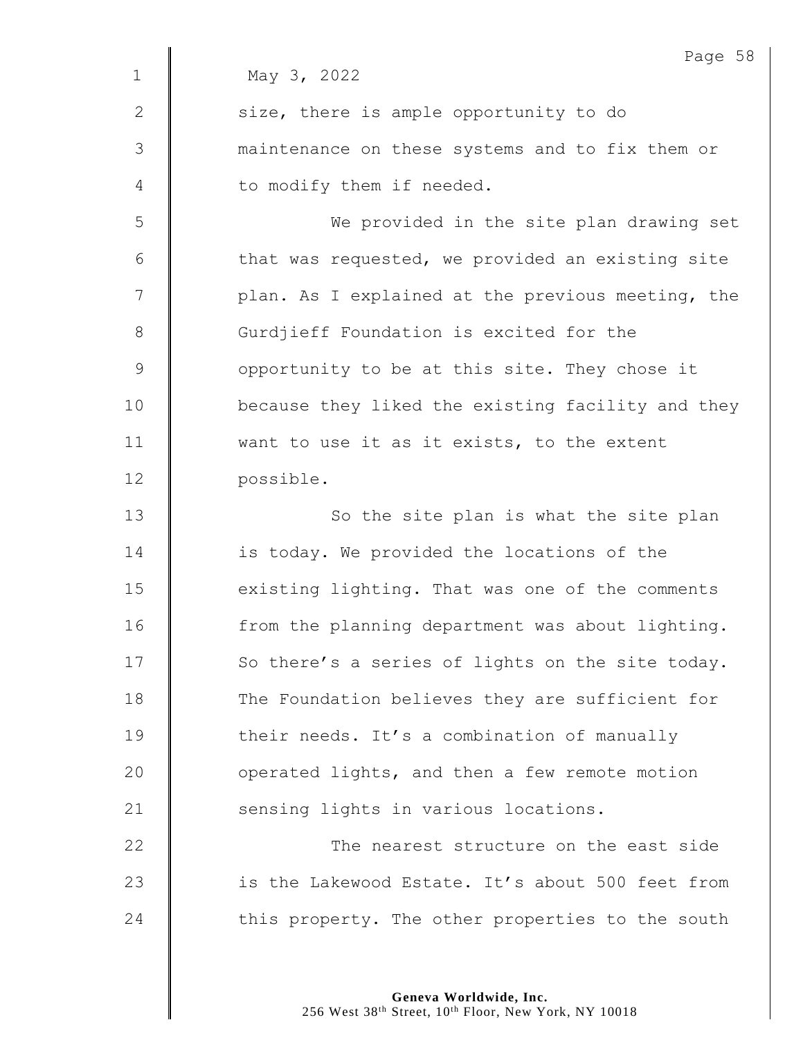May 3, 2022

size, there is ample opportunity to do maintenance on these systems and to fix them or to modify them if needed.

We provided in the site plan drawing set that was requested, we provided an existing site plan. As I explained at the previous meeting, the Gurdjieff Foundation is excited for the opportunity to be at this site. They chose it because they liked the existing facility and they want to use it as it exists, to the extent possible.

So the site plan is what the site plan is today. We provided the locations of the existing lighting. That was one of the comments from the planning department was about lighting. So there's a series of lights on the site today. The Foundation believes they are sufficient for their needs. It's a combination of manually operated lights, and then a few remote motion sensing lights in various locations.

The nearest structure on the east side is the Lakewood Estate. It's about 500 feet from this property. The other properties to the south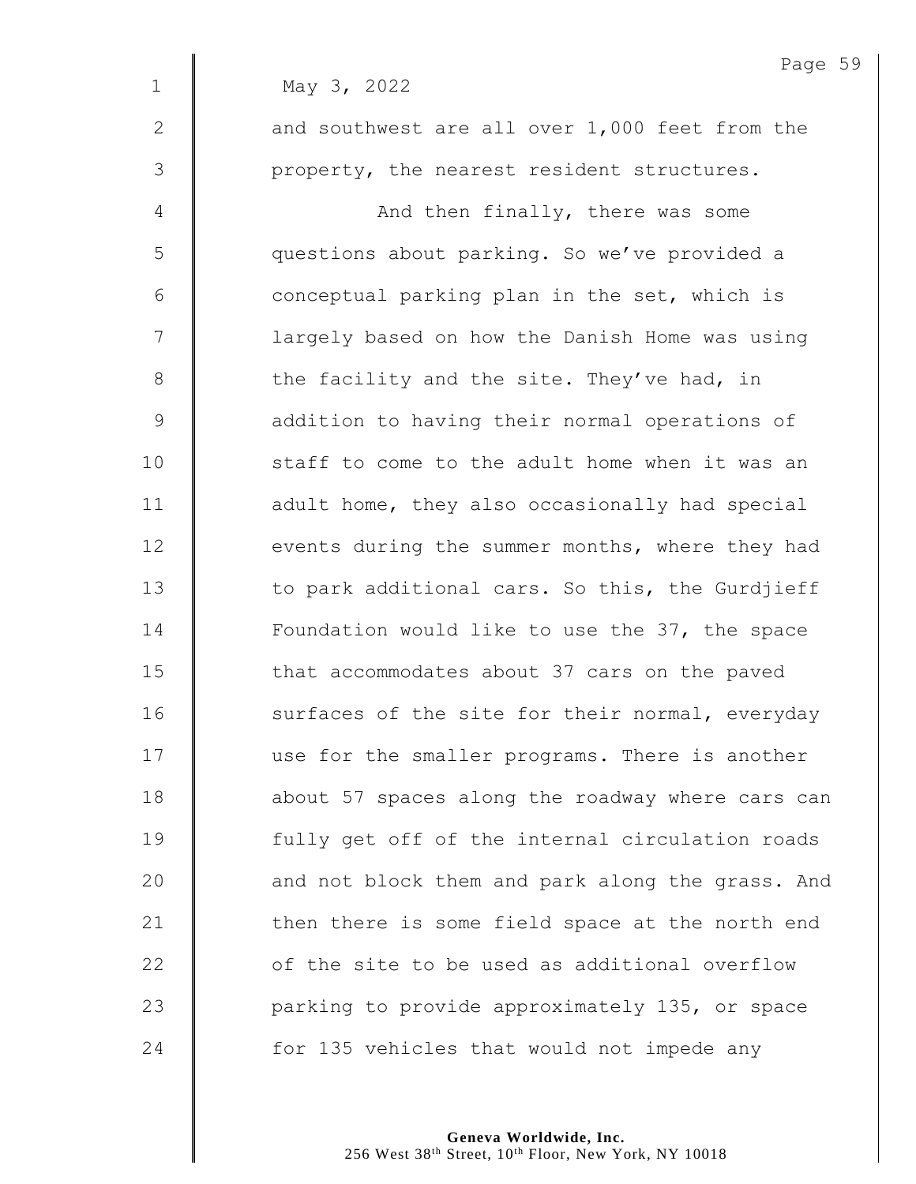May 3, 2022

and southwest are all over 1,000 feet from the property, the nearest resident structures.

And then finally, there was some questions about parking. So we've provided a conceptual parking plan in the set, which is largely based on how the Danish Home was using the facility and the site. They've had, in addition to having their normal operations of staff to come to the adult home when it was an adult home, they also occasionally had special events during the summer months, where they had to park additional cars. So this, the Gurdjieff Foundation would like to use the 37, the space that accommodates about 37 cars on the paved surfaces of the site for their normal, everyday use for the smaller programs. There is another about 57 spaces along the roadway where cars can fully get off of the internal circulation roads and not block them and park along the grass. And then there is some field space at the north end of the site to be used as additional overflow parking to provide approximately 135, or space for 135 vehicles that would not impede any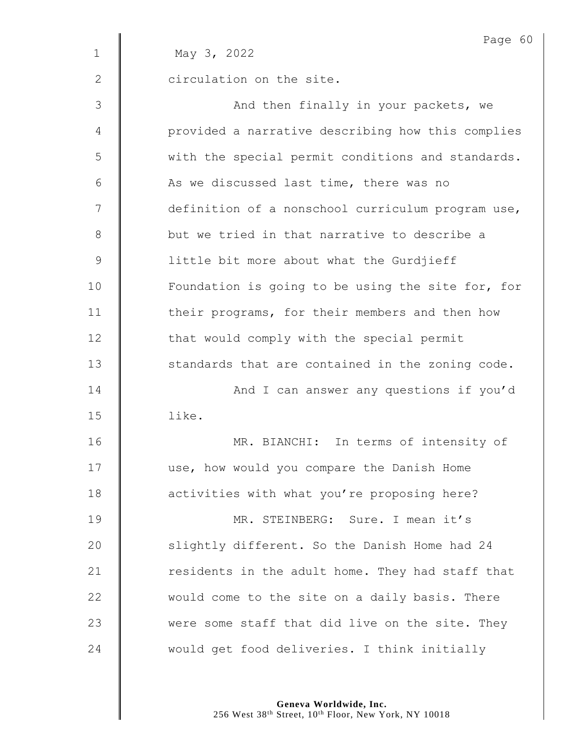May 3, 2022

circulation on the site.

And then finally in your packets, we provided a narrative describing how this complies with the special permit conditions and standards. As we discussed last time, there was no definition of a nonschool curriculum program use, but we tried in that narrative to describe a little bit more about what the Gurdjieff Foundation is going to be using the site for, for their programs, for their members and then how that would comply with the special permit standards that are contained in the zoning code.

And I can answer any questions if you'd like.

MR. BIANCHI: In terms of intensity of use, how would you compare the Danish Home activities with what you're proposing here?

MR. STEINBERG: Sure. I mean it's slightly different. So the Danish Home had 24 residents in the adult home. They had staff that would come to the site on a daily basis. There were some staff that did live on the site. They would get food deliveries. I think initially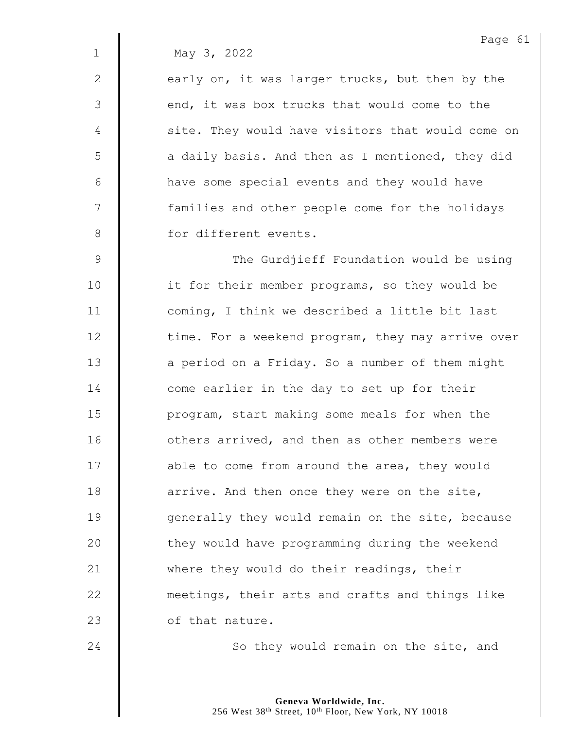May 3, 2022

early on, it was larger trucks, but then by the end, it was box trucks that would come to the site. They would have visitors that would come on a daily basis. And then as I mentioned, they did have some special events and they would have families and other people come for the holidays for different events.

The Gurdjieff Foundation would be using it for their member programs, so they would be coming, I think we described a little bit last time. For a weekend program, they may arrive over a period on a Friday. So a number of them might come earlier in the day to set up for their program, start making some meals for when the others arrived, and then as other members were able to come from around the area, they would arrive. And then once they were on the site, generally they would remain on the site, because they would have programming during the weekend where they would do their readings, their meetings, their arts and crafts and things like of that nature.

So they would remain on the site, and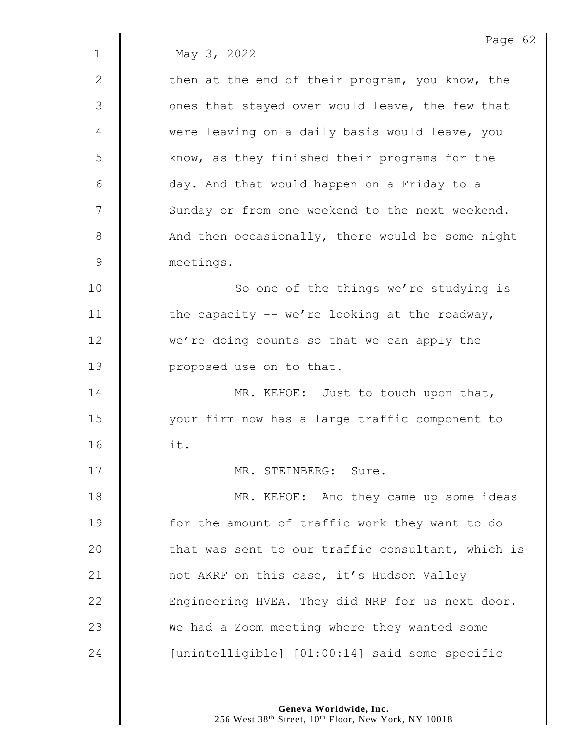May 3, 2022

then at the end of their program, you know, the ones that stayed over would leave, the few that were leaving on a daily basis would leave, you know, as they finished their programs for the day. And that would happen on a Friday to a Sunday or from one weekend to the next weekend. And then occasionally, there would be some night meetings.

So one of the things we're studying is the capacity -- we're looking at the roadway, we're doing counts so that we can apply the proposed use on to that.

MR. KEHOE: Just to touch upon that, your firm now has a large traffic component to it.

MR. STEINBERG: Sure.

MR. KEHOE: And they came up some ideas for the amount of traffic work they want to do that was sent to our traffic consultant, which is not AKRF on this case, it's Hudson Valley Engineering HVEA. They did NRP for us next door. We had a Zoom meeting where they wanted some [unintelligible] [01:00:14] said some specific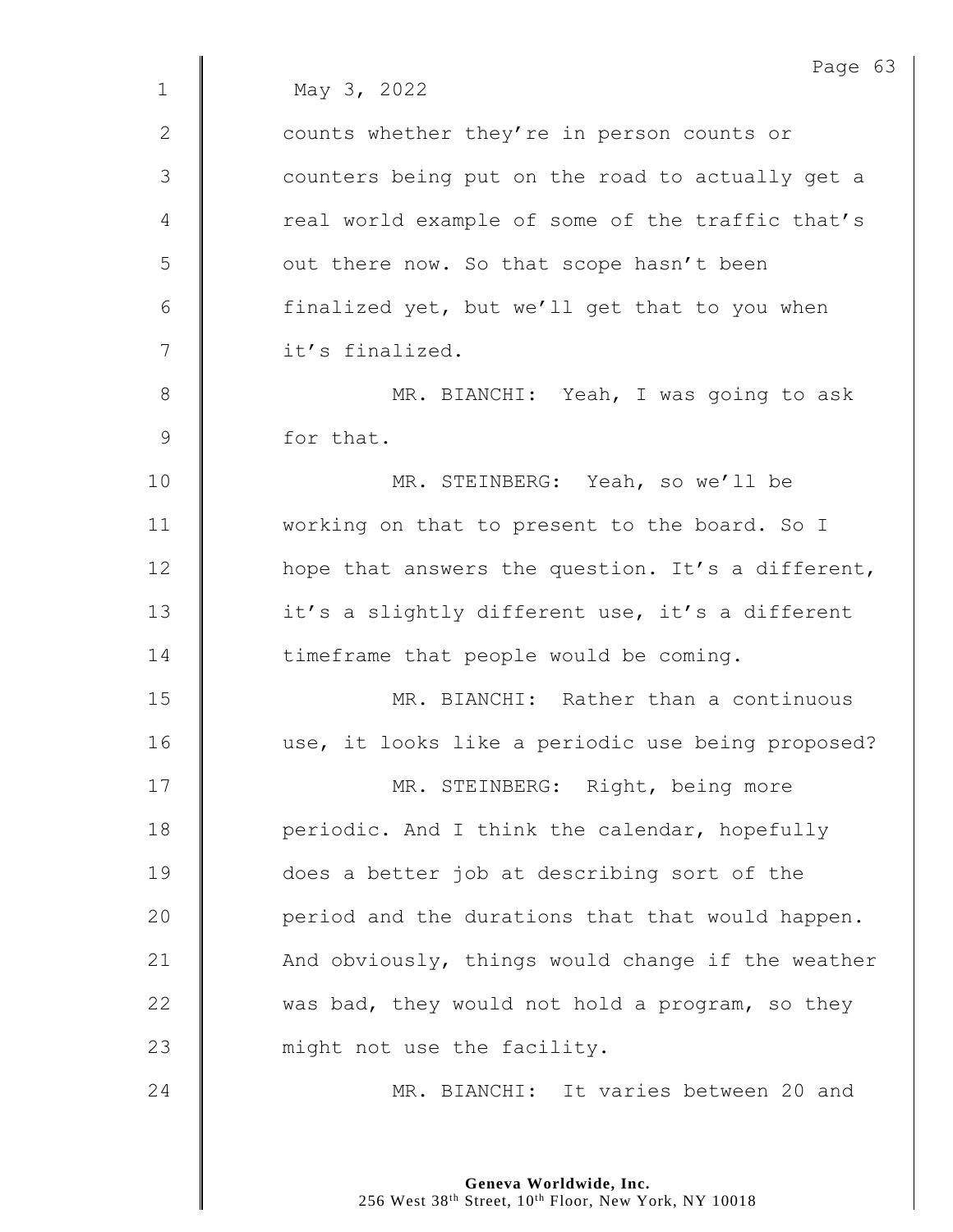May 3, 2022

counts whether they're in person counts or counters being put on the road to actually get a real world example of some of the traffic that's out there now. So that scope hasn't been finalized yet, but we'll get that to you when it's finalized.

MR. BIANCHI: Yeah, I was going to ask for that.

MR. STEINBERG: Yeah, so we'll be working on that to present to the board. So I hope that answers the question. It's a different, it's a slightly different use, it's a different timeframe that people would be coming.

MR. BIANCHI: Rather than a continuous use, it looks like a periodic use being proposed?

MR. STEINBERG: Right, being more periodic. And I think the calendar, hopefully does a better job at describing sort of the period and the durations that that would happen. And obviously, things would change if the weather was bad, they would not hold a program, so they might not use the facility.

MR. BIANCHI: It varies between 20 and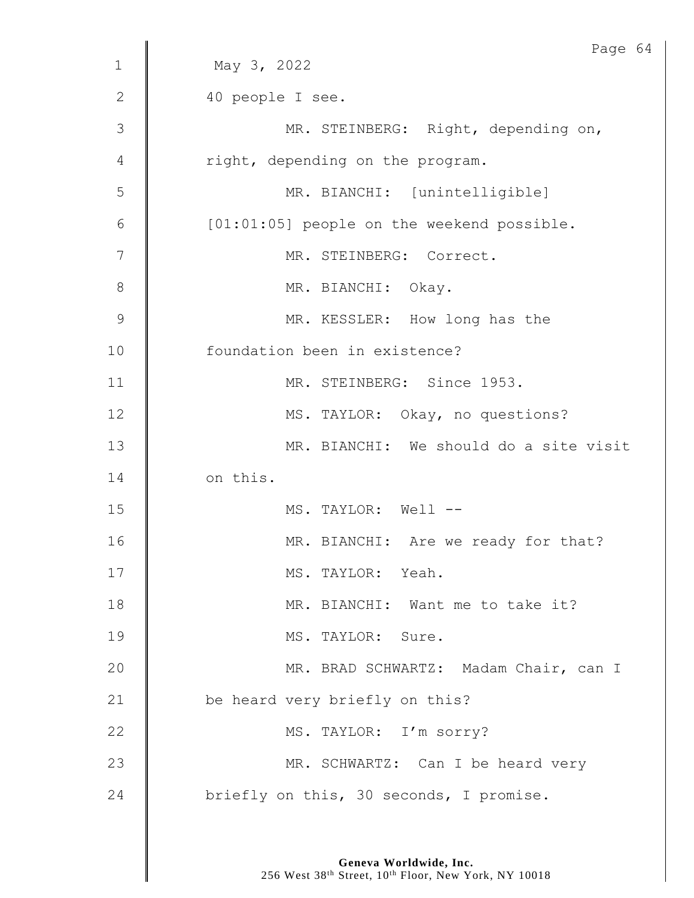May 3, 2022

40 people I see.

MR. STEINBERG: Right, depending on, right, depending on the program.

MR. BIANCHI: [unintelligible] [01:01:05] people on the weekend possible.

MR. STEINBERG: Correct.

MR. BIANCHI: Okay.

MR. KESSLER: How long has the foundation been in existence?

MR. STEINBERG: Since 1953.

MS. TAYLOR: Okay, no questions?

MR. BIANCHI: We should do a site visit on this.

MS. TAYLOR: Well --

MR. BIANCHI: Are we ready for that?

MS. TAYLOR: Yeah.

MR. BIANCHI: Want me to take it?

MS. TAYLOR: Sure.

MR. BRAD SCHWARTZ: Madam Chair, can I be heard very briefly on this?

MS. TAYLOR: I'm sorry?

MR. SCHWARTZ: Can I be heard very briefly on this, 30 seconds, I promise.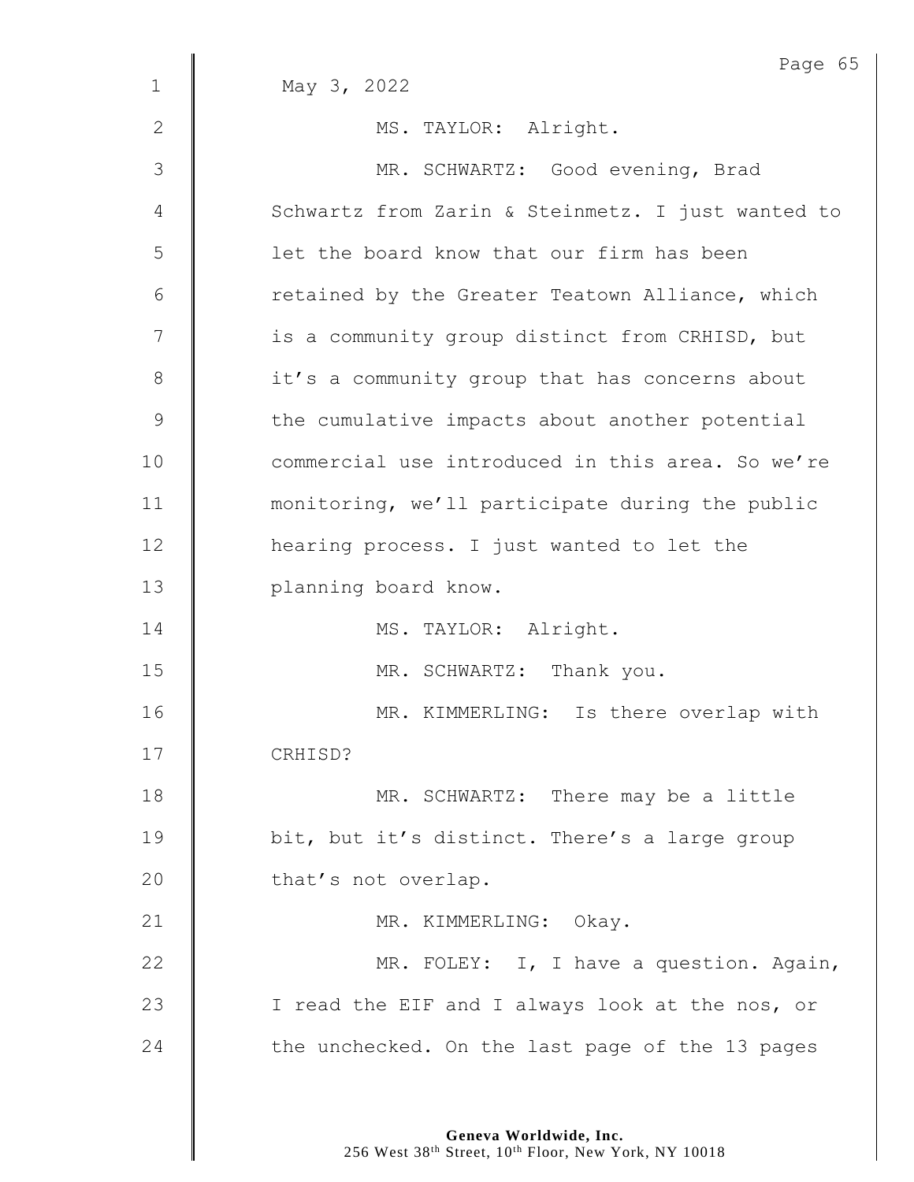May 3, 2022

MS. TAYLOR: Alright.

MR. SCHWARTZ: Good evening, Brad Schwartz from Zarin & Steinmetz. I just wanted to let the board know that our firm has been retained by the Greater Teatown Alliance, which is a community group distinct from CRHISD, but it's a community group that has concerns about the cumulative impacts about another potential commercial use introduced in this area. So we're monitoring, we'll participate during the public hearing process. I just wanted to let the planning board know.

MS. TAYLOR: Alright.

MR. SCHWARTZ: Thank you.

MR. KIMMERLING: Is there overlap with CRHISD?

MR. SCHWARTZ: There may be a little bit, but it's distinct. There's a large group that's not overlap.

MR. KIMMERLING: Okay.

MR. FOLEY: I, I have a question. Again, I read the EIF and I always look at the nos, or the unchecked. On the last page of the 13 pages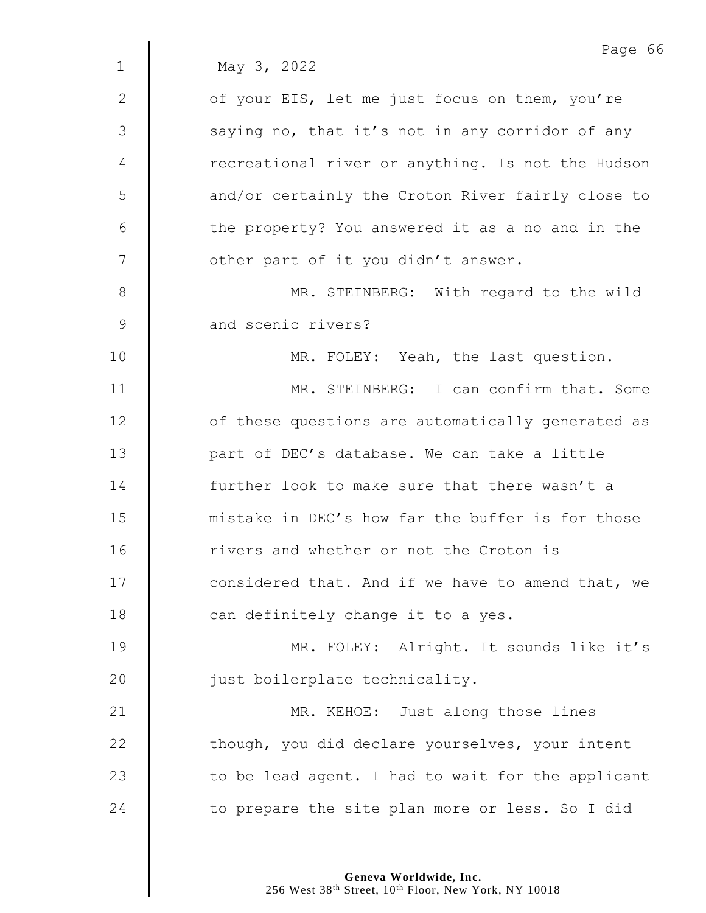May 3, 2022

of your EIS, let me just focus on them, you're saying no, that it's not in any corridor of any recreational river or anything. Is not the Hudson and/or certainly the Croton River fairly close to the property? You answered it as a no and in the other part of it you didn't answer.

MR. STEINBERG: With regard to the wild and scenic rivers?

MR. FOLEY: Yeah, the last question.

MR. STEINBERG: I can confirm that. Some of these questions are automatically generated as part of DEC's database. We can take a little further look to make sure that there wasn't a mistake in DEC's how far the buffer is for those rivers and whether or not the Croton is considered that. And if we have to amend that, we can definitely change it to a yes.

MR. FOLEY: Alright. It sounds like it's just boilerplate technicality.

MR. KEHOE: Just along those lines though, you did declare yourselves, your intent to be lead agent. I had to wait for the applicant to prepare the site plan more or less. So I did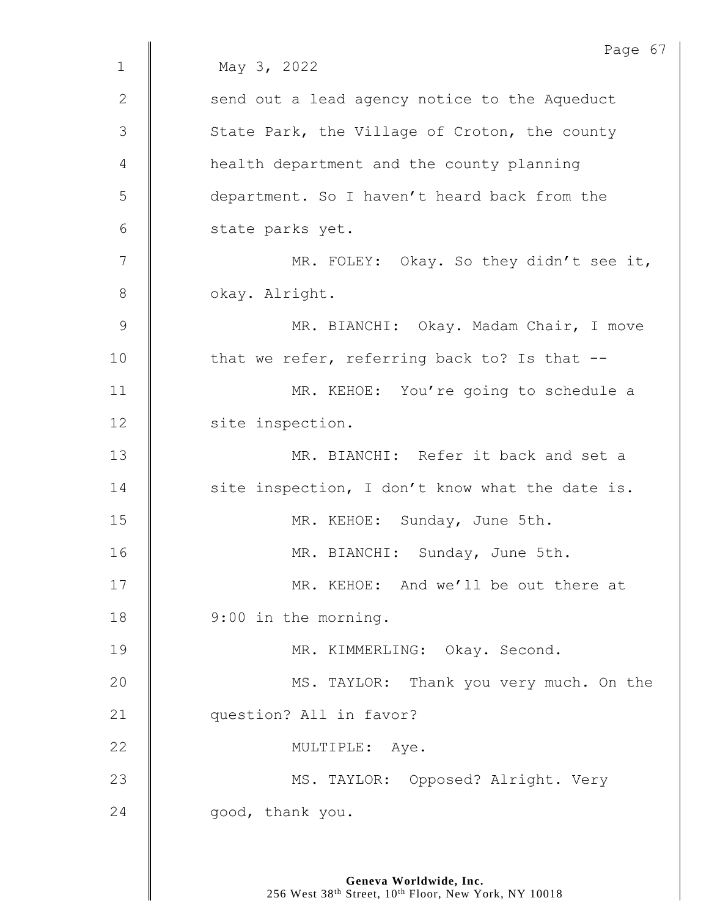May 3, 2022

send out a lead agency notice to the Aqueduct State Park, the Village of Croton, the county health department and the county planning department. So I haven't heard back from the state parks yet.

MR. FOLEY: Okay. So they didn't see it, okay. Alright.

MR. BIANCHI: Okay. Madam Chair, I move that we refer, referring back to? Is that --

MR. KEHOE: You're going to schedule a site inspection.

MR. BIANCHI: Refer it back and set a site inspection, I don't know what the date is.

MR. KEHOE: Sunday, June 5th.

MR. BIANCHI: Sunday, June 5th.

MR. KEHOE: And we'll be out there at 9:00 in the morning.

MR. KIMMERLING: Okay. Second.

MS. TAYLOR: Thank you very much. On the question? All in favor?

MULTIPLE: Aye.

MS. TAYLOR: Opposed? Alright. Very good, thank you.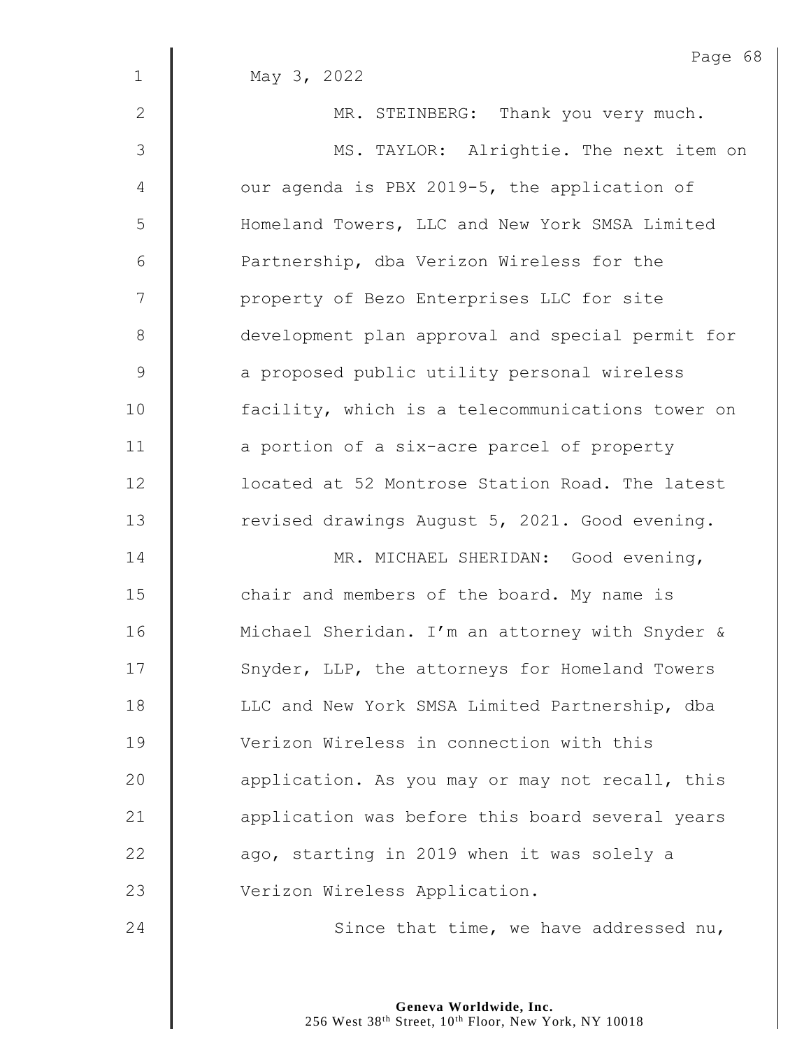May 3, 2022

MR. STEINBERG: Thank you very much.

MS. TAYLOR: Alrightie. The next item on our agenda is PBX 2019-5, the application of Homeland Towers, LLC and New York SMSA Limited Partnership, dba Verizon Wireless for the property of Bezo Enterprises LLC for site development plan approval and special permit for a proposed public utility personal wireless facility, which is a telecommunications tower on a portion of a six-acre parcel of property located at 52 Montrose Station Road. The latest revised drawings August 5, 2021. Good evening.

MR. MICHAEL SHERIDAN: Good evening, chair and members of the board. My name is Michael Sheridan. I'm an attorney with Snyder & Snyder, LLP, the attorneys for Homeland Towers LLC and New York SMSA Limited Partnership, dba Verizon Wireless in connection with this application. As you may or may not recall, this application was before this board several years ago, starting in 2019 when it was solely a Verizon Wireless Application.

Since that time, we have addressed nu,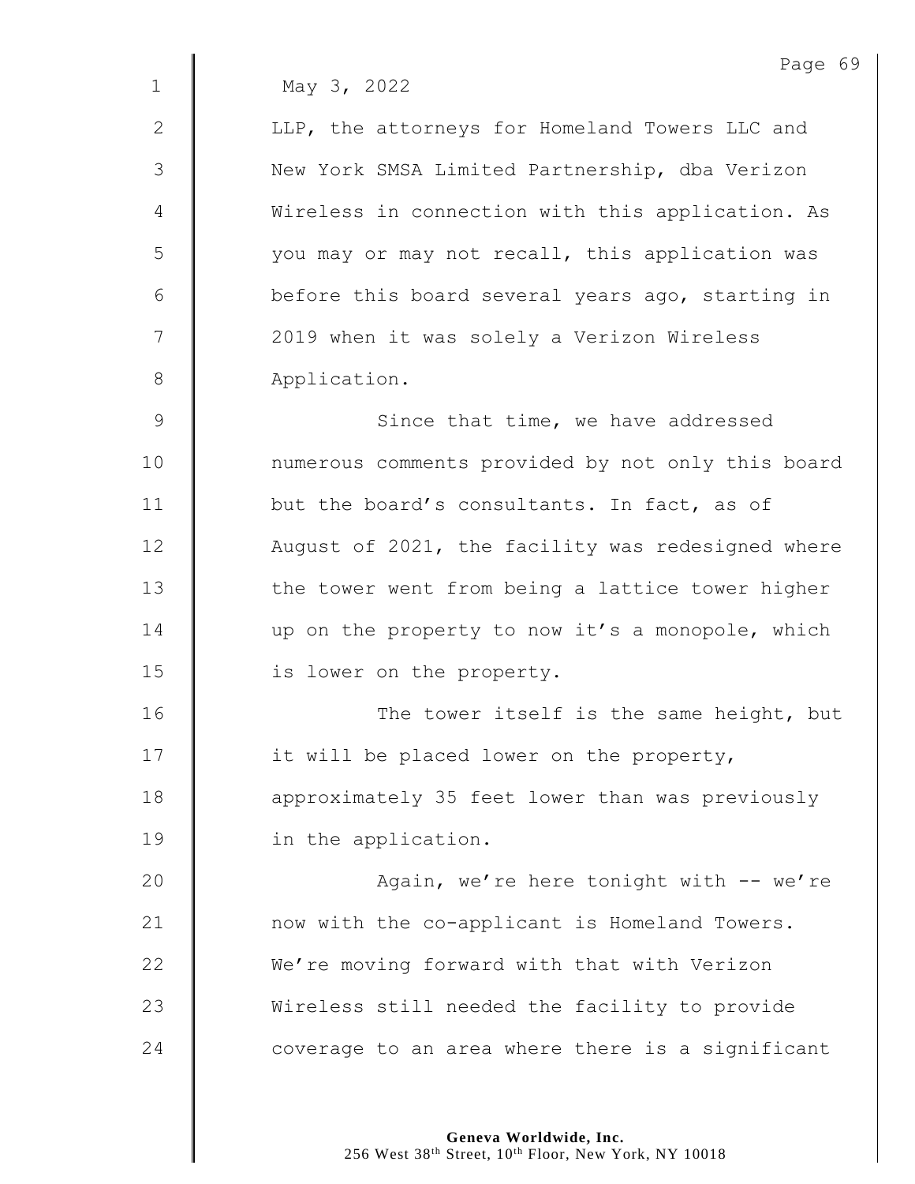May 3, 2022

LLP, the attorneys for Homeland Towers LLC and New York SMSA Limited Partnership, dba Verizon Wireless in connection with this application. As you may or may not recall, this application was before this board several years ago, starting in 2019 when it was solely a Verizon Wireless Application.

Since that time, we have addressed numerous comments provided by not only this board but the board's consultants. In fact, as of August of 2021, the facility was redesigned where the tower went from being a lattice tower higher up on the property to now it's a monopole, which is lower on the property.

The tower itself is the same height, but it will be placed lower on the property, approximately 35 feet lower than was previously in the application.

Again, we're here tonight with -- we're now with the co-applicant is Homeland Towers. We're moving forward with that with Verizon Wireless still needed the facility to provide coverage to an area where there is a significant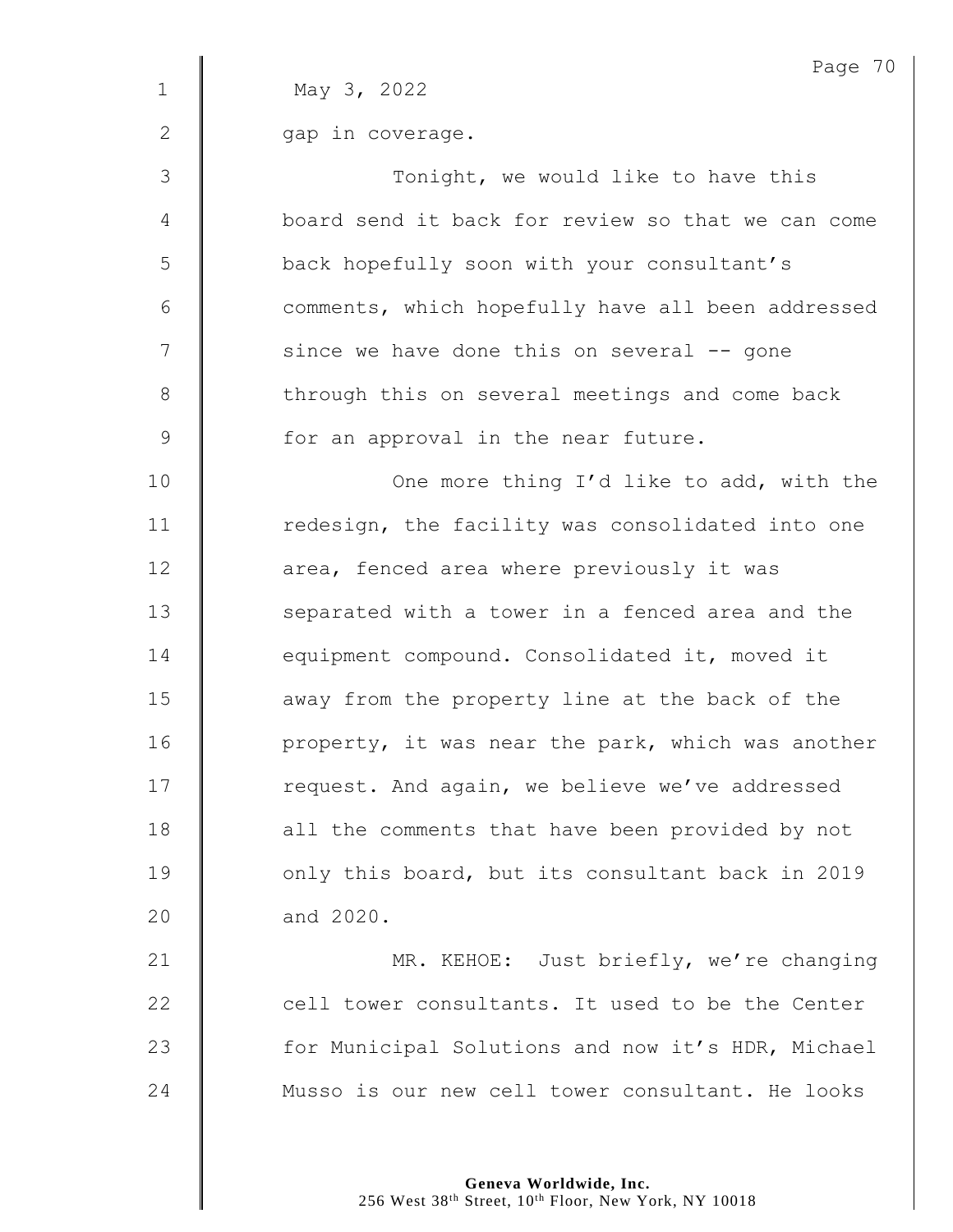May 3, 2022

gap in coverage.

Tonight, we would like to have this board send it back for review so that we can come back hopefully soon with your consultant's comments, which hopefully have all been addressed since we have done this on several -- gone through this on several meetings and come back for an approval in the near future.

One more thing I'd like to add, with the redesign, the facility was consolidated into one area, fenced area where previously it was separated with a tower in a fenced area and the equipment compound. Consolidated it, moved it away from the property line at the back of the property, it was near the park, which was another request. And again, we believe we've addressed all the comments that have been provided by not only this board, but its consultant back in 2019 and 2020.

MR. KEHOE: Just briefly, we're changing cell tower consultants. It used to be the Center for Municipal Solutions and now it's HDR, Michael Musso is our new cell tower consultant. He looks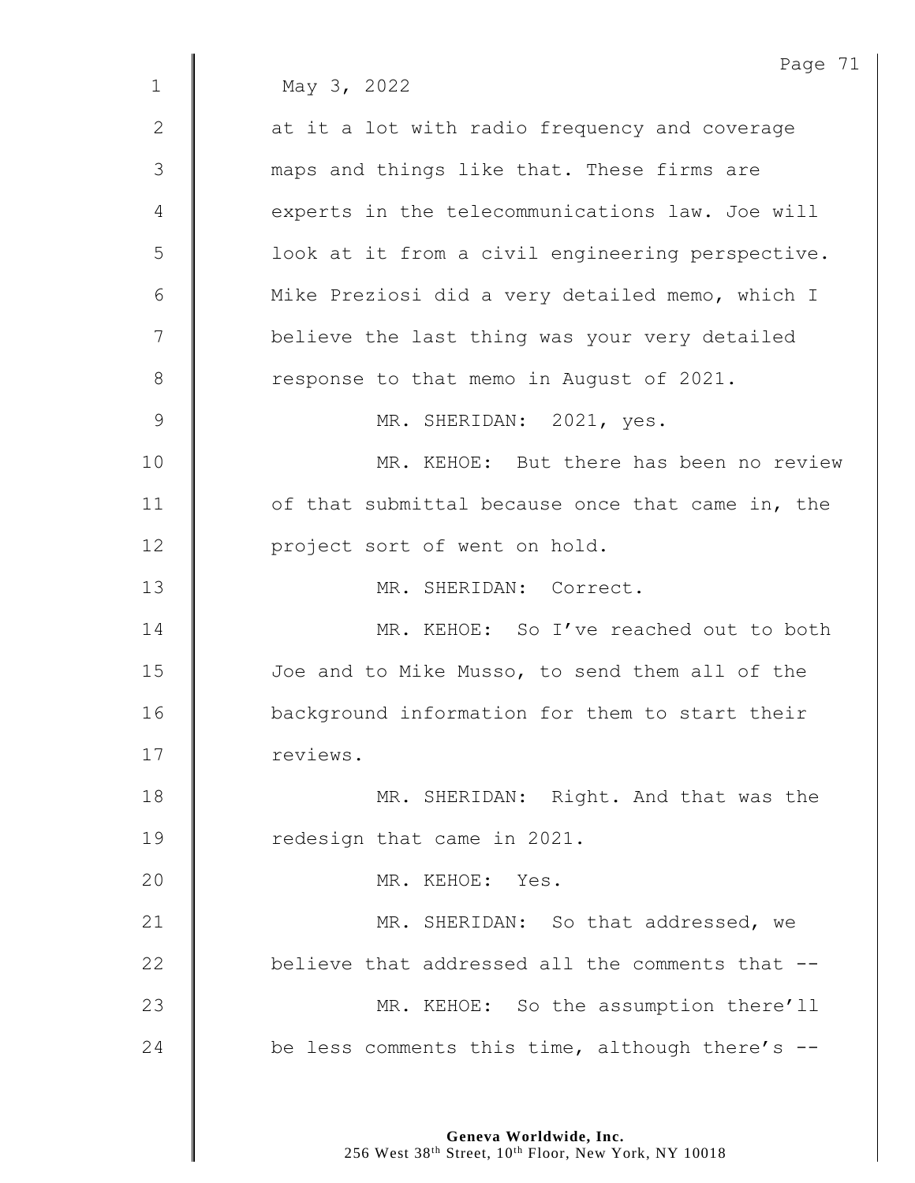May 3, 2022

at it a lot with radio frequency and coverage maps and things like that. These firms are experts in the telecommunications law. Joe will look at it from a civil engineering perspective. Mike Preziosi did a very detailed memo, which I believe the last thing was your very detailed response to that memo in August of 2021.

MR. SHERIDAN: 2021, yes.

MR. KEHOE: But there has been no review of that submittal because once that came in, the project sort of went on hold.

MR. SHERIDAN: Correct.

MR. KEHOE: So I've reached out to both Joe and to Mike Musso, to send them all of the background information for them to start their reviews.

MR. SHERIDAN: Right. And that was the redesign that came in 2021.

MR. KEHOE: Yes.

MR. SHERIDAN: So that addressed, we believe that addressed all the comments that --

MR. KEHOE: So the assumption there'll be less comments this time, although there's --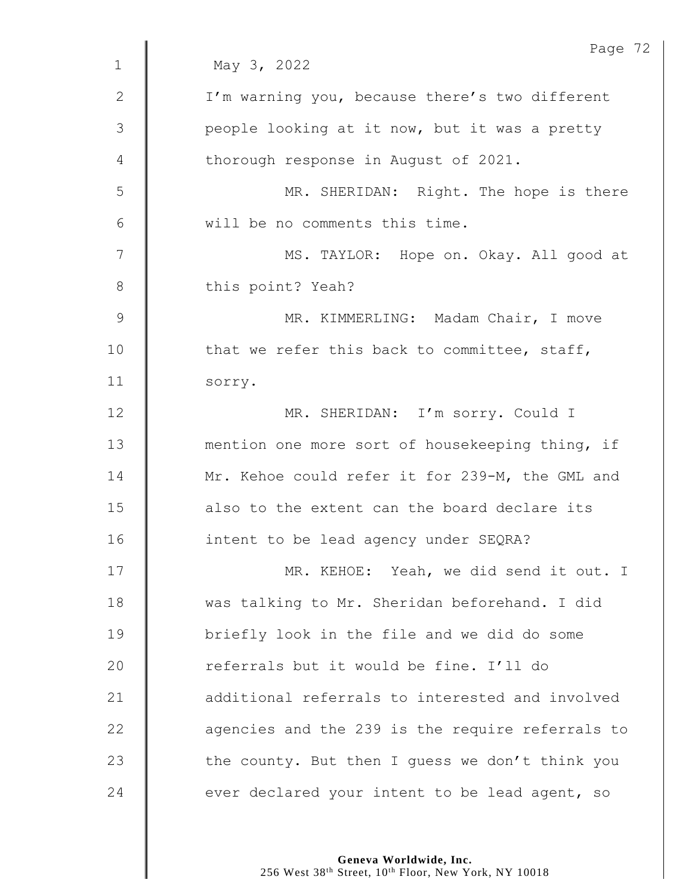May 3, 2022

I'm warning you, because there's two different people looking at it now, but it was a pretty thorough response in August of 2021.

MR. SHERIDAN: Right. The hope is there will be no comments this time.

MS. TAYLOR: Hope on. Okay. All good at this point? Yeah?

MR. KIMMERLING: Madam Chair, I move that we refer this back to committee, staff, sorry.

MR. SHERIDAN: I'm sorry. Could I mention one more sort of housekeeping thing, if Mr. Kehoe could refer it for 239-M, the GML and also to the extent can the board declare its intent to be lead agency under SEQRA?

MR. KEHOE: Yeah, we did send it out. I was talking to Mr. Sheridan beforehand. I did briefly look in the file and we did do some referrals but it would be fine. I'll do additional referrals to interested and involved agencies and the 239 is the require referrals to the county. But then I guess we don't think you ever declared your intent to be lead agent, so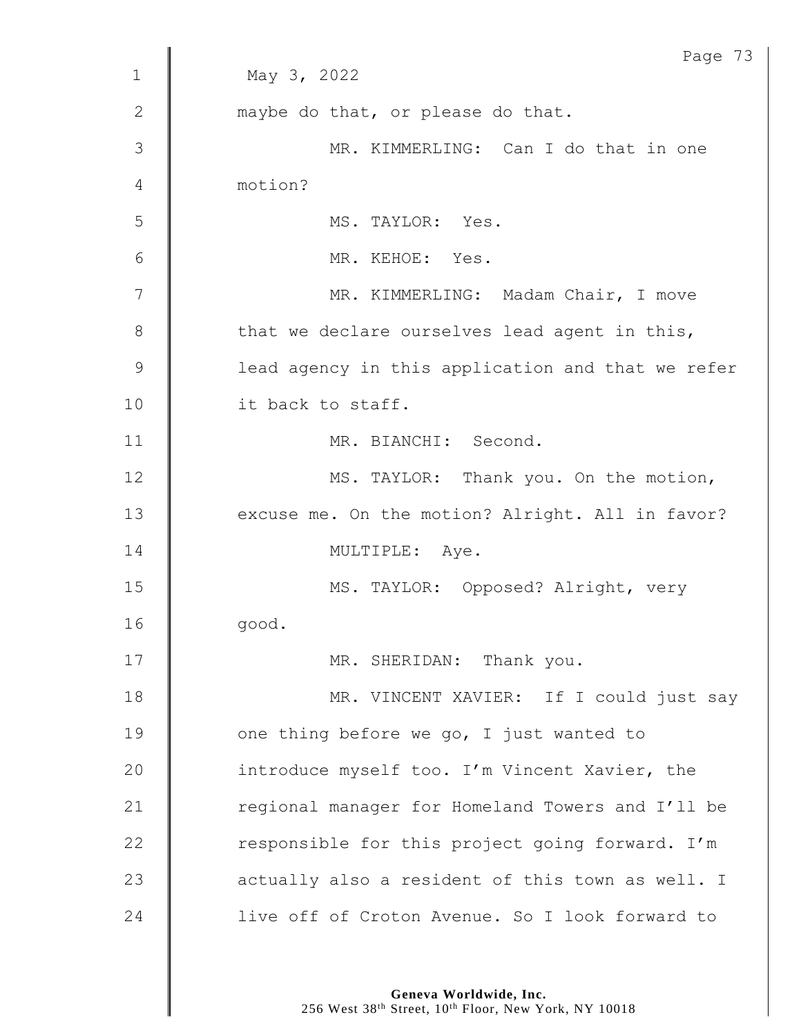May 3, 2022

maybe do that, or please do that.

MR. KIMMERLING: Can I do that in one motion?

MS. TAYLOR: Yes.

MR. KEHOE: Yes.

MR. KIMMERLING: Madam Chair, I move that we declare ourselves lead agent in this, lead agency in this application and that we refer it back to staff.

MR. BIANCHI: Second.

MS. TAYLOR: Thank you. On the motion, excuse me. On the motion? Alright. All in favor?

MULTIPLE: Aye.

MS. TAYLOR: Opposed? Alright, very good.

MR. SHERIDAN: Thank you.

MR. VINCENT XAVIER: If I could just say one thing before we go, I just wanted to introduce myself too. I'm Vincent Xavier, the regional manager for Homeland Towers and I'll be responsible for this project going forward. I'm actually also a resident of this town as well. I live off of Croton Avenue. So I look forward to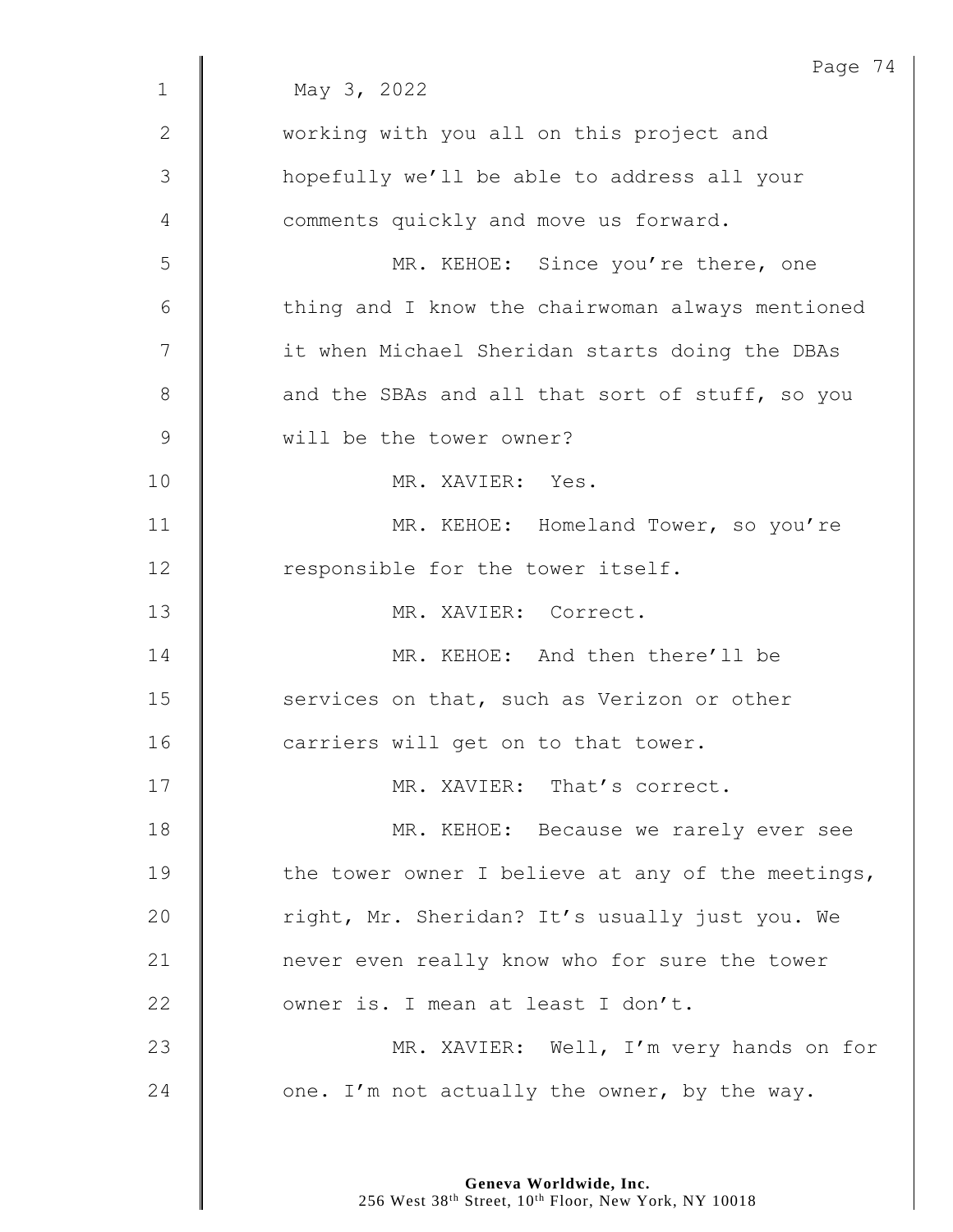May 3, 2022

working with you all on this project and hopefully we'll be able to address all your comments quickly and move us forward.

MR. KEHOE: Since you're there, one thing and I know the chairwoman always mentioned it when Michael Sheridan starts doing the DBAs and the SBAs and all that sort of stuff, so you will be the tower owner?

MR. XAVIER: Yes.

MR. KEHOE: Homeland Tower, so you're responsible for the tower itself.

MR. XAVIER: Correct.

MR. KEHOE: And then there'll be services on that, such as Verizon or other carriers will get on to that tower.

MR. XAVIER: That's correct.

MR. KEHOE: Because we rarely ever see the tower owner I believe at any of the meetings, right, Mr. Sheridan? It's usually just you. We never even really know who for sure the tower owner is. I mean at least I don't.

MR. XAVIER: Well, I'm very hands on for one. I'm not actually the owner, by the way.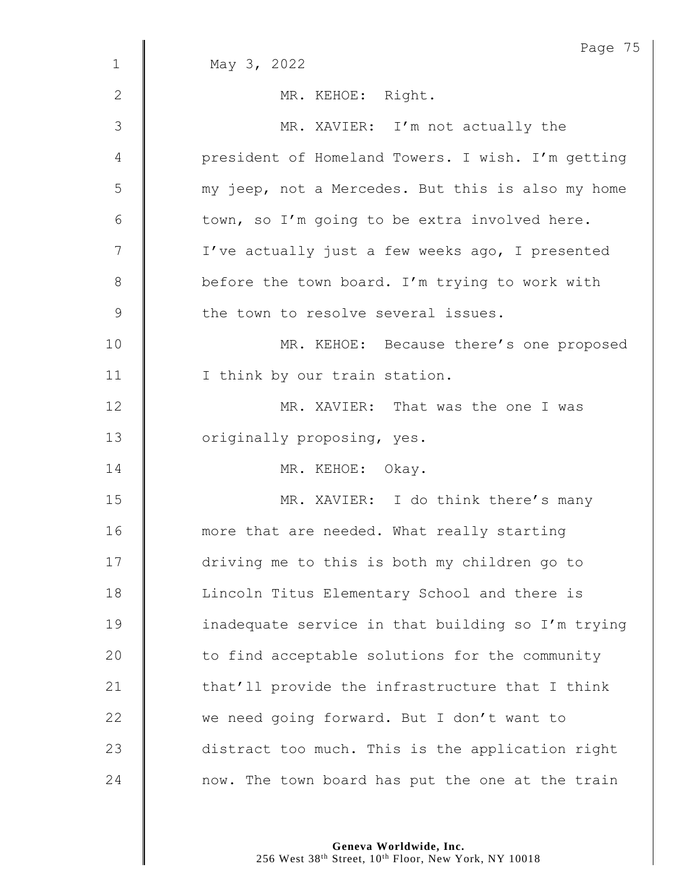May 3, 2022

MR. KEHOE: Right.

MR. XAVIER: I'm not actually the president of Homeland Towers. I wish. I'm getting my jeep, not a Mercedes. But this is also my home town, so I'm going to be extra involved here. I've actually just a few weeks ago, I presented before the town board. I'm trying to work with the town to resolve several issues.

MR. KEHOE: Because there's one proposed I think by our train station.

MR. XAVIER: That was the one I was originally proposing, yes.

MR. KEHOE: Okay.

MR. XAVIER: I do think there's many more that are needed. What really starting driving me to this is both my children go to Lincoln Titus Elementary School and there is inadequate service in that building so I'm trying to find acceptable solutions for the community that'll provide the infrastructure that I think we need going forward. But I don't want to distract too much. This is the application right now. The town board has put the one at the train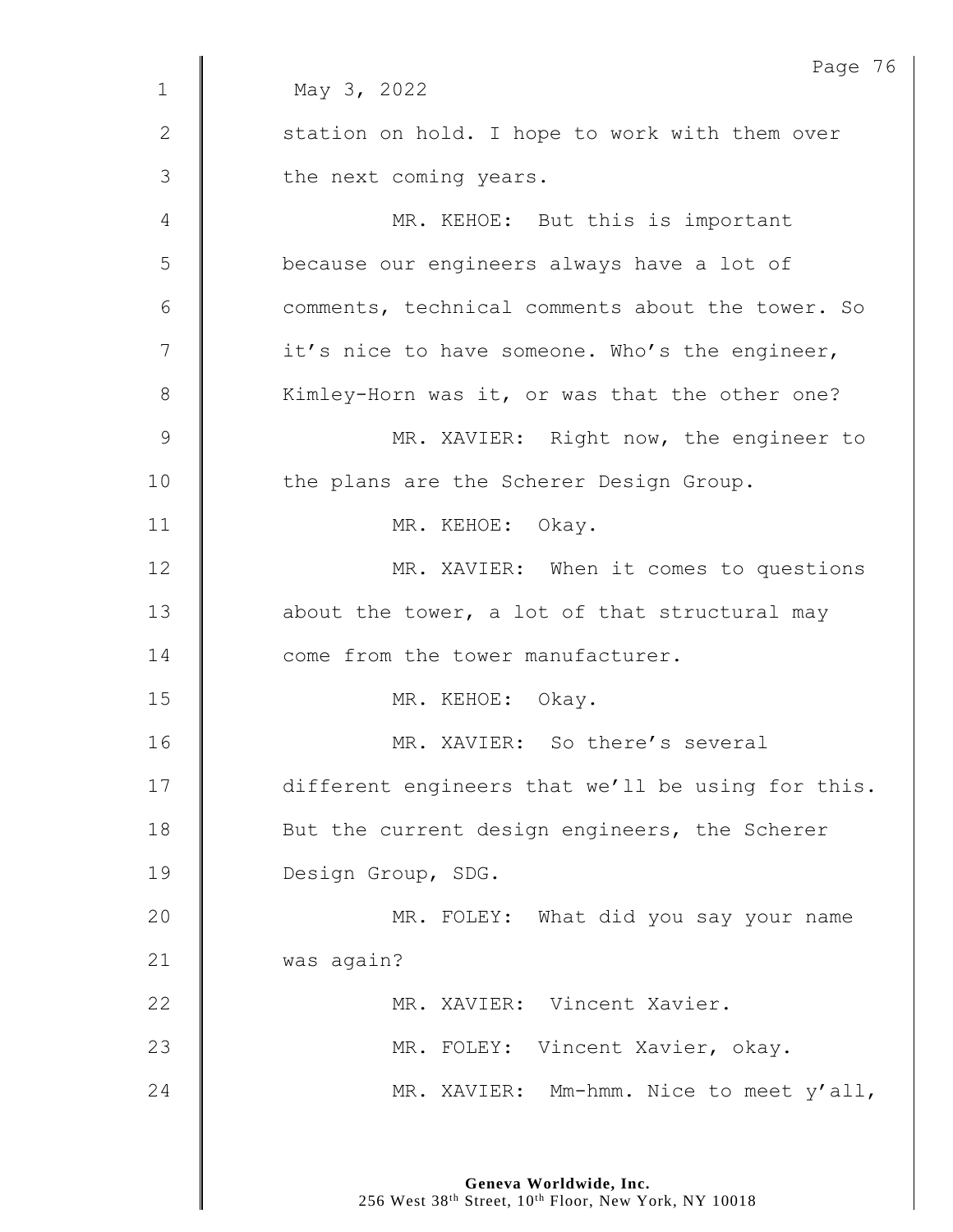May 3, 2022

station on hold. I hope to work with them over the next coming years.

MR. KEHOE: But this is important because our engineers always have a lot of comments, technical comments about the tower. So it's nice to have someone. Who's the engineer, Kimley-Horn was it, or was that the other one?

MR. XAVIER: Right now, the engineer to the plans are the Scherer Design Group.

MR. KEHOE: Okay.

MR. XAVIER: When it comes to questions about the tower, a lot of that structural may come from the tower manufacturer.

MR. KEHOE: Okay.

MR. XAVIER: So there's several different engineers that we'll be using for this. But the current design engineers, the Scherer Design Group, SDG.

MR. FOLEY: What did you say your name was again?

MR. XAVIER: Vincent Xavier.

MR. FOLEY: Vincent Xavier, okay.

MR. XAVIER: Mm-hmm. Nice to meet y'all,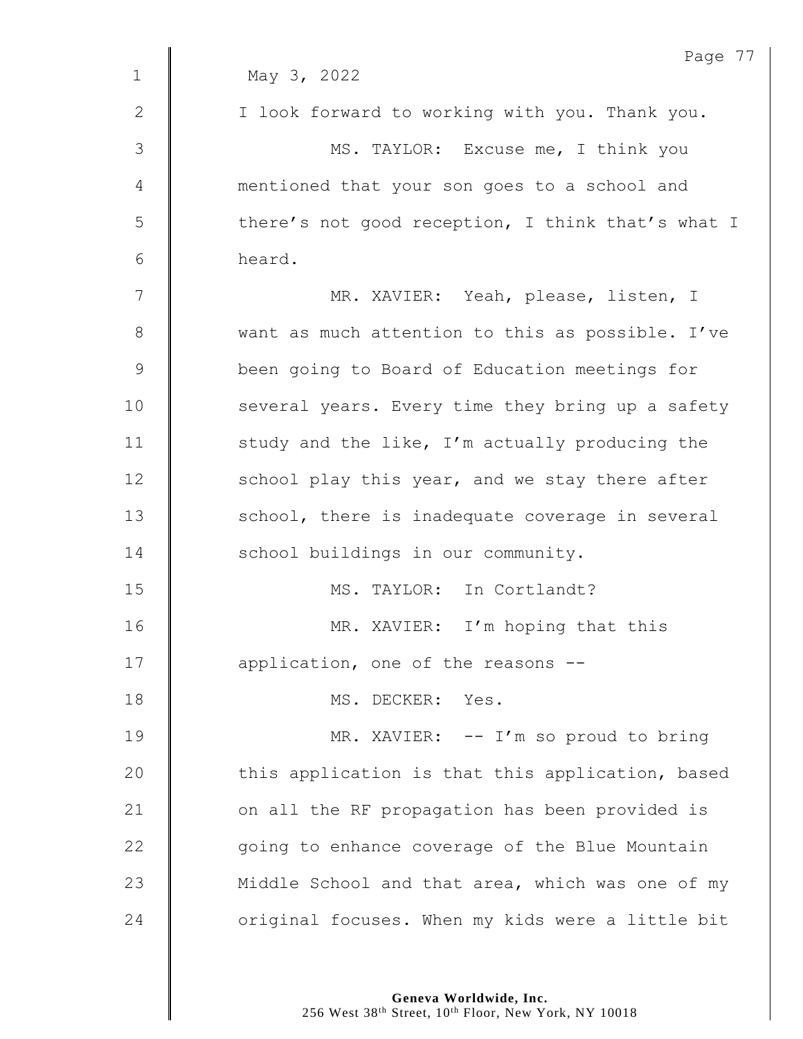May 3, 2022

I look forward to working with you. Thank you.

MS. TAYLOR: Excuse me, I think you mentioned that your son goes to a school and there's not good reception, I think that's what I heard.

MR. XAVIER: Yeah, please, listen, I want as much attention to this as possible. I've been going to Board of Education meetings for several years. Every time they bring up a safety study and the like, I'm actually producing the school play this year, and we stay there after school, there is inadequate coverage in several school buildings in our community.

MS. TAYLOR: In Cortlandt?

MR. XAVIER: I'm hoping that this application, one of the reasons --

MS. DECKER: Yes.

MR. XAVIER: -- I'm so proud to bring this application is that this application, based on all the RF propagation has been provided is going to enhance coverage of the Blue Mountain Middle School and that area, which was one of my original focuses. When my kids were a little bit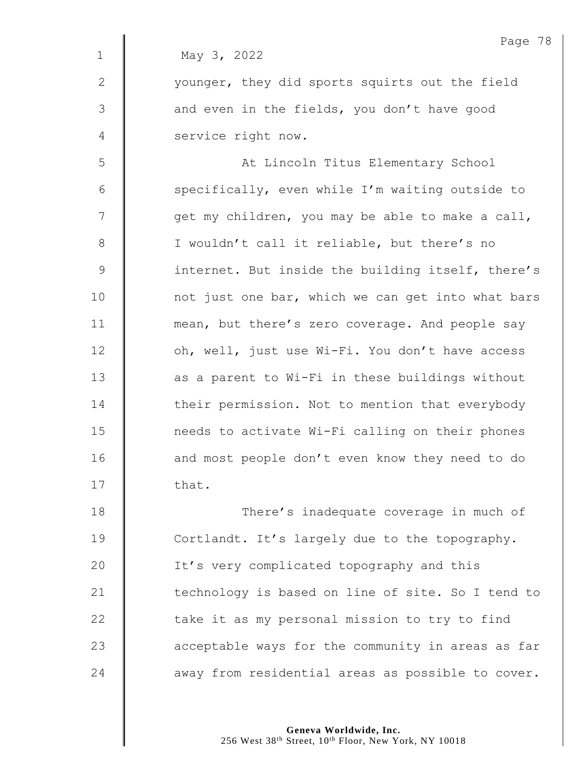May 3, 2022

younger, they did sports squirts out the field and even in the fields, you don't have good service right now.

At Lincoln Titus Elementary School specifically, even while I'm waiting outside to get my children, you may be able to make a call, I wouldn't call it reliable, but there's no internet. But inside the building itself, there's not just one bar, which we can get into what bars mean, but there's zero coverage. And people say oh, well, just use Wi-Fi. You don't have access as a parent to Wi-Fi in these buildings without their permission. Not to mention that everybody needs to activate Wi-Fi calling on their phones and most people don't even know they need to do that.

There's inadequate coverage in much of Cortlandt. It's largely due to the topography. It's very complicated topography and this technology is based on line of site. So I tend to take it as my personal mission to try to find acceptable ways for the community in areas as far away from residential areas as possible to cover.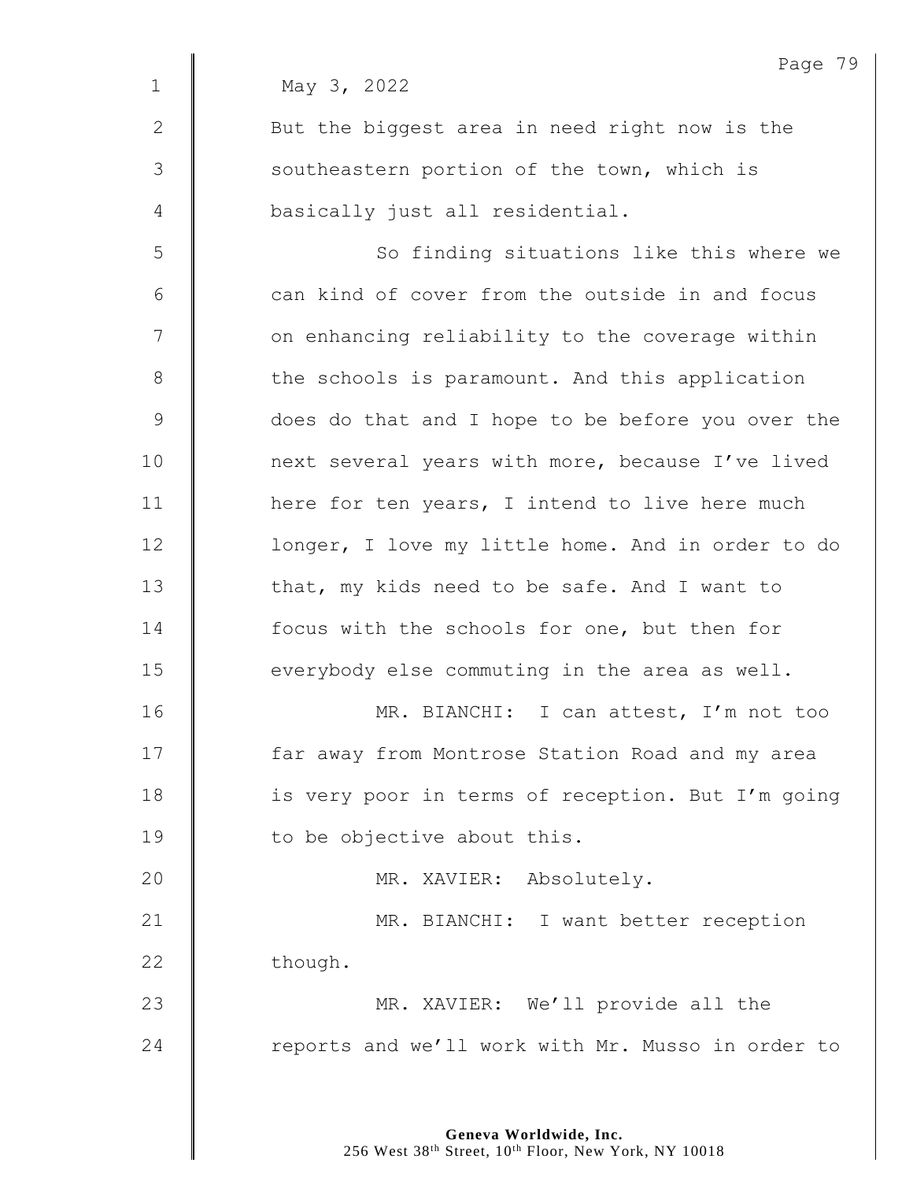May 3, 2022

But the biggest area in need right now is the southeastern portion of the town, which is basically just all residential.

So finding situations like this where we can kind of cover from the outside in and focus on enhancing reliability to the coverage within the schools is paramount. And this application does do that and I hope to be before you over the next several years with more, because I've lived here for ten years, I intend to live here much longer, I love my little home. And in order to do that, my kids need to be safe. And I want to focus with the schools for one, but then for everybody else commuting in the area as well.

MR. BIANCHI: I can attest, I'm not too far away from Montrose Station Road and my area is very poor in terms of reception. But I'm going to be objective about this.

MR. XAVIER: Absolutely.

MR. BIANCHI: I want better reception though.

MR. XAVIER: We'll provide all the reports and we'll work with Mr. Musso in order to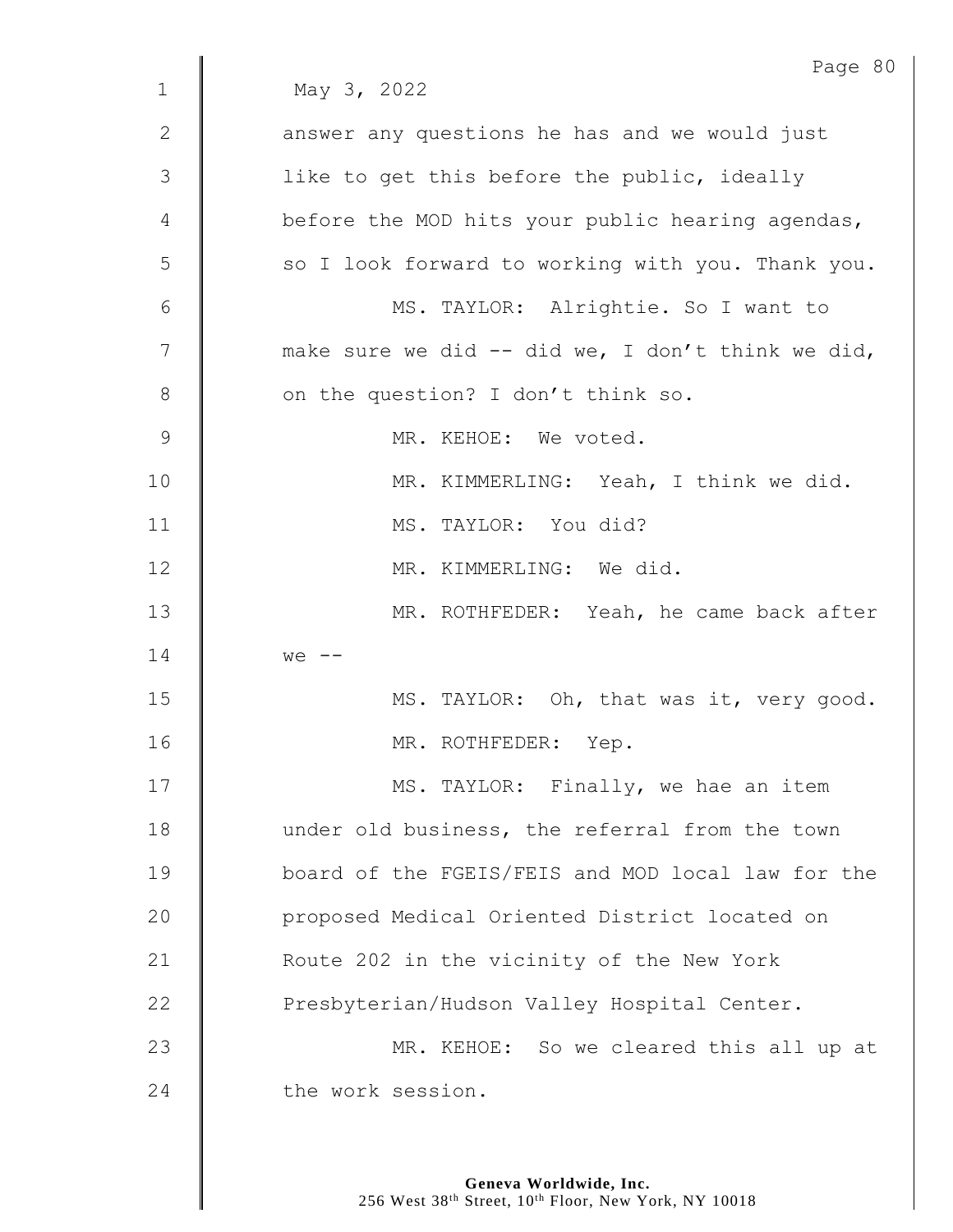May 3, 2022

answer any questions he has and we would just like to get this before the public, ideally before the MOD hits your public hearing agendas, so I look forward to working with you. Thank you.

MS. TAYLOR: Alrightie. So I want to make sure we did -- did we, I don't think we did, on the question? I don't think so.

MR. KEHOE: We voted.

MR. KIMMERLING: Yeah, I think we did.

MS. TAYLOR: You did?

MR. KIMMERLING: We did.

MR. ROTHFEDER: Yeah, he came back after we --

MS. TAYLOR: Oh, that was it, very good.

MR. ROTHFEDER: Yep.

MS. TAYLOR: Finally, we hae an item under old business, the referral from the town board of the FGEIS/FEIS and MOD local law for the proposed Medical Oriented District located on Route 202 in the vicinity of the New York Presbyterian/Hudson Valley Hospital Center.

MR. KEHOE: So we cleared this all up at the work session.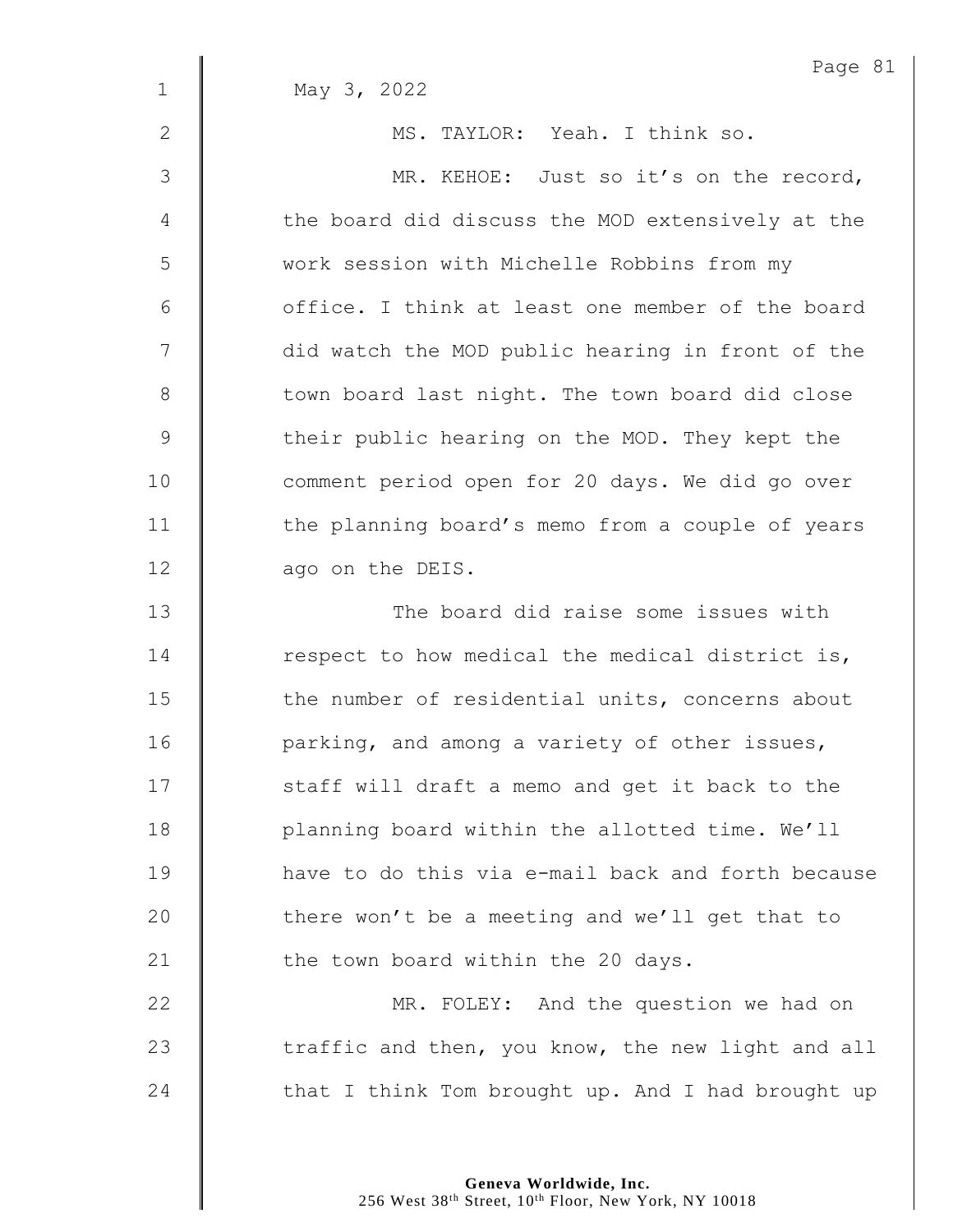May 3, 2022

MS. TAYLOR: Yeah. I think so.

MR. KEHOE: Just so it's on the record, the board did discuss the MOD extensively at the work session with Michelle Robbins from my office. I think at least one member of the board did watch the MOD public hearing in front of the town board last night. The town board did close their public hearing on the MOD. They kept the comment period open for 20 days. We did go over the planning board's memo from a couple of years ago on the DEIS.

The board did raise some issues with respect to how medical the medical district is, the number of residential units, concerns about parking, and among a variety of other issues, staff will draft a memo and get it back to the planning board within the allotted time. We'll have to do this via e-mail back and forth because there won't be a meeting and we'll get that to the town board within the 20 days.

MR. FOLEY: And the question we had on traffic and then, you know, the new light and all that I think Tom brought up. And I had brought up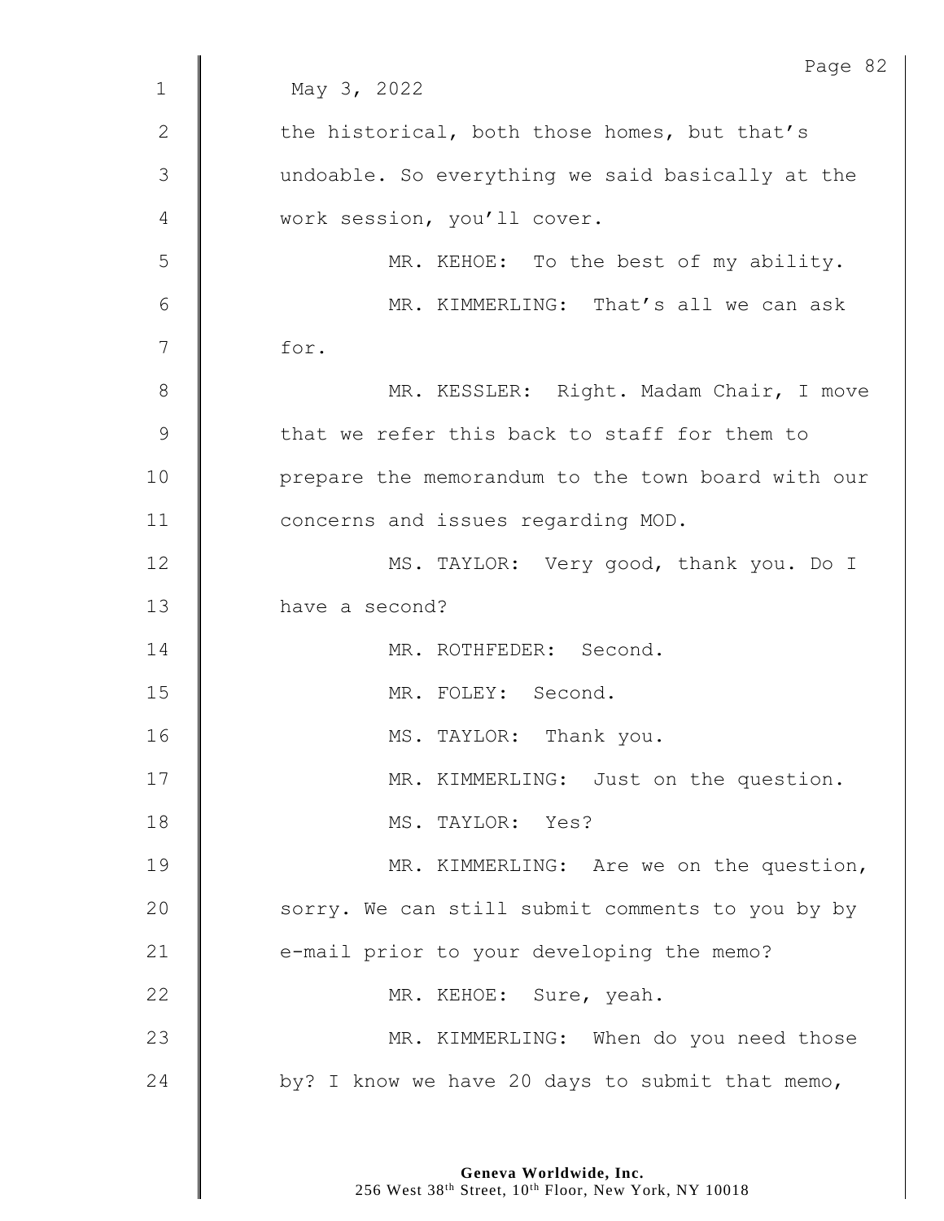May 3, 2022

the historical, both those homes, but that's undoable. So everything we said basically at the work session, you'll cover.

MR. KEHOE: To the best of my ability.

MR. KIMMERLING: That's all we can ask for.

MR. KESSLER: Right. Madam Chair, I move that we refer this back to staff for them to prepare the memorandum to the town board with our concerns and issues regarding MOD.

MS. TAYLOR: Very good, thank you. Do I have a second?

MR. ROTHFEDER: Second.

MR. FOLEY: Second.

MS. TAYLOR: Thank you.

MR. KIMMERLING: Just on the question.

MS. TAYLOR: Yes?

MR. KIMMERLING: Are we on the question, sorry. We can still submit comments to you by by e-mail prior to your developing the memo?

MR. KEHOE: Sure, yeah.

MR. KIMMERLING: When do you need those by? I know we have 20 days to submit that memo,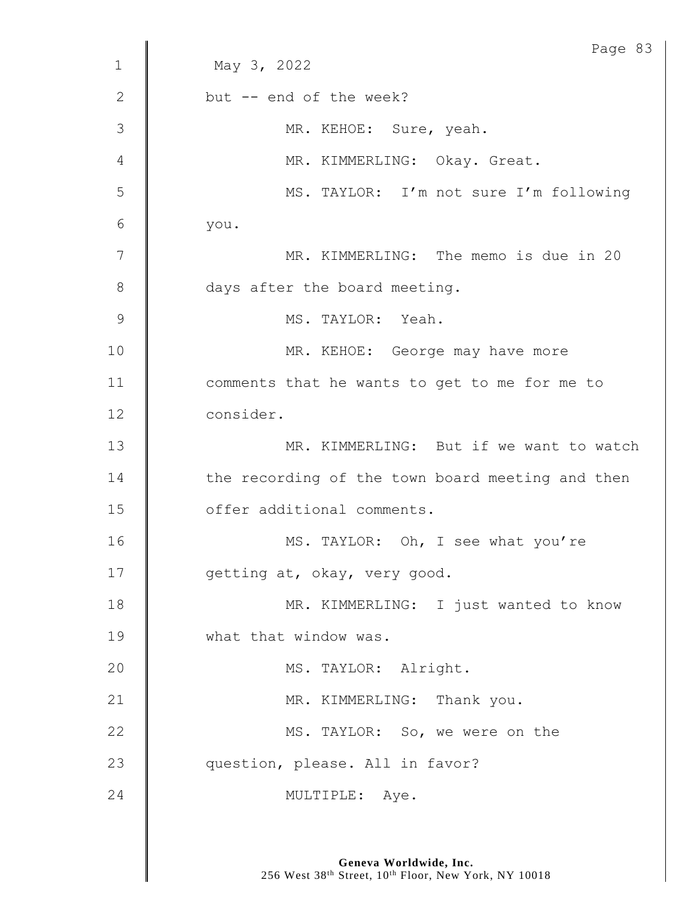May 3, 2022

but -- end of the week?

MR. KEHOE: Sure, yeah.

MR. KIMMERLING: Okay. Great.

MS. TAYLOR: I'm not sure I'm following you.

MR. KIMMERLING: The memo is due in 20 days after the board meeting.

MS. TAYLOR: Yeah.

MR. KEHOE: George may have more comments that he wants to get to me for me to consider.

MR. KIMMERLING: But if we want to watch the recording of the town board meeting and then offer additional comments.

MS. TAYLOR: Oh, I see what you're getting at, okay, very good.

MR. KIMMERLING: I just wanted to know what that window was.

MS. TAYLOR: Alright.

MR. KIMMERLING: Thank you.

MS. TAYLOR: So, we were on the question, please. All in favor?

MULTIPLE: Aye.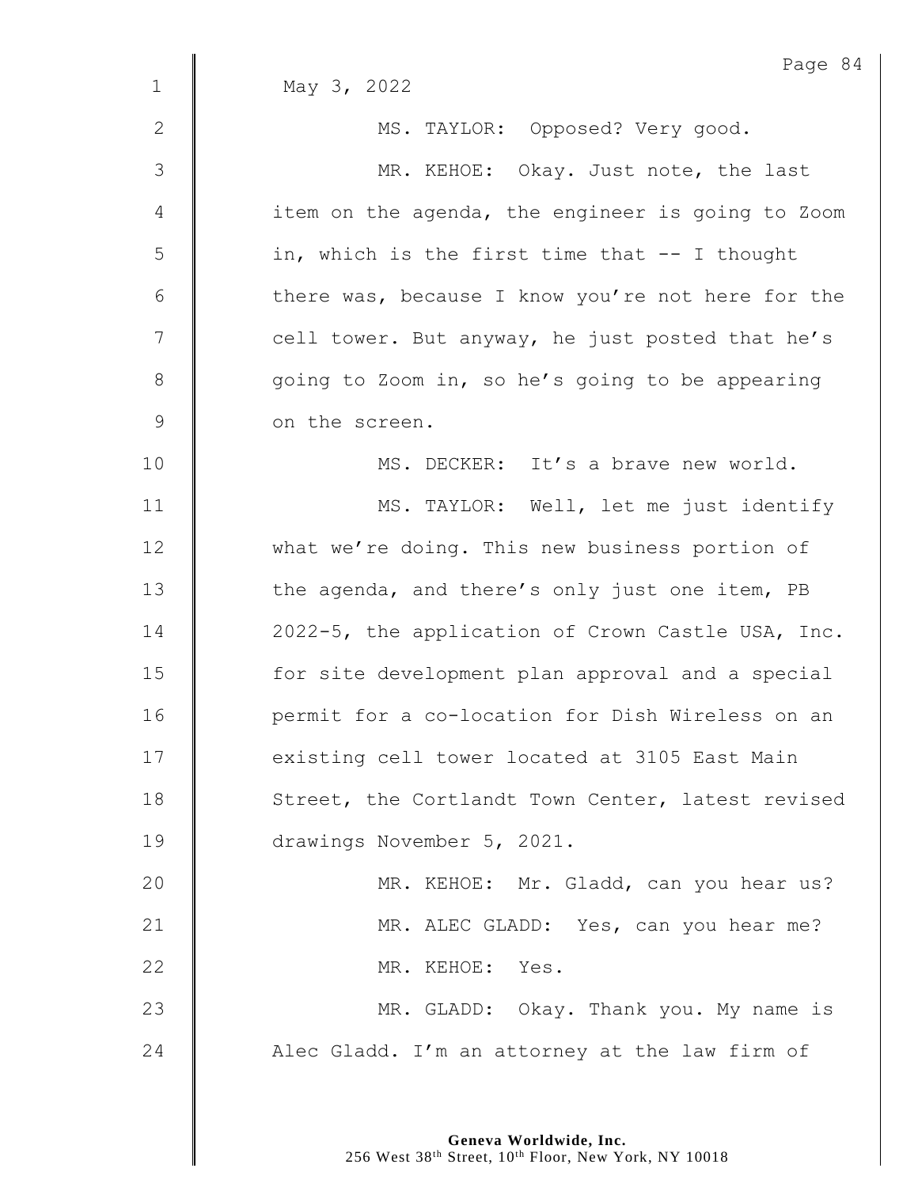May 3, 2022

MS. TAYLOR: Opposed? Very good.

MR. KEHOE: Okay. Just note, the last item on the agenda, the engineer is going to Zoom in, which is the first time that -- I thought there was, because I know you're not here for the cell tower. But anyway, he just posted that he's going to Zoom in, so he's going to be appearing on the screen.

MS. DECKER: It's a brave new world.

MS. TAYLOR: Well, let me just identify what we're doing. This new business portion of the agenda, and there's only just one item, PB 2022-5, the application of Crown Castle USA, Inc. for site development plan approval and a special permit for a co-location for Dish Wireless on an existing cell tower located at 3105 East Main Street, the Cortlandt Town Center, latest revised drawings November 5, 2021.

MR. KEHOE: Mr. Gladd, can you hear us?

MR. ALEC GLADD: Yes, can you hear me?

MR. KEHOE: Yes.

MR. GLADD: Okay. Thank you. My name is Alec Gladd. I'm an attorney at the law firm of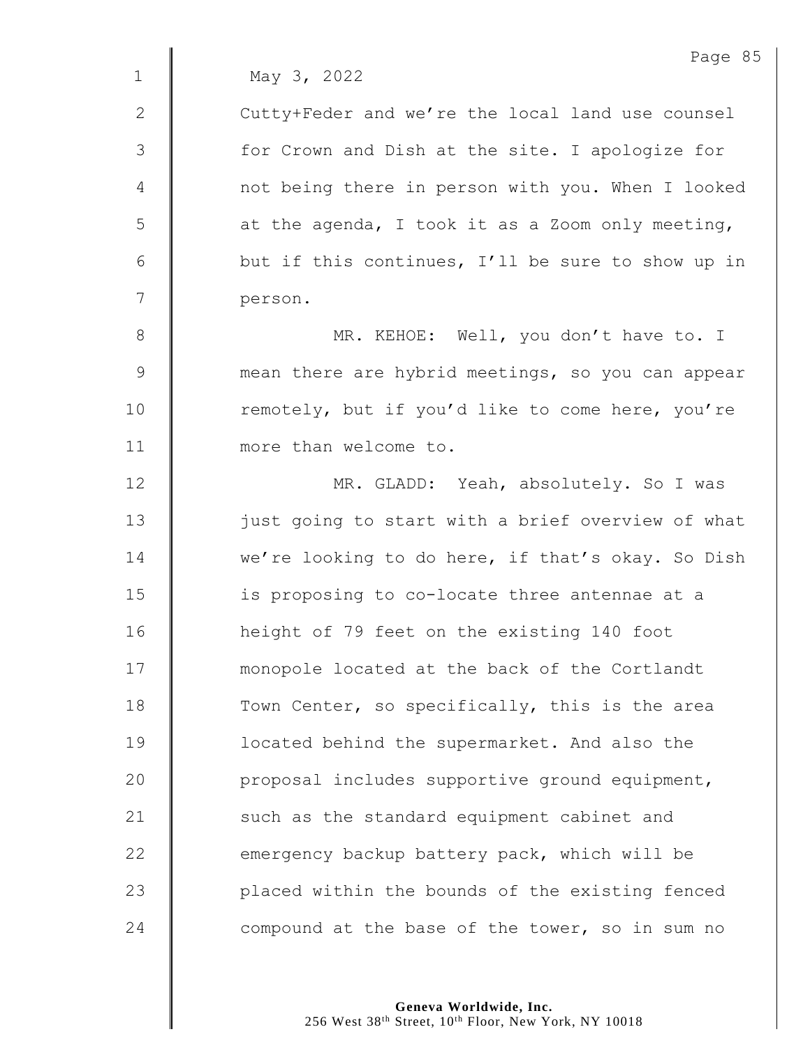May 3, 2022

Cutty+Feder and we're the local land use counsel for Crown and Dish at the site. I apologize for not being there in person with you. When I looked at the agenda, I took it as a Zoom only meeting, but if this continues, I'll be sure to show up in person.

MR. KEHOE: Well, you don't have to. I mean there are hybrid meetings, so you can appear remotely, but if you'd like to come here, you're more than welcome to.

MR. GLADD: Yeah, absolutely. So I was just going to start with a brief overview of what we're looking to do here, if that's okay. So Dish is proposing to co-locate three antennae at a height of 79 feet on the existing 140 foot monopole located at the back of the Cortlandt Town Center, so specifically, this is the area located behind the supermarket. And also the proposal includes supportive ground equipment, such as the standard equipment cabinet and emergency backup battery pack, which will be placed within the bounds of the existing fenced compound at the base of the tower, so in sum no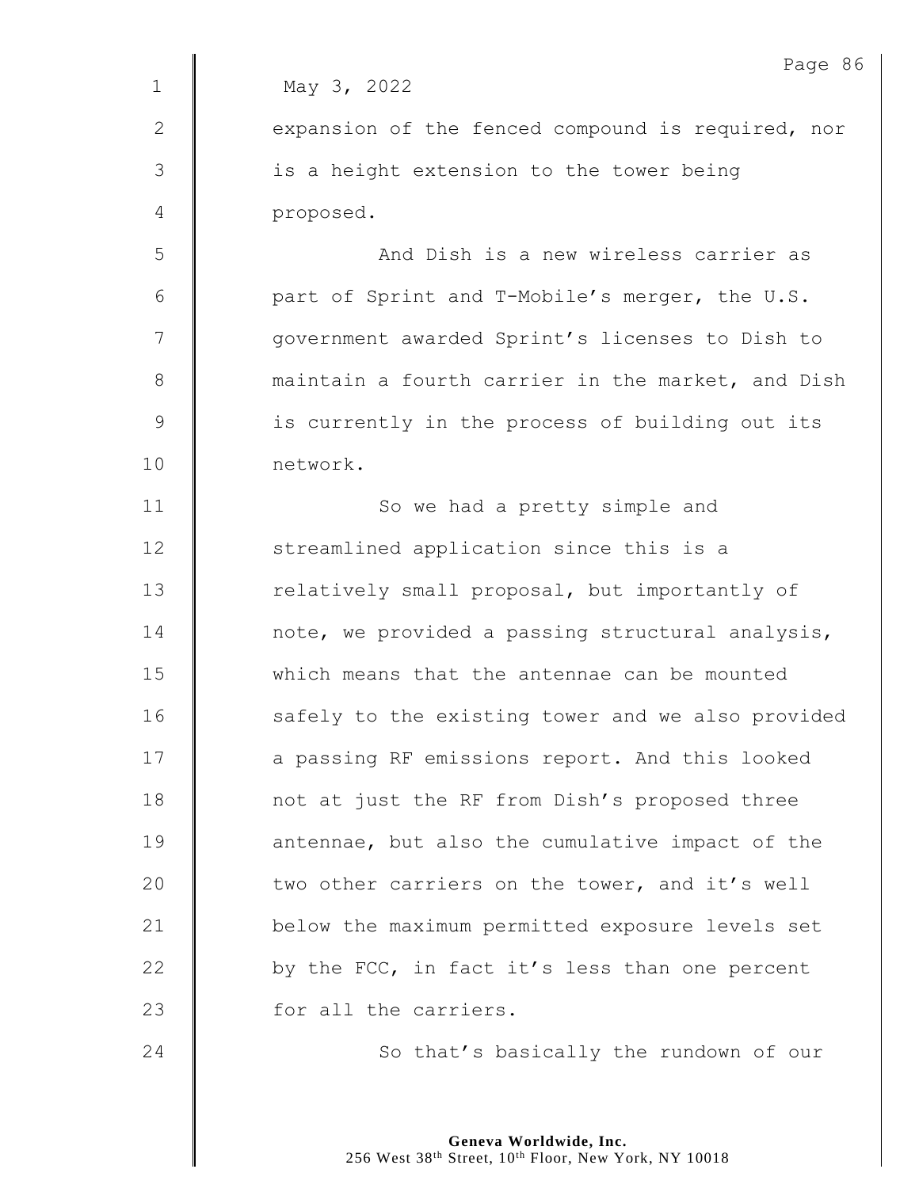May 3, 2022

expansion of the fenced compound is required, nor is a height extension to the tower being proposed.

And Dish is a new wireless carrier as part of Sprint and T-Mobile's merger, the U.S. government awarded Sprint's licenses to Dish to maintain a fourth carrier in the market, and Dish is currently in the process of building out its network.

So we had a pretty simple and streamlined application since this is a relatively small proposal, but importantly of note, we provided a passing structural analysis, which means that the antennae can be mounted safely to the existing tower and we also provided a passing RF emissions report. And this looked not at just the RF from Dish's proposed three antennae, but also the cumulative impact of the two other carriers on the tower, and it's well below the maximum permitted exposure levels set by the FCC, in fact it's less than one percent for all the carriers.

So that's basically the rundown of our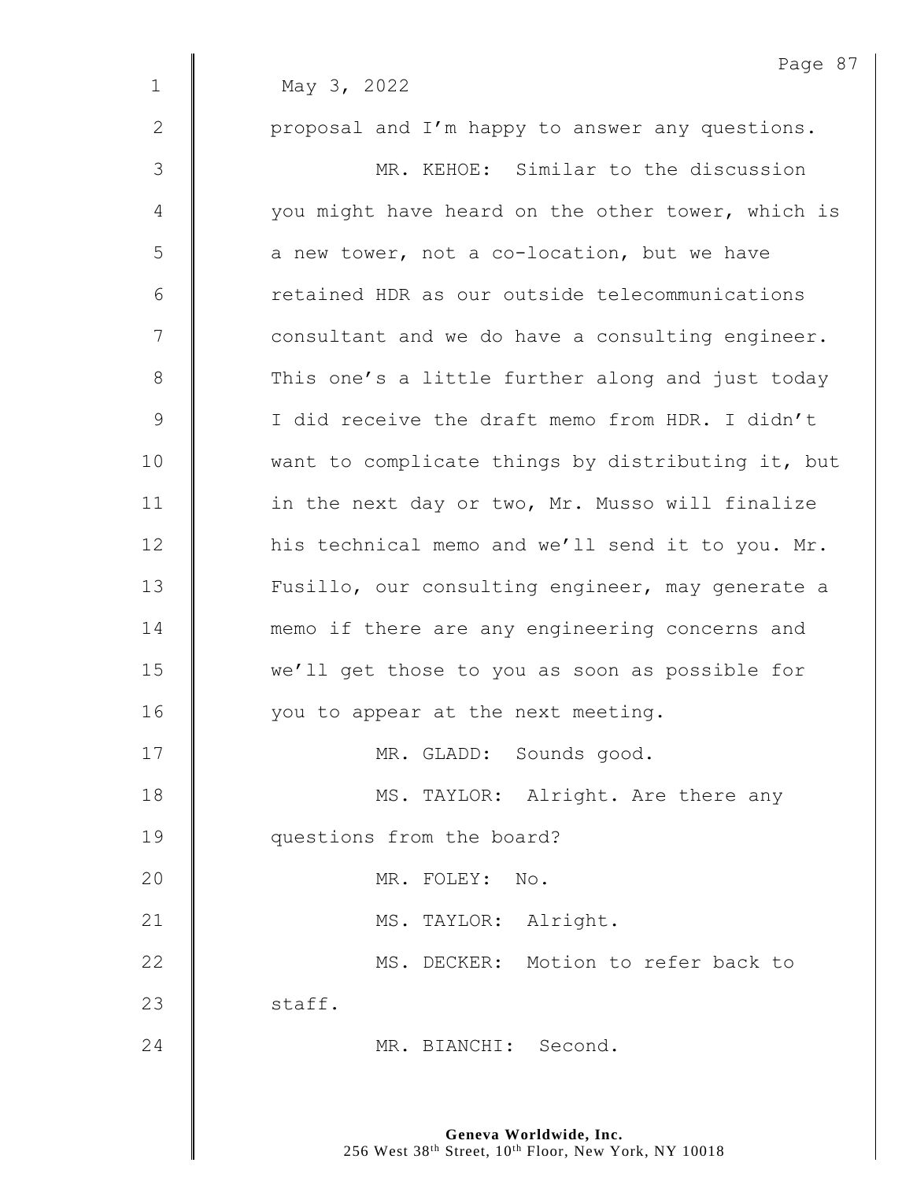May 3, 2022

proposal and I'm happy to answer any questions.

MR. KEHOE: Similar to the discussion you might have heard on the other tower, which is a new tower, not a co-location, but we have retained HDR as our outside telecommunications consultant and we do have a consulting engineer. This one's a little further along and just today I did receive the draft memo from HDR. I didn't want to complicate things by distributing it, but in the next day or two, Mr. Musso will finalize his technical memo and we'll send it to you. Mr. Fusillo, our consulting engineer, may generate a memo if there are any engineering concerns and we'll get those to you as soon as possible for you to appear at the next meeting.

MR. GLADD: Sounds good.

MS. TAYLOR: Alright. Are there any questions from the board?

MR. FOLEY: No.

MS. TAYLOR: Alright.

MS. DECKER: Motion to refer back to staff.

MR. BIANCHI: Second.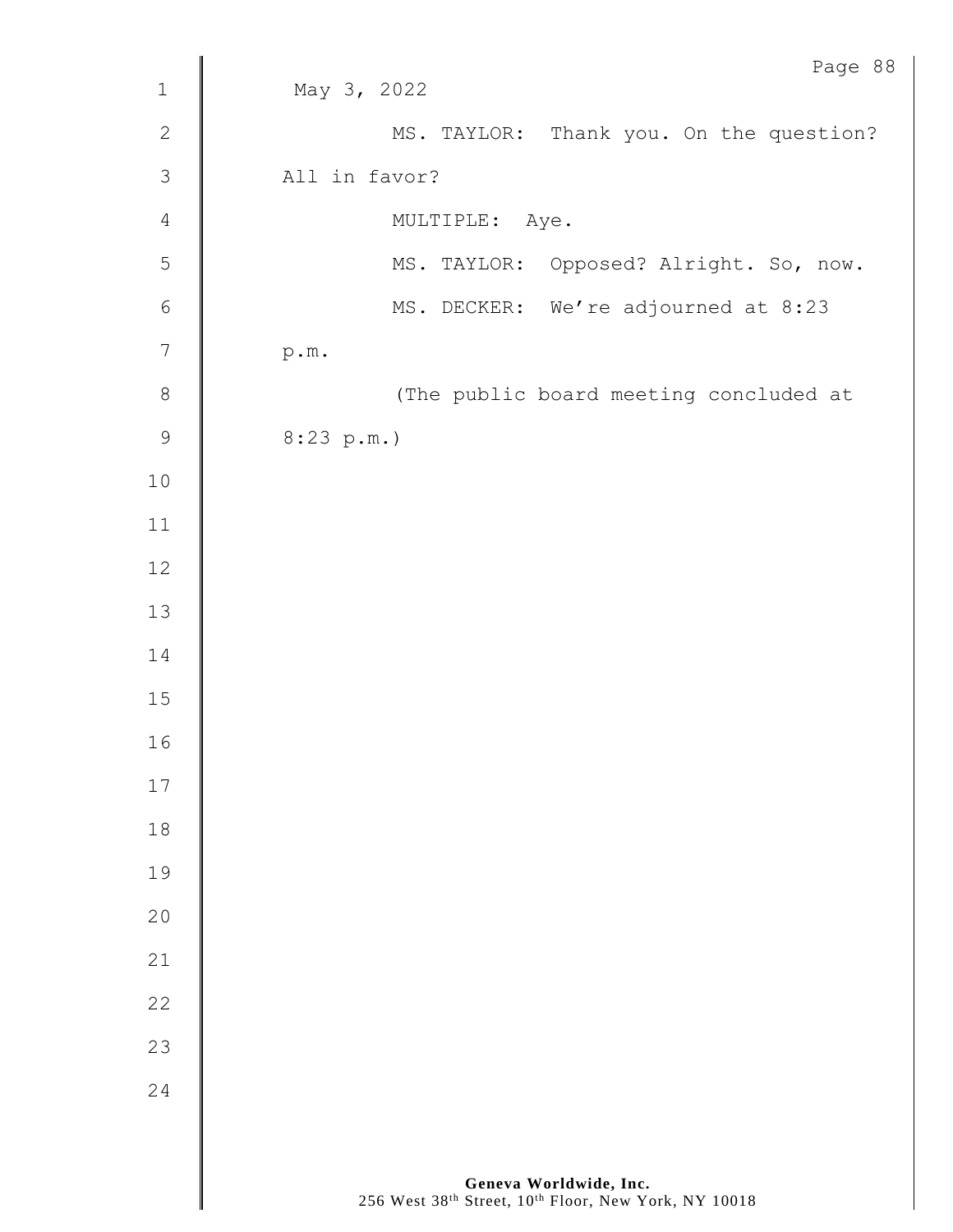May 3, 2022

MS. TAYLOR: Thank you. On the question? All in favor?

MULTIPLE: Aye.

MS. TAYLOR: Opposed? Alright. So, now.

MS. DECKER: We're adjourned at 8:23 p.m.

(The public board meeting concluded at 8:23 p.m.)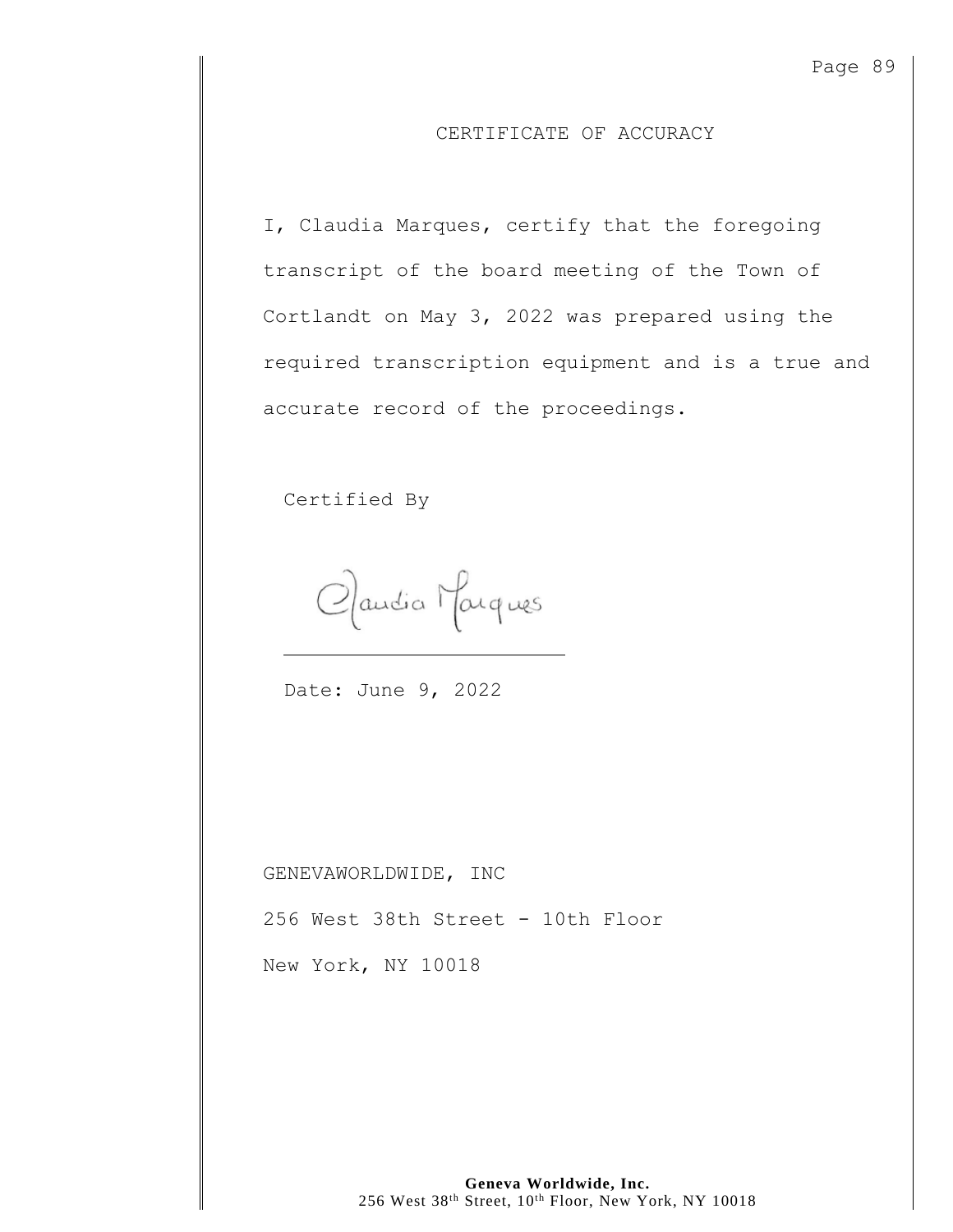# CERTIFICATE OF ACCURACY

I, Claudia Marques, certify that the foregoing transcript of the board meeting of the Town of Cortlandt on May 3, 2022 was prepared using the required transcription equipment and is a true and accurate record of the proceedings.

Certified By

Claudia Marques

\_\_\_\_\_\_\_\_\_\_\_\_\_\_\_\_\_\_\_\_\_\_\_\_\_\_\_\_

Date: June 9, 2022

GENEVAWORLDWIDE, INC

256 West 38th Street - 10th Floor

New York, NY 10018